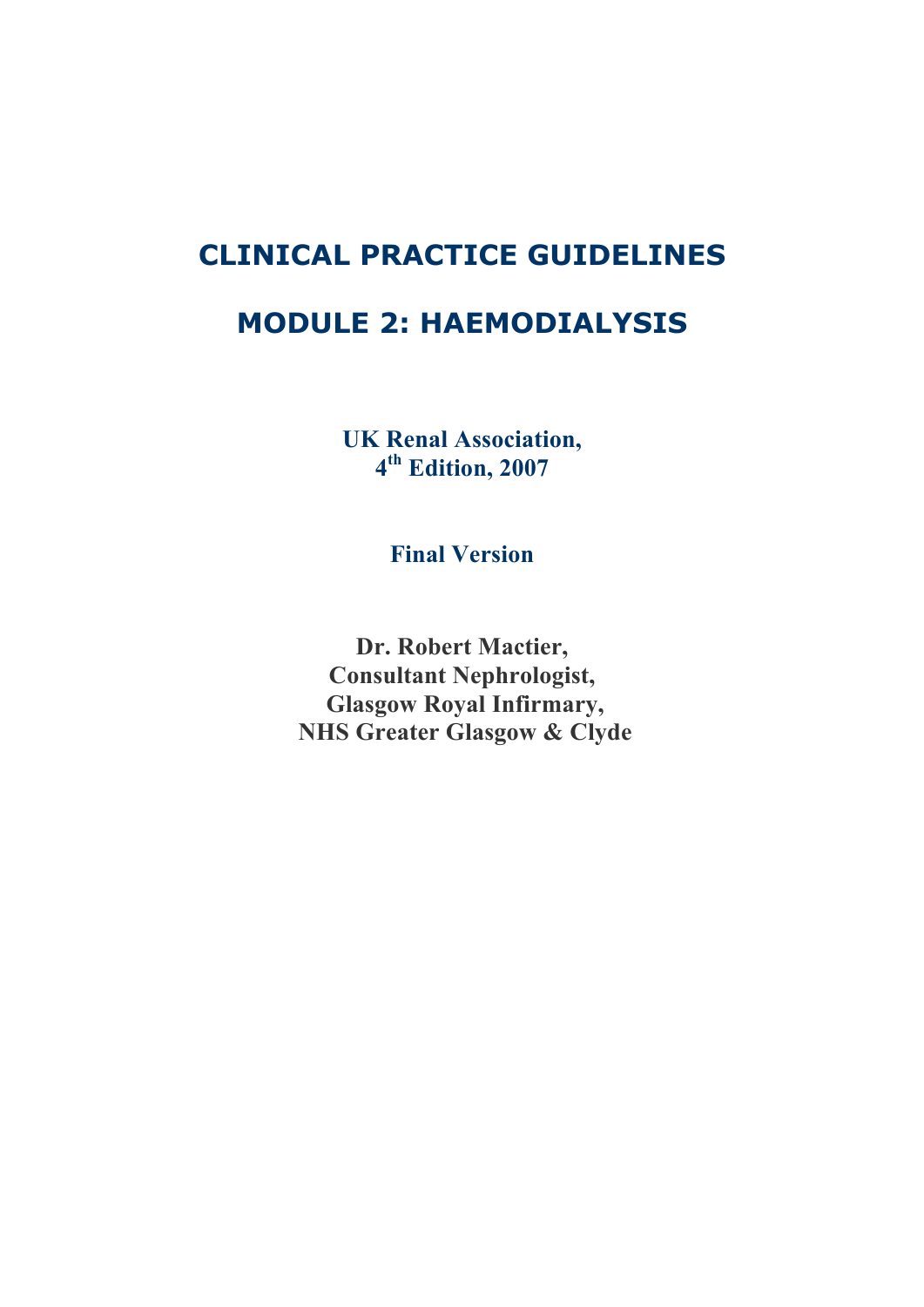# CLINICAL PRACTICE GUIDELINES

# MODULE 2: HAEMODIALYSIS

**UK Renal Association,**
**4th Edition, 2007**

**Final Version**

**Dr. Robert Mactier,**
**Consultant Nephrologist,**
**Glasgow Royal Infirmary,**
**NHS Greater Glasgow & Clyde**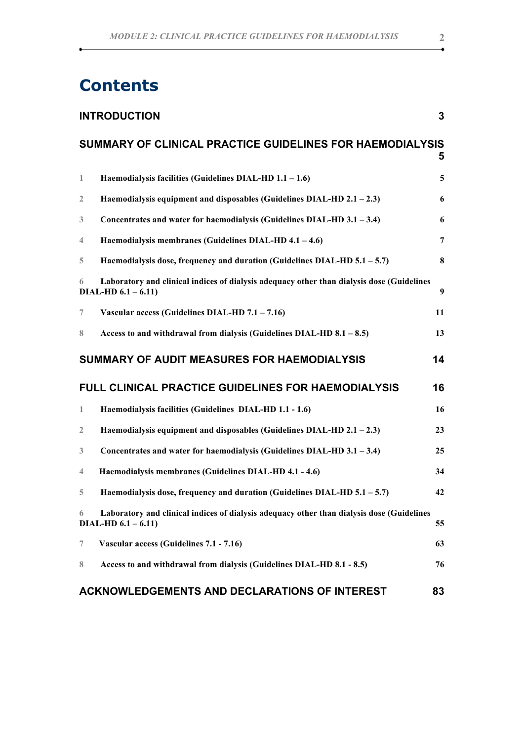# Contents

**INTRODUCTION** 3

**SUMMARY OF CLINICAL PRACTICE GUIDELINES FOR HAEMODIALYSIS** 5

1 **Haemodialysis facilities (Guidelines DIAL-HD 1.1 – 1.6)** 5

2 **Haemodialysis equipment and disposables (Guidelines DIAL-HD 2.1 – 2.3)** 6

3 **Concentrates and water for haemodialysis (Guidelines DIAL-HD 3.1 – 3.4)** 6

4 **Haemodialysis membranes (Guidelines DIAL-HD 4.1 – 4.6)** 7

5 **Haemodialysis dose, frequency and duration (Guidelines DIAL-HD 5.1 – 5.7)** 8

6 **Laboratory and clinical indices of dialysis adequacy other than dialysis dose (Guidelines DIAL-HD 6.1 – 6.11)** 9

7 **Vascular access (Guidelines DIAL-HD 7.1 – 7.16)** 11

8 **Access to and withdrawal from dialysis (Guidelines DIAL-HD 8.1 – 8.5)** 13

**SUMMARY OF AUDIT MEASURES FOR HAEMODIALYSIS** 14

**FULL CLINICAL PRACTICE GUIDELINES FOR HAEMODIALYSIS** 16

1 **Haemodialysis facilities (Guidelines DIAL-HD 1.1 - 1.6)** 16

2 **Haemodialysis equipment and disposables (Guidelines DIAL-HD 2.1 – 2.3)** 23

3 **Concentrates and water for haemodialysis (Guidelines DIAL-HD 3.1 – 3.4)** 25

4 **Haemodialysis membranes (Guidelines DIAL-HD 4.1 - 4.6)** 34

5 **Haemodialysis dose, frequency and duration (Guidelines DIAL-HD 5.1 – 5.7)** 42

6 **Laboratory and clinical indices of dialysis adequacy other than dialysis dose (Guidelines DIAL-HD 6.1 – 6.11)** 55

7 **Vascular access (Guidelines 7.1 - 7.16)** 63

8 **Access to and withdrawal from dialysis (Guidelines DIAL-HD 8.1 - 8.5)** 76

**ACKNOWLEDGEMENTS AND DECLARATIONS OF INTEREST** 83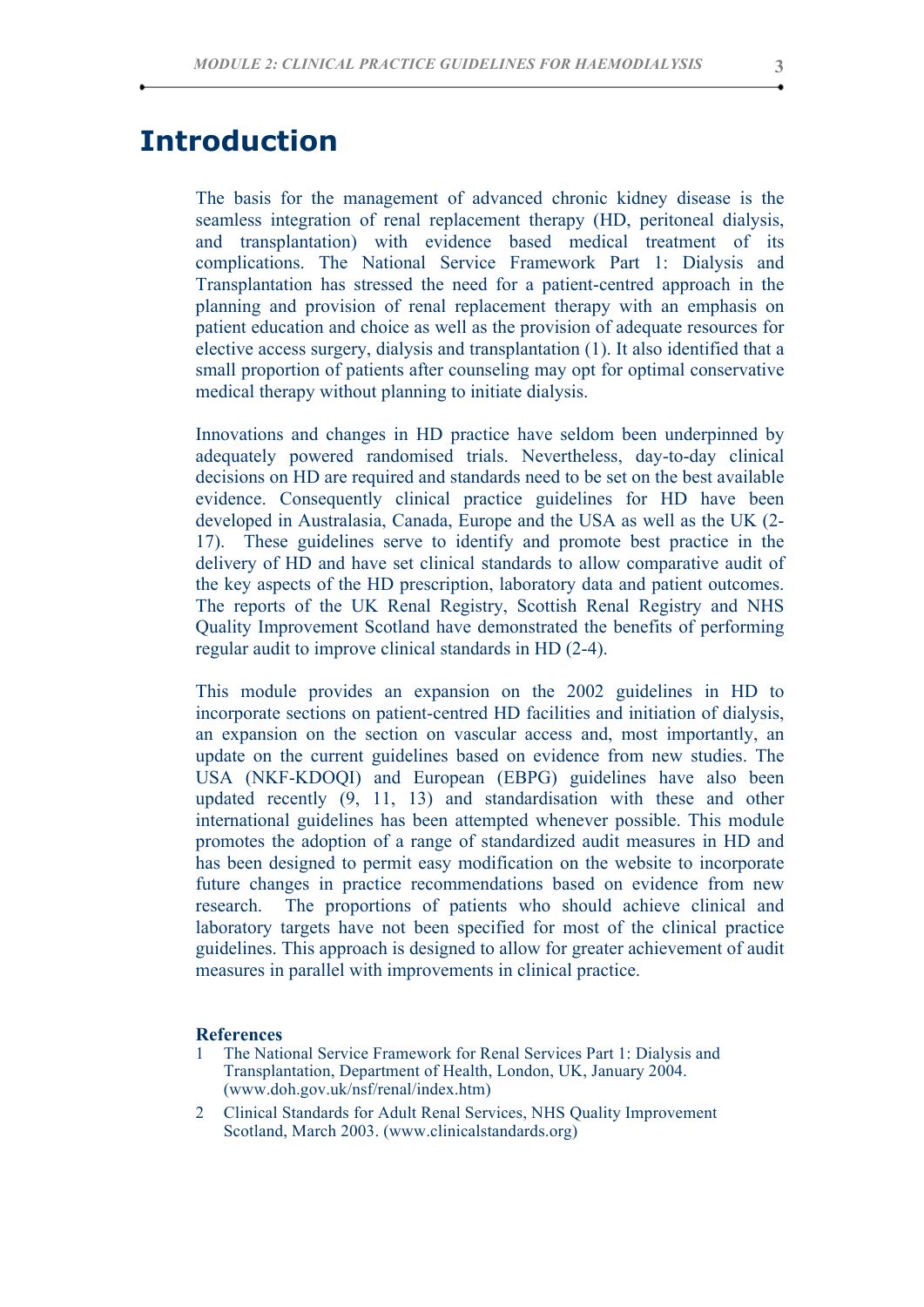# Introduction

The basis for the management of advanced chronic kidney disease is the seamless integration of renal replacement therapy (HD, peritoneal dialysis, and transplantation) with evidence based medical treatment of its complications. The National Service Framework Part 1: Dialysis and Transplantation has stressed the need for a patient-centred approach in the planning and provision of renal replacement therapy with an emphasis on patient education and choice as well as the provision of adequate resources for elective access surgery, dialysis and transplantation (1). It also identified that a small proportion of patients after counseling may opt for optimal conservative medical therapy without planning to initiate dialysis.

Innovations and changes in HD practice have seldom been underpinned by adequately powered randomised trials. Nevertheless, day-to-day clinical decisions on HD are required and standards need to be set on the best available evidence. Consequently clinical practice guidelines for HD have been developed in Australasia, Canada, Europe and the USA as well as the UK (2-17). These guidelines serve to identify and promote best practice in the delivery of HD and have set clinical standards to allow comparative audit of the key aspects of the HD prescription, laboratory data and patient outcomes. The reports of the UK Renal Registry, Scottish Renal Registry and NHS Quality Improvement Scotland have demonstrated the benefits of performing regular audit to improve clinical standards in HD (2-4).

This module provides an expansion on the 2002 guidelines in HD to incorporate sections on patient-centred HD facilities and initiation of dialysis, an expansion on the section on vascular access and, most importantly, an update on the current guidelines based on evidence from new studies. The USA (NKF-KDOQI) and European (EBPG) guidelines have also been updated recently (9, 11, 13) and standardisation with these and other international guidelines has been attempted whenever possible. This module promotes the adoption of a range of standardized audit measures in HD and has been designed to permit easy modification on the website to incorporate future changes in practice recommendations based on evidence from new research. The proportions of patients who should achieve clinical and laboratory targets have not been specified for most of the clinical practice guidelines. This approach is designed to allow for greater achievement of audit measures in parallel with improvements in clinical practice.

**References**

1. The National Service Framework for Renal Services Part 1: Dialysis and Transplantation, Department of Health, London, UK, January 2004. (www.doh.gov.uk/nsf/renal/index.htm)
2. Clinical Standards for Adult Renal Services, NHS Quality Improvement Scotland, March 2003. (www.clinicalstandards.org)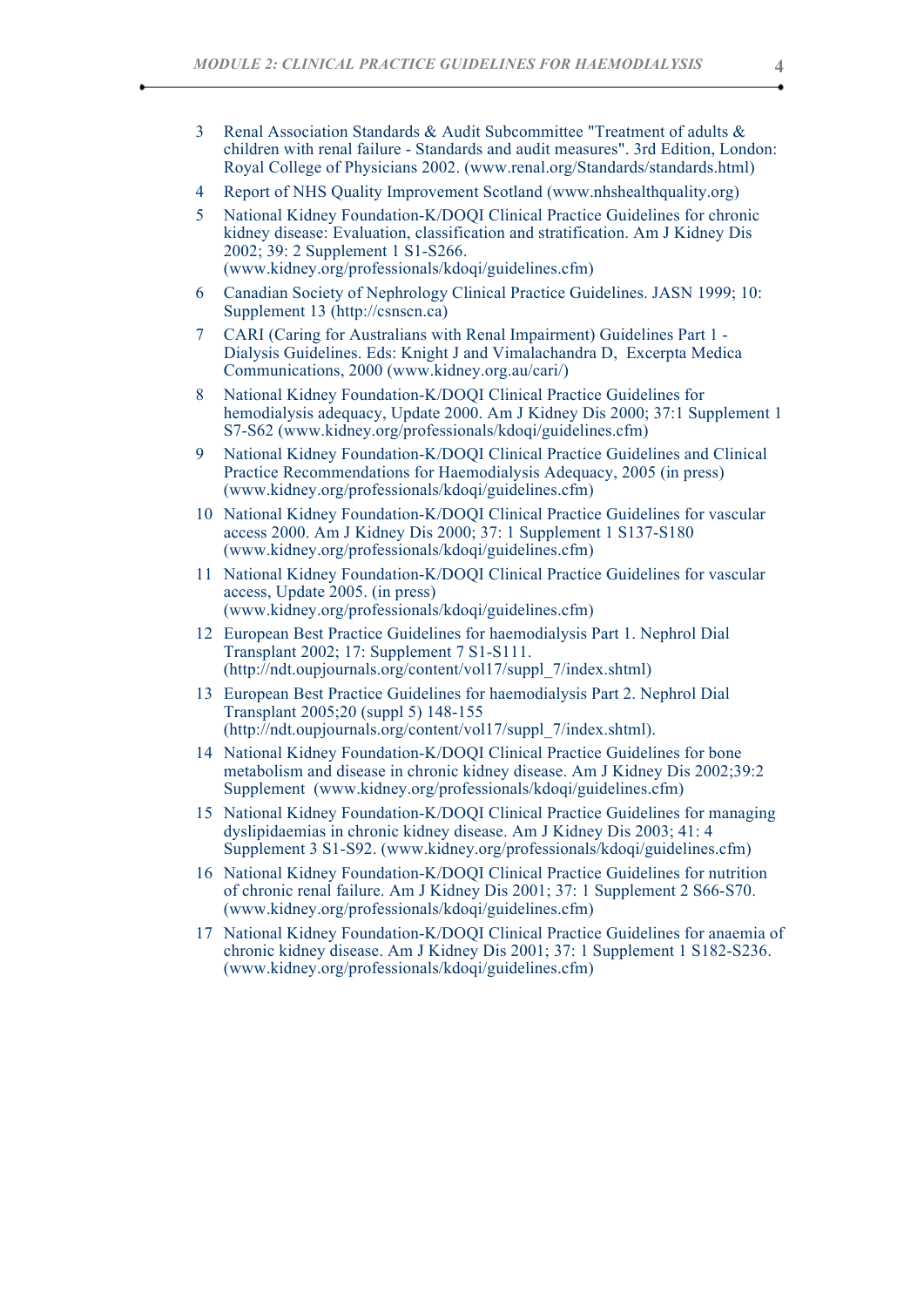3. Renal Association Standards & Audit Subcommittee "Treatment of adults & children with renal failure - Standards and audit measures". 3rd Edition, London: Royal College of Physicians 2002. (www.renal.org/Standards/standards.html)
4. Report of NHS Quality Improvement Scotland (www.nhshealthquality.org)
5. National Kidney Foundation-K/DOQI Clinical Practice Guidelines for chronic kidney disease: Evaluation, classification and stratification. Am J Kidney Dis 2002; 39: 2 Supplement 1 S1-S266. (www.kidney.org/professionals/kdoqi/guidelines.cfm)
6. Canadian Society of Nephrology Clinical Practice Guidelines. JASN 1999; 10: Supplement 13 (http://csnscn.ca)
7. CARI (Caring for Australians with Renal Impairment) Guidelines Part 1 - Dialysis Guidelines. Eds: Knight J and Vimalachandra D, Excerpta Medica Communications, 2000 (www.kidney.org.au/cari/)
8. National Kidney Foundation-K/DOQI Clinical Practice Guidelines for hemodialysis adequacy, Update 2000. Am J Kidney Dis 2000; 37:1 Supplement 1 S7-S62 (www.kidney.org/professionals/kdoqi/guidelines.cfm)
9. National Kidney Foundation-K/DOQI Clinical Practice Guidelines and Clinical Practice Recommendations for Haemodialysis Adequacy, 2005 (in press) (www.kidney.org/professionals/kdoqi/guidelines.cfm)
10. National Kidney Foundation-K/DOQI Clinical Practice Guidelines for vascular access 2000. Am J Kidney Dis 2000; 37: 1 Supplement 1 S137-S180 (www.kidney.org/professionals/kdoqi/guidelines.cfm)
11. National Kidney Foundation-K/DOQI Clinical Practice Guidelines for vascular access, Update 2005. (in press) (www.kidney.org/professionals/kdoqi/guidelines.cfm)
12. European Best Practice Guidelines for haemodialysis Part 1. Nephrol Dial Transplant 2002; 17: Supplement 7 S1-S111. (http://ndt.oupjournals.org/content/vol17/suppl_7/index.shtml)
13. European Best Practice Guidelines for haemodialysis Part 2. Nephrol Dial Transplant 2005;20 (suppl 5) 148-155 (http://ndt.oupjournals.org/content/vol17/suppl_7/index.shtml).
14. National Kidney Foundation-K/DOQI Clinical Practice Guidelines for bone metabolism and disease in chronic kidney disease. Am J Kidney Dis 2002;39:2 Supplement (www.kidney.org/professionals/kdoqi/guidelines.cfm)
15. National Kidney Foundation-K/DOQI Clinical Practice Guidelines for managing dyslipidaemias in chronic kidney disease. Am J Kidney Dis 2003; 41: 4 Supplement 3 S1-S92. (www.kidney.org/professionals/kdoqi/guidelines.cfm)
16. National Kidney Foundation-K/DOQI Clinical Practice Guidelines for nutrition of chronic renal failure. Am J Kidney Dis 2001; 37: 1 Supplement 2 S66-S70. (www.kidney.org/professionals/kdoqi/guidelines.cfm)
17. National Kidney Foundation-K/DOQI Clinical Practice Guidelines for anaemia of chronic kidney disease. Am J Kidney Dis 2001; 37: 1 Supplement 1 S182-S236. (www.kidney.org/professionals/kdoqi/guidelines.cfm)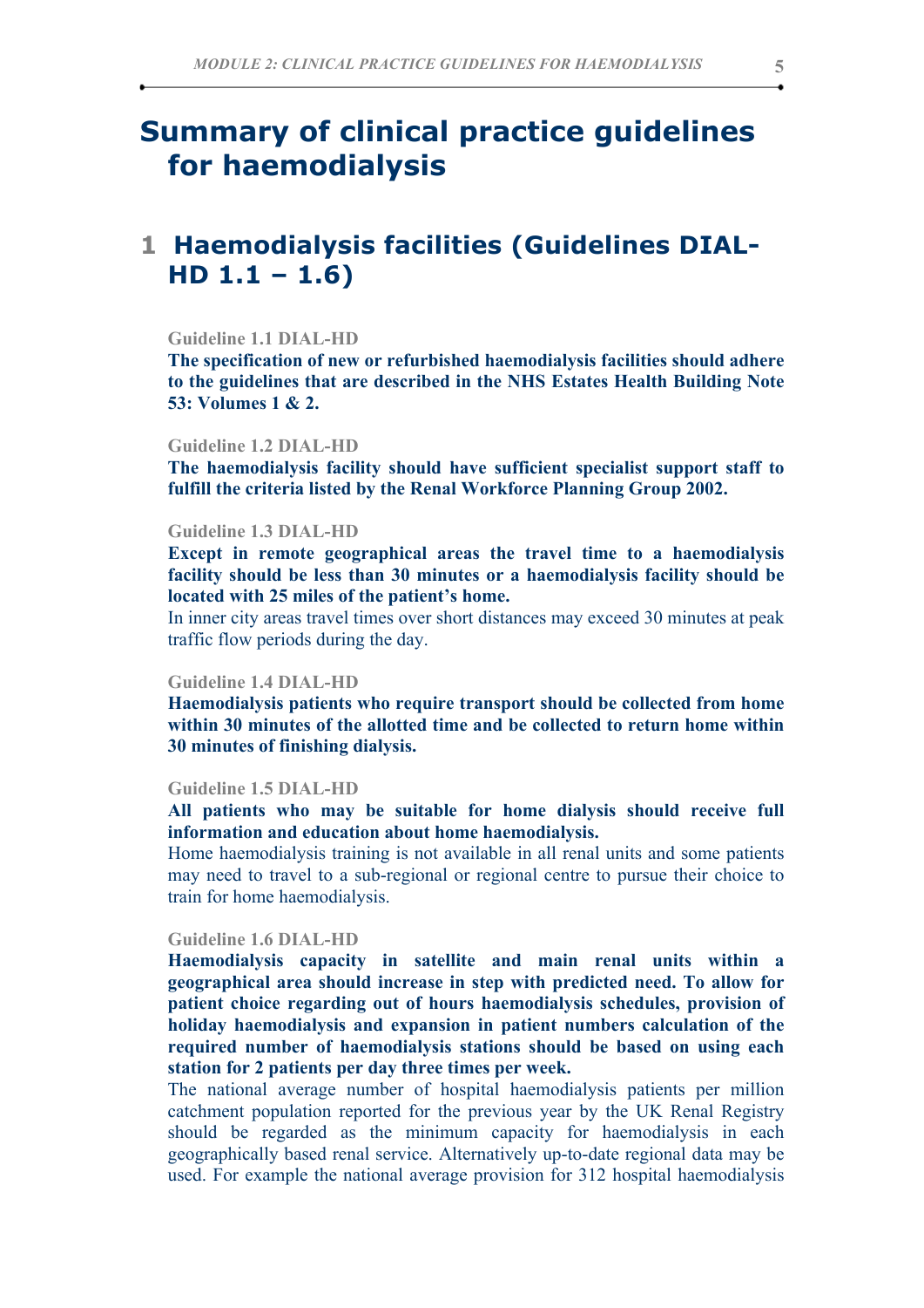# Summary of clinical practice guidelines for haemodialysis

## 1 Haemodialysis facilities (Guidelines DIAL-HD 1.1 – 1.6)

Guideline 1.1 DIAL-HD

**The specification of new or refurbished haemodialysis facilities should adhere to the guidelines that are described in the NHS Estates Health Building Note 53: Volumes 1 & 2.**

Guideline 1.2 DIAL-HD

**The haemodialysis facility should have sufficient specialist support staff to fulfill the criteria listed by the Renal Workforce Planning Group 2002.**

Guideline 1.3 DIAL-HD

**Except in remote geographical areas the travel time to a haemodialysis facility should be less than 30 minutes or a haemodialysis facility should be located with 25 miles of the patient's home.**

In inner city areas travel times over short distances may exceed 30 minutes at peak traffic flow periods during the day.

Guideline 1.4 DIAL-HD

**Haemodialysis patients who require transport should be collected from home within 30 minutes of the allotted time and be collected to return home within 30 minutes of finishing dialysis.**

Guideline 1.5 DIAL-HD

**All patients who may be suitable for home dialysis should receive full information and education about home haemodialysis.**

Home haemodialysis training is not available in all renal units and some patients may need to travel to a sub-regional or regional centre to pursue their choice to train for home haemodialysis.

Guideline 1.6 DIAL-HD

**Haemodialysis capacity in satellite and main renal units within a geographical area should increase in step with predicted need. To allow for patient choice regarding out of hours haemodialysis schedules, provision of holiday haemodialysis and expansion in patient numbers calculation of the required number of haemodialysis stations should be based on using each station for 2 patients per day three times per week.**

The national average number of hospital haemodialysis patients per million catchment population reported for the previous year by the UK Renal Registry should be regarded as the minimum capacity for haemodialysis in each geographically based renal service. Alternatively up-to-date regional data may be used. For example the national average provision for 312 hospital haemodialysis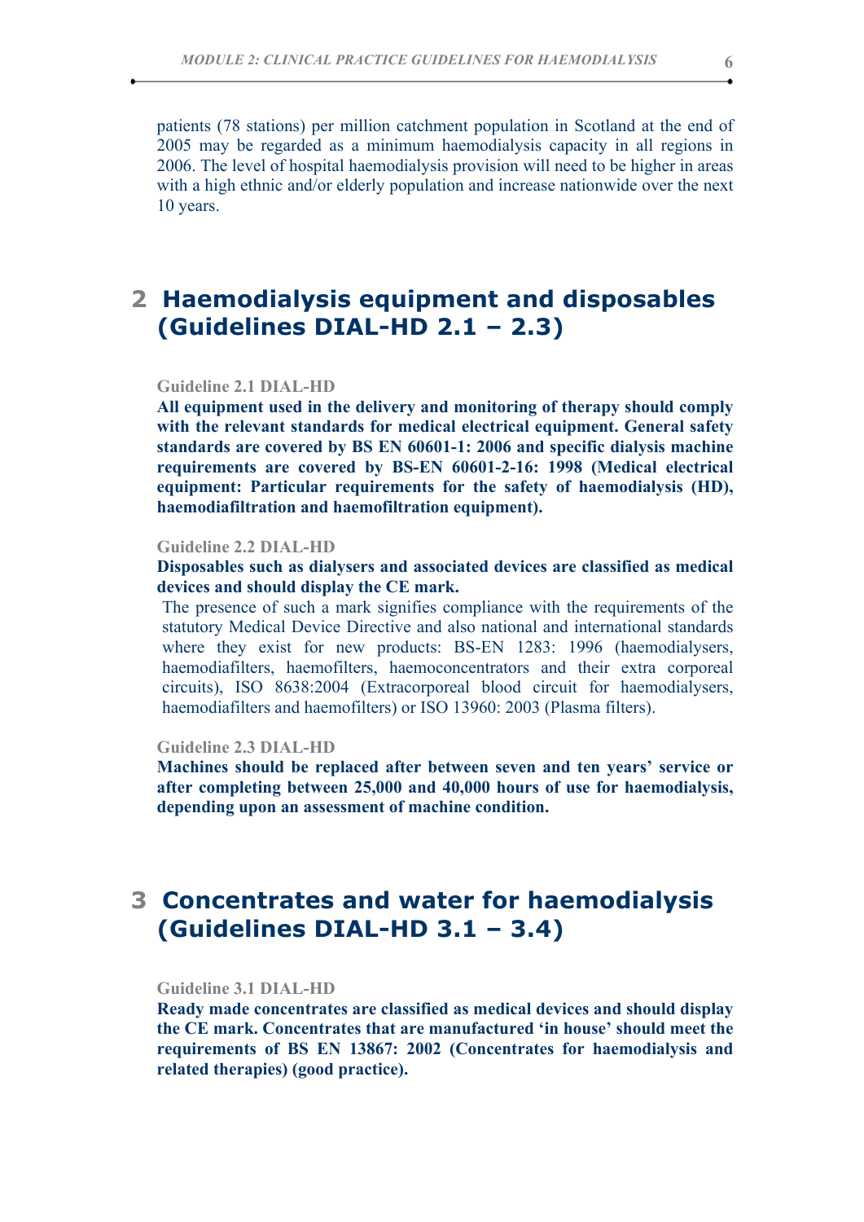patients (78 stations) per million catchment population in Scotland at the end of 2005 may be regarded as a minimum haemodialysis capacity in all regions in 2006. The level of hospital haemodialysis provision will need to be higher in areas with a high ethnic and/or elderly population and increase nationwide over the next 10 years.

# 2 Haemodialysis equipment and disposables (Guidelines DIAL-HD 2.1 – 2.3)

**Guideline 2.1 DIAL-HD**

**All equipment used in the delivery and monitoring of therapy should comply with the relevant standards for medical electrical equipment. General safety standards are covered by BS EN 60601-1: 2006 and specific dialysis machine requirements are covered by BS-EN 60601-2-16: 1998 (Medical electrical equipment: Particular requirements for the safety of haemodialysis (HD), haemodiafiltration and haemofiltration equipment).**

**Guideline 2.2 DIAL-HD**

**Disposables such as dialysers and associated devices are classified as medical devices and should display the CE mark.**

The presence of such a mark signifies compliance with the requirements of the statutory Medical Device Directive and also national and international standards where they exist for new products: BS-EN 1283: 1996 (haemodialysers, haemodiafilters, haemofilters, haemoconcentrators and their extra corporeal circuits), ISO 8638:2004 (Extracorporeal blood circuit for haemodialysers, haemodiafilters and haemofilters) or ISO 13960: 2003 (Plasma filters).

**Guideline 2.3 DIAL-HD**

**Machines should be replaced after between seven and ten years' service or after completing between 25,000 and 40,000 hours of use for haemodialysis, depending upon an assessment of machine condition.**

# 3 Concentrates and water for haemodialysis (Guidelines DIAL-HD 3.1 – 3.4)

**Guideline 3.1 DIAL-HD**

**Ready made concentrates are classified as medical devices and should display the CE mark. Concentrates that are manufactured 'in house' should meet the requirements of BS EN 13867: 2002 (Concentrates for haemodialysis and related therapies) (good practice).**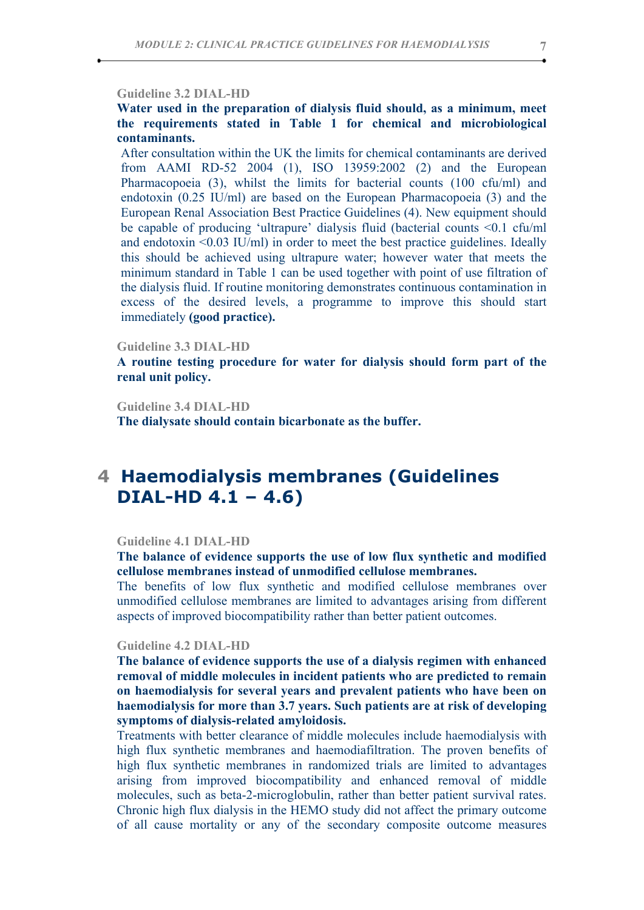Guideline 3.2 DIAL-HD

**Water used in the preparation of dialysis fluid should, as a minimum, meet the requirements stated in Table 1 for chemical and microbiological contaminants.**

After consultation within the UK the limits for chemical contaminants are derived from AAMI RD-52 2004 (1), ISO 13959:2002 (2) and the European Pharmacopoeia (3), whilst the limits for bacterial counts (100 cfu/ml) and endotoxin (0.25 IU/ml) are based on the European Pharmacopoeia (3) and the European Renal Association Best Practice Guidelines (4). New equipment should be capable of producing 'ultrapure' dialysis fluid (bacterial counts <0.1 cfu/ml and endotoxin <0.03 IU/ml) in order to meet the best practice guidelines. Ideally this should be achieved using ultrapure water; however water that meets the minimum standard in Table 1 can be used together with point of use filtration of the dialysis fluid. If routine monitoring demonstrates continuous contamination in excess of the desired levels, a programme to improve this should start immediately **(good practice).**

Guideline 3.3 DIAL-HD

**A routine testing procedure for water for dialysis should form part of the renal unit policy.**

Guideline 3.4 DIAL-HD

**The dialysate should contain bicarbonate as the buffer.**

# 4 Haemodialysis membranes (Guidelines DIAL-HD 4.1 – 4.6)

Guideline 4.1 DIAL-HD

**The balance of evidence supports the use of low flux synthetic and modified cellulose membranes instead of unmodified cellulose membranes.**

The benefits of low flux synthetic and modified cellulose membranes over unmodified cellulose membranes are limited to advantages arising from different aspects of improved biocompatibility rather than better patient outcomes.

Guideline 4.2 DIAL-HD

**The balance of evidence supports the use of a dialysis regimen with enhanced removal of middle molecules in incident patients who are predicted to remain on haemodialysis for several years and prevalent patients who have been on haemodialysis for more than 3.7 years. Such patients are at risk of developing symptoms of dialysis-related amyloidosis.**

Treatments with better clearance of middle molecules include haemodialysis with high flux synthetic membranes and haemodiafiltration. The proven benefits of high flux synthetic membranes in randomized trials are limited to advantages arising from improved biocompatibility and enhanced removal of middle molecules, such as beta-2-microglobulin, rather than better patient survival rates. Chronic high flux dialysis in the HEMO study did not affect the primary outcome of all cause mortality or any of the secondary composite outcome measures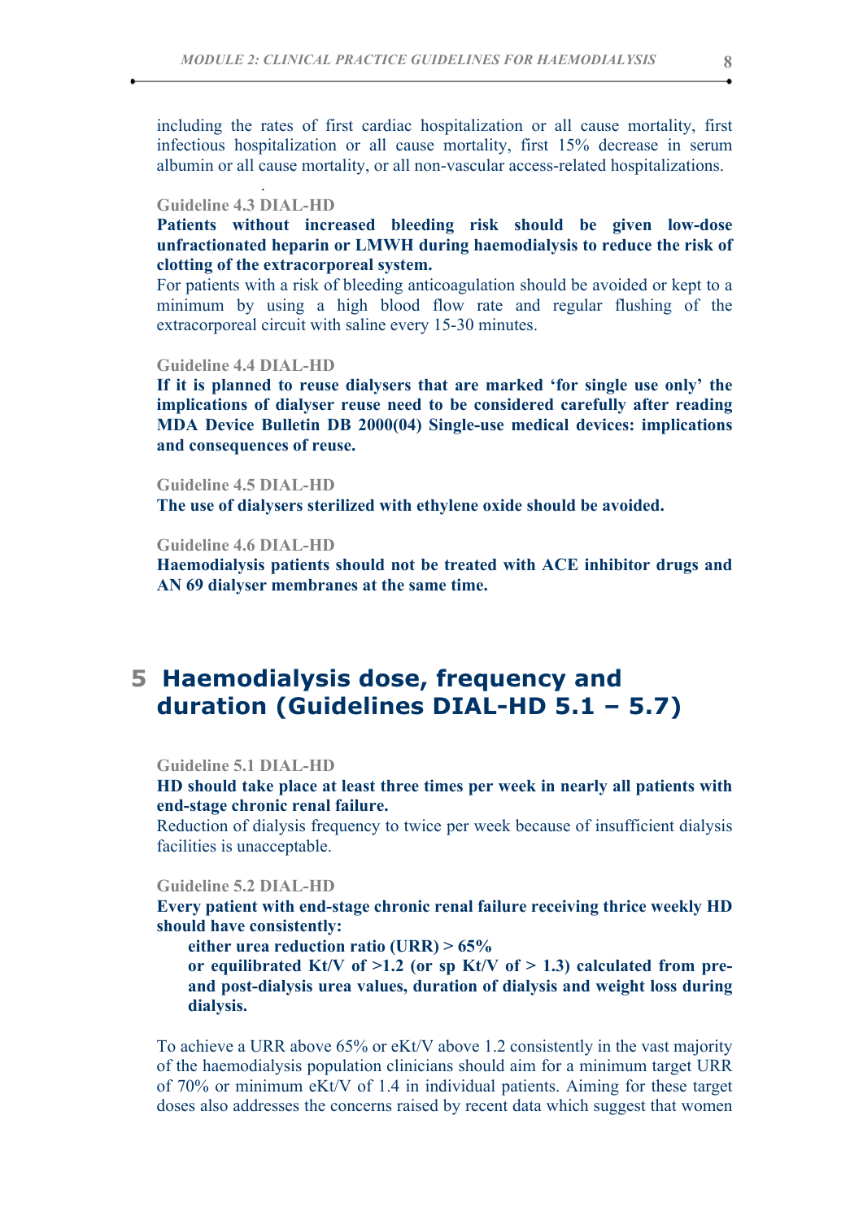including the rates of first cardiac hospitalization or all cause mortality, first infectious hospitalization or all cause mortality, first 15% decrease in serum albumin or all cause mortality, or all non-vascular access-related hospitalizations.

Guideline 4.3 DIAL-HD

**Patients without increased bleeding risk should be given low-dose unfractionated heparin or LMWH during haemodialysis to reduce the risk of clotting of the extracorporeal system.**

For patients with a risk of bleeding anticoagulation should be avoided or kept to a minimum by using a high blood flow rate and regular flushing of the extracorporeal circuit with saline every 15-30 minutes.

Guideline 4.4 DIAL-HD

**If it is planned to reuse dialysers that are marked 'for single use only' the implications of dialyser reuse need to be considered carefully after reading MDA Device Bulletin DB 2000(04) Single-use medical devices: implications and consequences of reuse.**

Guideline 4.5 DIAL-HD

**The use of dialysers sterilized with ethylene oxide should be avoided.**

Guideline 4.6 DIAL-HD

**Haemodialysis patients should not be treated with ACE inhibitor drugs and AN 69 dialyser membranes at the same time.**

# 5 Haemodialysis dose, frequency and duration (Guidelines DIAL-HD 5.1 – 5.7)

Guideline 5.1 DIAL-HD

**HD should take place at least three times per week in nearly all patients with end-stage chronic renal failure.**

Reduction of dialysis frequency to twice per week because of insufficient dialysis facilities is unacceptable.

Guideline 5.2 DIAL-HD

**Every patient with end-stage chronic renal failure receiving thrice weekly HD should have consistently:**

**either urea reduction ratio (URR) > 65%**

**or equilibrated Kt/V of >1.2 (or sp Kt/V of > 1.3) calculated from pre- and post-dialysis urea values, duration of dialysis and weight loss during dialysis.**

To achieve a URR above 65% or eKt/V above 1.2 consistently in the vast majority of the haemodialysis population clinicians should aim for a minimum target URR of 70% or minimum eKt/V of 1.4 in individual patients. Aiming for these target doses also addresses the concerns raised by recent data which suggest that women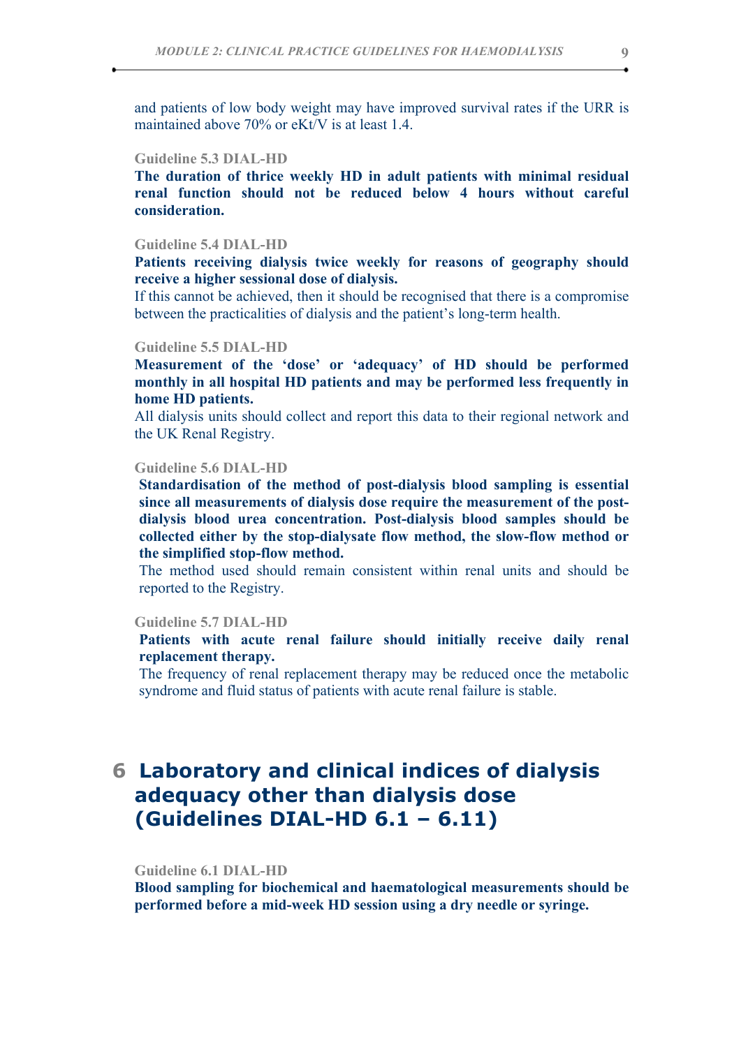and patients of low body weight may have improved survival rates if the URR is maintained above 70% or eKt/V is at least 1.4.

Guideline 5.3 DIAL-HD

**The duration of thrice weekly HD in adult patients with minimal residual renal function should not be reduced below 4 hours without careful consideration.**

Guideline 5.4 DIAL-HD

**Patients receiving dialysis twice weekly for reasons of geography should receive a higher sessional dose of dialysis.**

If this cannot be achieved, then it should be recognised that there is a compromise between the practicalities of dialysis and the patient's long-term health.

Guideline 5.5 DIAL-HD

**Measurement of the 'dose' or 'adequacy' of HD should be performed monthly in all hospital HD patients and may be performed less frequently in home HD patients.**

All dialysis units should collect and report this data to their regional network and the UK Renal Registry.

Guideline 5.6 DIAL-HD

**Standardisation of the method of post-dialysis blood sampling is essential since all measurements of dialysis dose require the measurement of the post-dialysis blood urea concentration. Post-dialysis blood samples should be collected either by the stop-dialysate flow method, the slow-flow method or the simplified stop-flow method.**

The method used should remain consistent within renal units and should be reported to the Registry.

Guideline 5.7 DIAL-HD

**Patients with acute renal failure should initially receive daily renal replacement therapy.**

The frequency of renal replacement therapy may be reduced once the metabolic syndrome and fluid status of patients with acute renal failure is stable.

# 6 Laboratory and clinical indices of dialysis adequacy other than dialysis dose (Guidelines DIAL-HD 6.1 – 6.11)

Guideline 6.1 DIAL-HD

**Blood sampling for biochemical and haematological measurements should be performed before a mid-week HD session using a dry needle or syringe.**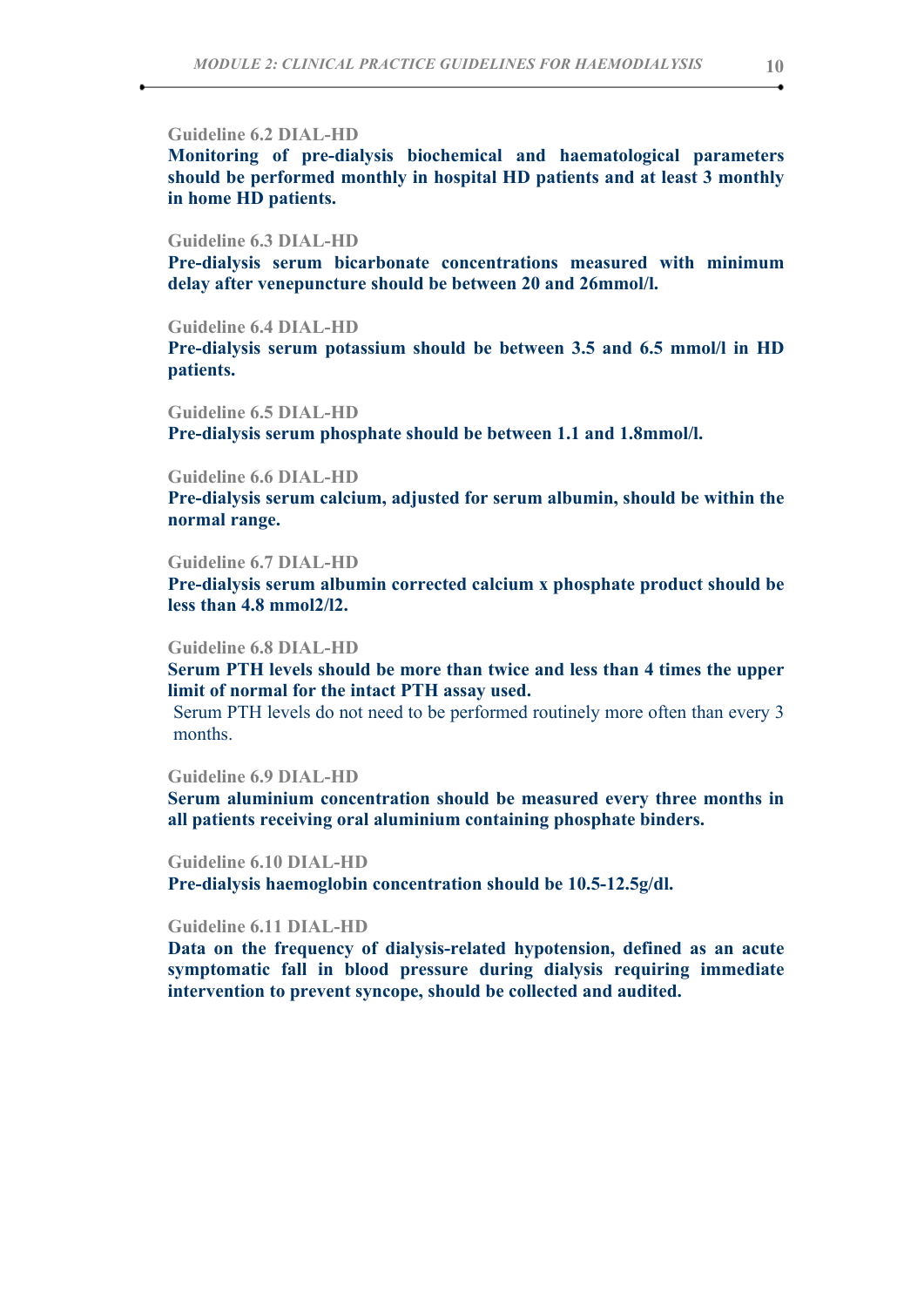Guideline 6.2 DIAL-HD

**Monitoring of pre-dialysis biochemical and haematological parameters should be performed monthly in hospital HD patients and at least 3 monthly in home HD patients.**

Guideline 6.3 DIAL-HD

**Pre-dialysis serum bicarbonate concentrations measured with minimum delay after venepuncture should be between 20 and 26mmol/l.**

Guideline 6.4 DIAL-HD

**Pre-dialysis serum potassium should be between 3.5 and 6.5 mmol/l in HD patients.**

Guideline 6.5 DIAL-HD

**Pre-dialysis serum phosphate should be between 1.1 and 1.8mmol/l.**

Guideline 6.6 DIAL-HD

**Pre-dialysis serum calcium, adjusted for serum albumin, should be within the normal range.**

Guideline 6.7 DIAL-HD

**Pre-dialysis serum albumin corrected calcium x phosphate product should be less than 4.8 mmol2/l2.**

Guideline 6.8 DIAL-HD

**Serum PTH levels should be more than twice and less than 4 times the upper limit of normal for the intact PTH assay used.**

Serum PTH levels do not need to be performed routinely more often than every 3 months.

Guideline 6.9 DIAL-HD

**Serum aluminium concentration should be measured every three months in all patients receiving oral aluminium containing phosphate binders.**

Guideline 6.10 DIAL-HD

**Pre-dialysis haemoglobin concentration should be 10.5-12.5g/dl.**

Guideline 6.11 DIAL-HD

**Data on the frequency of dialysis-related hypotension, defined as an acute symptomatic fall in blood pressure during dialysis requiring immediate intervention to prevent syncope, should be collected and audited.**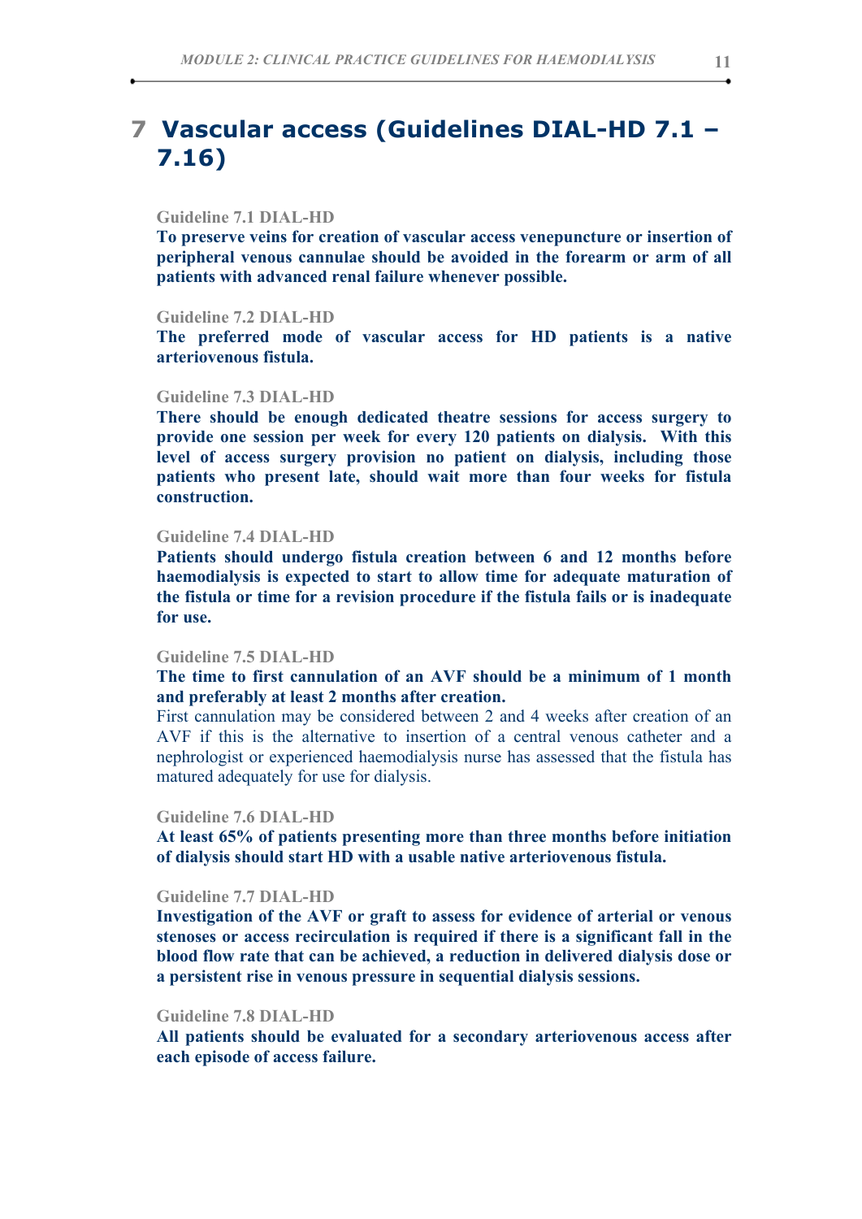# 7 Vascular access (Guidelines DIAL-HD 7.1 – 7.16)

Guideline 7.1 DIAL-HD

**To preserve veins for creation of vascular access venepuncture or insertion of peripheral venous cannulae should be avoided in the forearm or arm of all patients with advanced renal failure whenever possible.**

Guideline 7.2 DIAL-HD

**The preferred mode of vascular access for HD patients is a native arteriovenous fistula.**

Guideline 7.3 DIAL-HD

**There should be enough dedicated theatre sessions for access surgery to provide one session per week for every 120 patients on dialysis. With this level of access surgery provision no patient on dialysis, including those patients who present late, should wait more than four weeks for fistula construction.**

Guideline 7.4 DIAL-HD

**Patients should undergo fistula creation between 6 and 12 months before haemodialysis is expected to start to allow time for adequate maturation of the fistula or time for a revision procedure if the fistula fails or is inadequate for use.**

Guideline 7.5 DIAL-HD

**The time to first cannulation of an AVF should be a minimum of 1 month and preferably at least 2 months after creation.**

First cannulation may be considered between 2 and 4 weeks after creation of an AVF if this is the alternative to insertion of a central venous catheter and a nephrologist or experienced haemodialysis nurse has assessed that the fistula has matured adequately for use for dialysis.

Guideline 7.6 DIAL-HD

**At least 65% of patients presenting more than three months before initiation of dialysis should start HD with a usable native arteriovenous fistula.**

Guideline 7.7 DIAL-HD

**Investigation of the AVF or graft to assess for evidence of arterial or venous stenoses or access recirculation is required if there is a significant fall in the blood flow rate that can be achieved, a reduction in delivered dialysis dose or a persistent rise in venous pressure in sequential dialysis sessions.**

Guideline 7.8 DIAL-HD

**All patients should be evaluated for a secondary arteriovenous access after each episode of access failure.**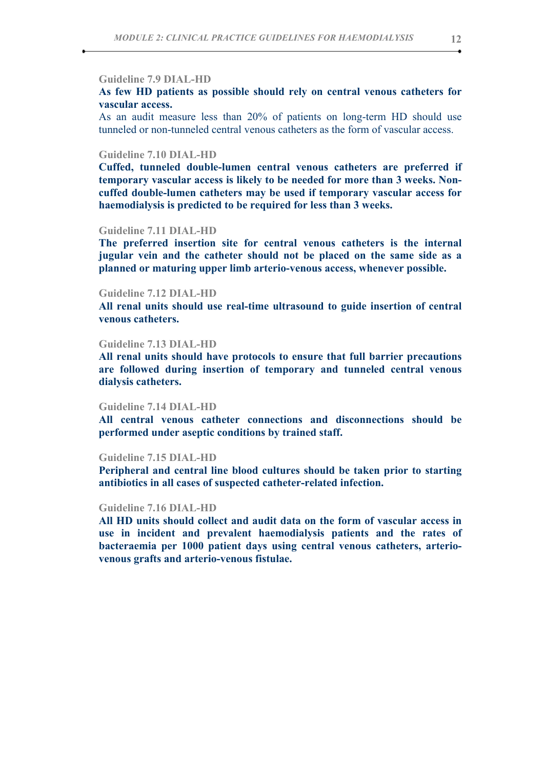### Guideline 7.9 DIAL-HD

**As few HD patients as possible should rely on central venous catheters for vascular access.**

As an audit measure less than 20% of patients on long-term HD should use tunneled or non-tunneled central venous catheters as the form of vascular access.

### Guideline 7.10 DIAL-HD

**Cuffed, tunneled double-lumen central venous catheters are preferred if temporary vascular access is likely to be needed for more than 3 weeks. Non-cuffed double-lumen catheters may be used if temporary vascular access for haemodialysis is predicted to be required for less than 3 weeks.**

### Guideline 7.11 DIAL-HD

**The preferred insertion site for central venous catheters is the internal jugular vein and the catheter should not be placed on the same side as a planned or maturing upper limb arterio-venous access, whenever possible.**

### Guideline 7.12 DIAL-HD

**All renal units should use real-time ultrasound to guide insertion of central venous catheters.**

### Guideline 7.13 DIAL-HD

**All renal units should have protocols to ensure that full barrier precautions are followed during insertion of temporary and tunneled central venous dialysis catheters.**

### Guideline 7.14 DIAL-HD

**All central venous catheter connections and disconnections should be performed under aseptic conditions by trained staff.**

### Guideline 7.15 DIAL-HD

**Peripheral and central line blood cultures should be taken prior to starting antibiotics in all cases of suspected catheter-related infection.**

### Guideline 7.16 DIAL-HD

**All HD units should collect and audit data on the form of vascular access in use in incident and prevalent haemodialysis patients and the rates of bacteraemia per 1000 patient days using central venous catheters, arterio-venous grafts and arterio-venous fistulae.**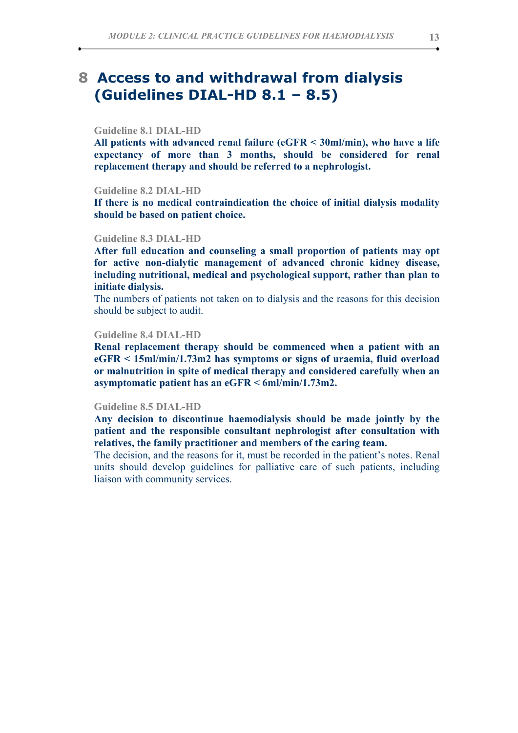# 8 Access to and withdrawal from dialysis (Guidelines DIAL-HD 8.1 – 8.5)

Guideline 8.1 DIAL-HD

**All patients with advanced renal failure (eGFR < 30ml/min), who have a life expectancy of more than 3 months, should be considered for renal replacement therapy and should be referred to a nephrologist.**

Guideline 8.2 DIAL-HD

**If there is no medical contraindication the choice of initial dialysis modality should be based on patient choice.**

Guideline 8.3 DIAL-HD

**After full education and counseling a small proportion of patients may opt for active non-dialytic management of advanced chronic kidney disease, including nutritional, medical and psychological support, rather than plan to initiate dialysis.**

The numbers of patients not taken on to dialysis and the reasons for this decision should be subject to audit.

Guideline 8.4 DIAL-HD

**Renal replacement therapy should be commenced when a patient with an eGFR < 15ml/min/1.73m2 has symptoms or signs of uraemia, fluid overload or malnutrition in spite of medical therapy and considered carefully when an asymptomatic patient has an eGFR < 6ml/min/1.73m2.**

Guideline 8.5 DIAL-HD

**Any decision to discontinue haemodialysis should be made jointly by the patient and the responsible consultant nephrologist after consultation with relatives, the family practitioner and members of the caring team.**

The decision, and the reasons for it, must be recorded in the patient's notes. Renal units should develop guidelines for palliative care of such patients, including liaison with community services.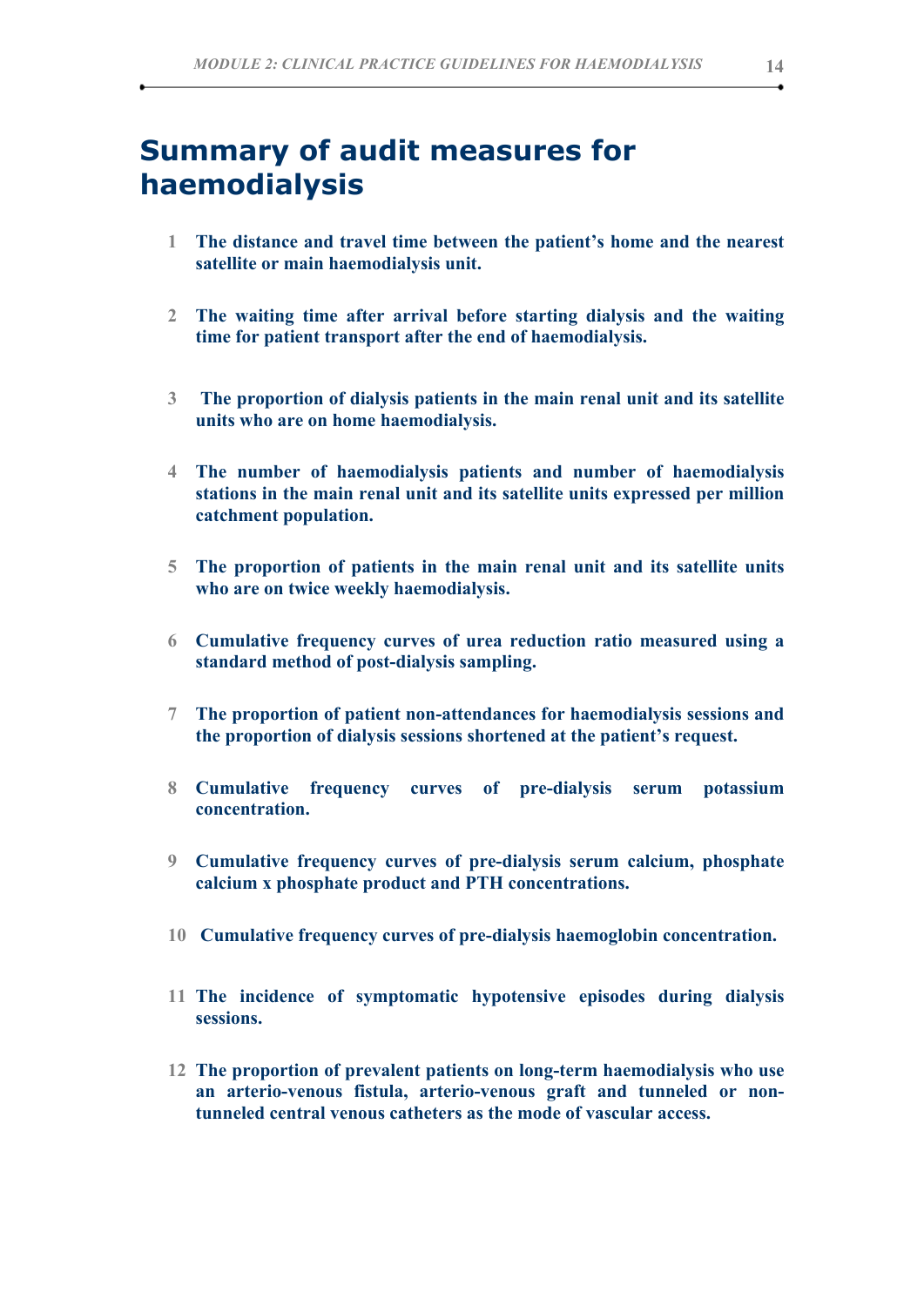# Summary of audit measures for haemodialysis

1. **The distance and travel time between the patient's home and the nearest satellite or main haemodialysis unit.**

2. **The waiting time after arrival before starting dialysis and the waiting time for patient transport after the end of haemodialysis.**

3. **The proportion of dialysis patients in the main renal unit and its satellite units who are on home haemodialysis.**

4. **The number of haemodialysis patients and number of haemodialysis stations in the main renal unit and its satellite units expressed per million catchment population.**

5. **The proportion of patients in the main renal unit and its satellite units who are on twice weekly haemodialysis.**

6. **Cumulative frequency curves of urea reduction ratio measured using a standard method of post-dialysis sampling.**

7. **The proportion of patient non-attendances for haemodialysis sessions and the proportion of dialysis sessions shortened at the patient's request.**

8. **Cumulative frequency curves of pre-dialysis serum potassium concentration.**

9. **Cumulative frequency curves of pre-dialysis serum calcium, phosphate calcium x phosphate product and PTH concentrations.**

10. **Cumulative frequency curves of pre-dialysis haemoglobin concentration.**

11. **The incidence of symptomatic hypotensive episodes during dialysis sessions.**

12. **The proportion of prevalent patients on long-term haemodialysis who use an arterio-venous fistula, arterio-venous graft and tunneled or non-tunneled central venous catheters as the mode of vascular access.**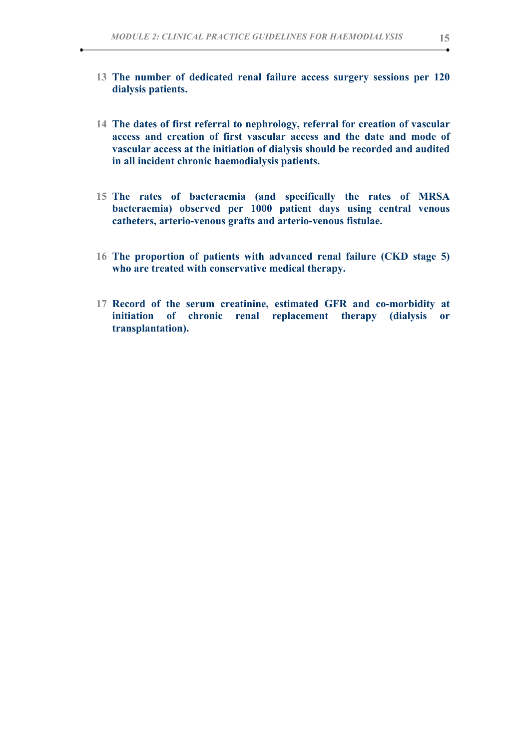13 **The number of dedicated renal failure access surgery sessions per 120 dialysis patients.**

14 **The dates of first referral to nephrology, referral for creation of vascular access and creation of first vascular access and the date and mode of vascular access at the initiation of dialysis should be recorded and audited in all incident chronic haemodialysis patients.**

15 **The rates of bacteraemia (and specifically the rates of MRSA bacteraemia) observed per 1000 patient days using central venous catheters, arterio-venous grafts and arterio-venous fistulae.**

16 **The proportion of patients with advanced renal failure (CKD stage 5) who are treated with conservative medical therapy.**

17 **Record of the serum creatinine, estimated GFR and co-morbidity at initiation of chronic renal replacement therapy (dialysis or transplantation).**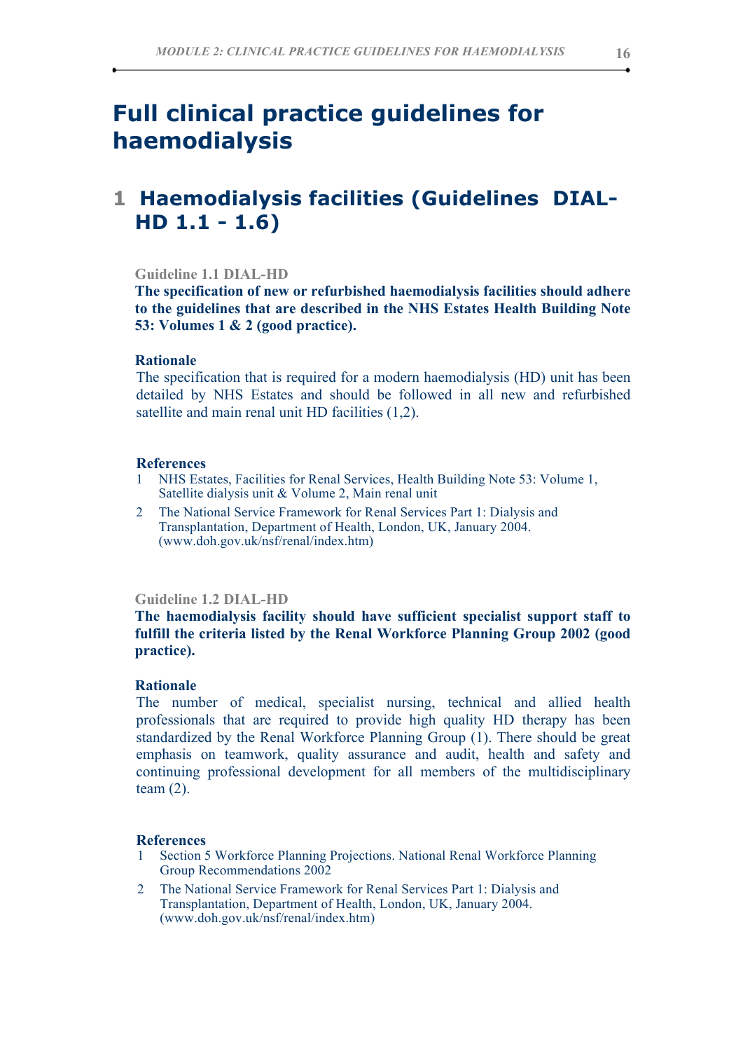# Full clinical practice guidelines for haemodialysis

## 1 Haemodialysis facilities (Guidelines DIAL-HD 1.1 - 1.6)

### Guideline 1.1 DIAL-HD

**The specification of new or refurbished haemodialysis facilities should adhere to the guidelines that are described in the NHS Estates Health Building Note 53: Volumes 1 & 2 (good practice).**

#### Rationale

The specification that is required for a modern haemodialysis (HD) unit has been detailed by NHS Estates and should be followed in all new and refurbished satellite and main renal unit HD facilities (1,2).

#### References

1. NHS Estates, Facilities for Renal Services, Health Building Note 53: Volume 1, Satellite dialysis unit & Volume 2, Main renal unit
2. The National Service Framework for Renal Services Part 1: Dialysis and Transplantation, Department of Health, London, UK, January 2004. (www.doh.gov.uk/nsf/renal/index.htm)

### Guideline 1.2 DIAL-HD

**The haemodialysis facility should have sufficient specialist support staff to fulfill the criteria listed by the Renal Workforce Planning Group 2002 (good practice).**

#### Rationale

The number of medical, specialist nursing, technical and allied health professionals that are required to provide high quality HD therapy has been standardized by the Renal Workforce Planning Group (1). There should be great emphasis on teamwork, quality assurance and audit, health and safety and continuing professional development for all members of the multidisciplinary team (2).

#### References

1. Section 5 Workforce Planning Projections. National Renal Workforce Planning Group Recommendations 2002
2. The National Service Framework for Renal Services Part 1: Dialysis and Transplantation, Department of Health, London, UK, January 2004. (www.doh.gov.uk/nsf/renal/index.htm)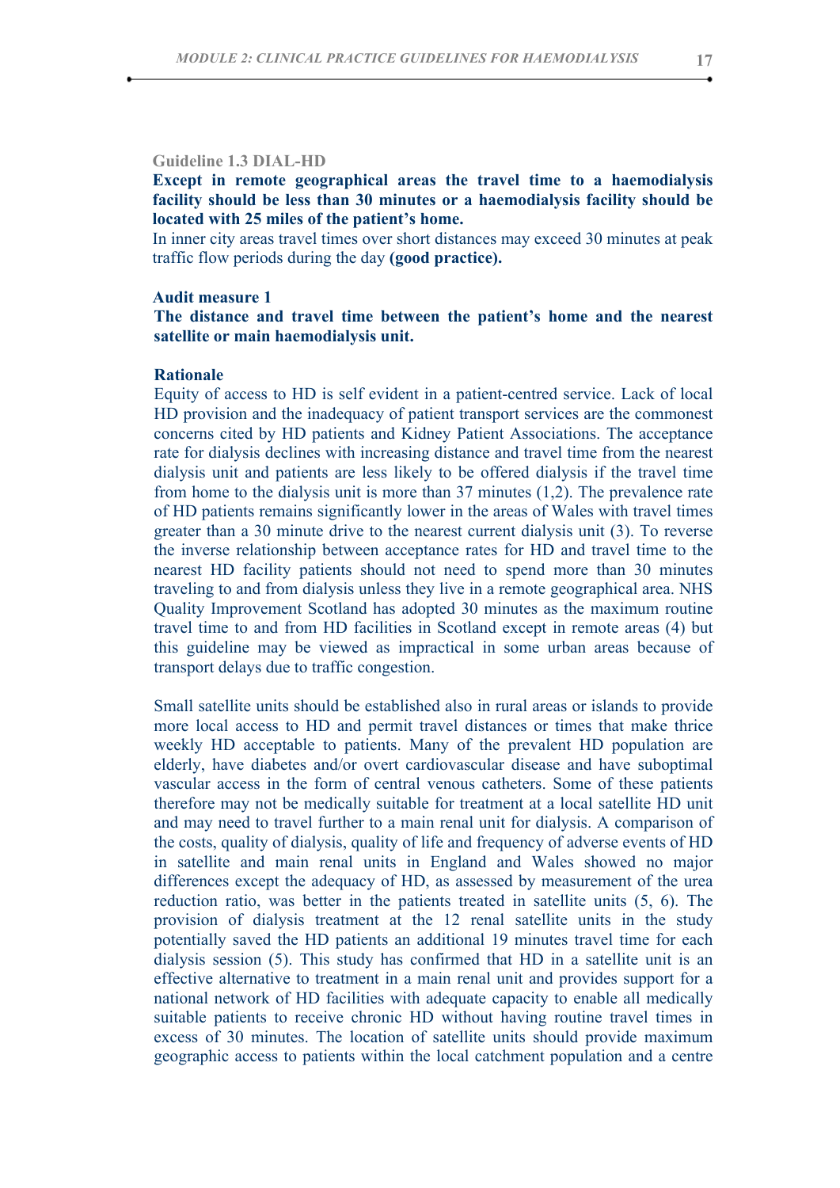**Guideline 1.3 DIAL-HD**

**Except in remote geographical areas the travel time to a haemodialysis facility should be less than 30 minutes or a haemodialysis facility should be located with 25 miles of the patient's home.**

In inner city areas travel times over short distances may exceed 30 minutes at peak traffic flow periods during the day **(good practice).**

**Audit measure 1**

**The distance and travel time between the patient's home and the nearest satellite or main haemodialysis unit.**

**Rationale**

Equity of access to HD is self evident in a patient-centred service. Lack of local HD provision and the inadequacy of patient transport services are the commonest concerns cited by HD patients and Kidney Patient Associations. The acceptance rate for dialysis declines with increasing distance and travel time from the nearest dialysis unit and patients are less likely to be offered dialysis if the travel time from home to the dialysis unit is more than 37 minutes (1,2). The prevalence rate of HD patients remains significantly lower in the areas of Wales with travel times greater than a 30 minute drive to the nearest current dialysis unit (3). To reverse the inverse relationship between acceptance rates for HD and travel time to the nearest HD facility patients should not need to spend more than 30 minutes traveling to and from dialysis unless they live in a remote geographical area. NHS Quality Improvement Scotland has adopted 30 minutes as the maximum routine travel time to and from HD facilities in Scotland except in remote areas (4) but this guideline may be viewed as impractical in some urban areas because of transport delays due to traffic congestion.

Small satellite units should be established also in rural areas or islands to provide more local access to HD and permit travel distances or times that make thrice weekly HD acceptable to patients. Many of the prevalent HD population are elderly, have diabetes and/or overt cardiovascular disease and have suboptimal vascular access in the form of central venous catheters. Some of these patients therefore may not be medically suitable for treatment at a local satellite HD unit and may need to travel further to a main renal unit for dialysis. A comparison of the costs, quality of dialysis, quality of life and frequency of adverse events of HD in satellite and main renal units in England and Wales showed no major differences except the adequacy of HD, as assessed by measurement of the urea reduction ratio, was better in the patients treated in satellite units (5, 6). The provision of dialysis treatment at the 12 renal satellite units in the study potentially saved the HD patients an additional 19 minutes travel time for each dialysis session (5). This study has confirmed that HD in a satellite unit is an effective alternative to treatment in a main renal unit and provides support for a national network of HD facilities with adequate capacity to enable all medically suitable patients to receive chronic HD without having routine travel times in excess of 30 minutes. The location of satellite units should provide maximum geographic access to patients within the local catchment population and a centre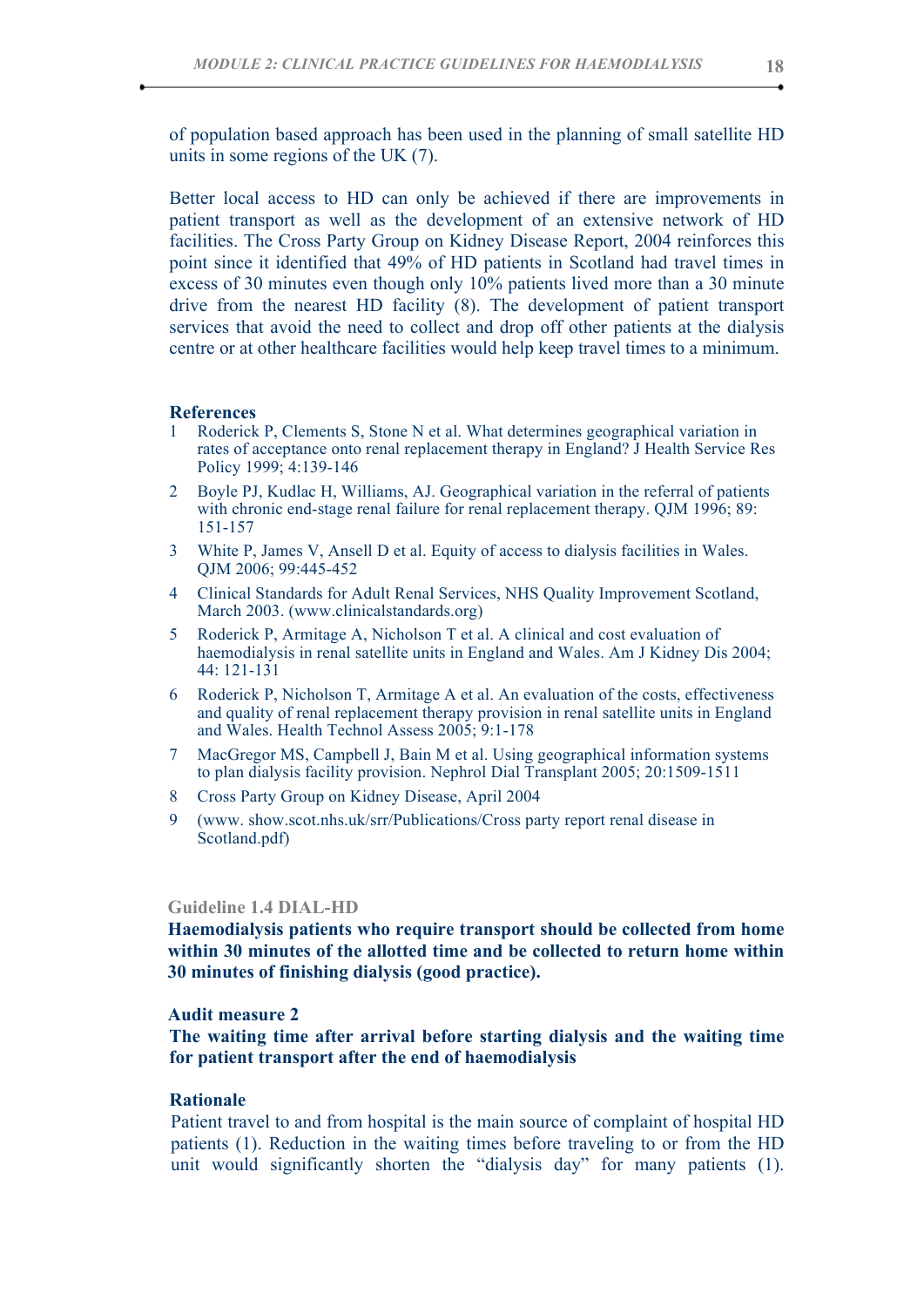of population based approach has been used in the planning of small satellite HD units in some regions of the UK (7).

Better local access to HD can only be achieved if there are improvements in patient transport as well as the development of an extensive network of HD facilities. The Cross Party Group on Kidney Disease Report, 2004 reinforces this point since it identified that 49% of HD patients in Scotland had travel times in excess of 30 minutes even though only 10% patients lived more than a 30 minute drive from the nearest HD facility (8). The development of patient transport services that avoid the need to collect and drop off other patients at the dialysis centre or at other healthcare facilities would help keep travel times to a minimum.

### References

1. Roderick P, Clements S, Stone N et al. What determines geographical variation in rates of acceptance onto renal replacement therapy in England? J Health Service Res Policy 1999; 4:139-146
2. Boyle PJ, Kudlac H, Williams, AJ. Geographical variation in the referral of patients with chronic end-stage renal failure for renal replacement therapy. QJM 1996; 89: 151-157
3. White P, James V, Ansell D et al. Equity of access to dialysis facilities in Wales. QJM 2006; 99:445-452
4. Clinical Standards for Adult Renal Services, NHS Quality Improvement Scotland, March 2003. (www.clinicalstandards.org)
5. Roderick P, Armitage A, Nicholson T et al. A clinical and cost evaluation of haemodialysis in renal satellite units in England and Wales. Am J Kidney Dis 2004; 44: 121-131
6. Roderick P, Nicholson T, Armitage A et al. An evaluation of the costs, effectiveness and quality of renal replacement therapy provision in renal satellite units in England and Wales. Health Technol Assess 2005; 9:1-178
7. MacGregor MS, Campbell J, Bain M et al. Using geographical information systems to plan dialysis facility provision. Nephrol Dial Transplant 2005; 20:1509-1511
8. Cross Party Group on Kidney Disease, April 2004
9. (www. show.scot.nhs.uk/srr/Publications/Cross party report renal disease in Scotland.pdf)

### Guideline 1.4 DIAL-HD

**Haemodialysis patients who require transport should be collected from home within 30 minutes of the allotted time and be collected to return home within 30 minutes of finishing dialysis (good practice).**

### Audit measure 2

**The waiting time after arrival before starting dialysis and the waiting time for patient transport after the end of haemodialysis**

### Rationale

Patient travel to and from hospital is the main source of complaint of hospital HD patients (1). Reduction in the waiting times before traveling to or from the HD unit would significantly shorten the "dialysis day" for many patients (1).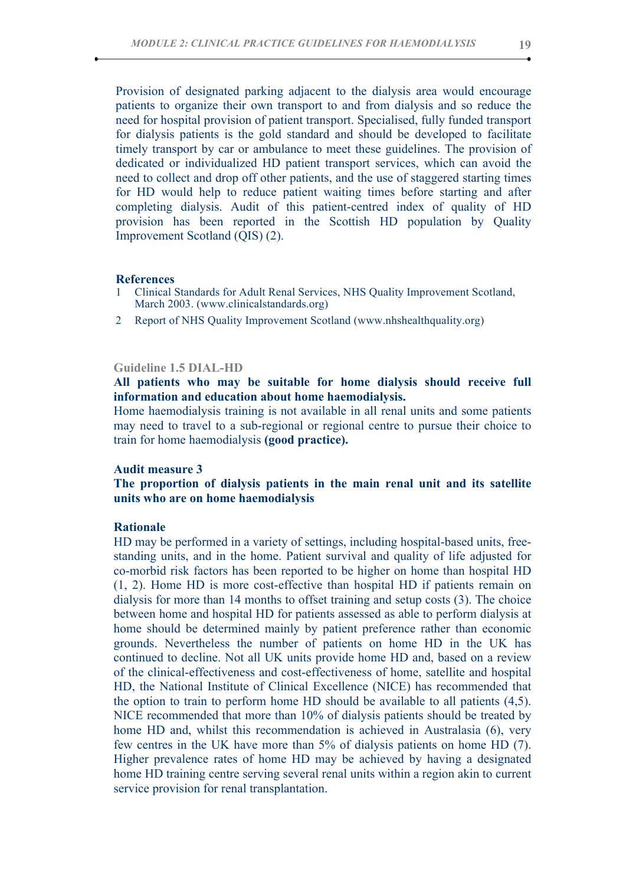Provision of designated parking adjacent to the dialysis area would encourage patients to organize their own transport to and from dialysis and so reduce the need for hospital provision of patient transport. Specialised, fully funded transport for dialysis patients is the gold standard and should be developed to facilitate timely transport by car or ambulance to meet these guidelines. The provision of dedicated or individualized HD patient transport services, which can avoid the need to collect and drop off other patients, and the use of staggered starting times for HD would help to reduce patient waiting times before starting and after completing dialysis. Audit of this patient-centred index of quality of HD provision has been reported in the Scottish HD population by Quality Improvement Scotland (QIS) (2).

#### References

1. Clinical Standards for Adult Renal Services, NHS Quality Improvement Scotland, March 2003. (www.clinicalstandards.org)
2. Report of NHS Quality Improvement Scotland (www.nhshealthquality.org)

### Guideline 1.5 DIAL-HD

**All patients who may be suitable for home dialysis should receive full information and education about home haemodialysis.**

Home haemodialysis training is not available in all renal units and some patients may need to travel to a sub-regional or regional centre to pursue their choice to train for home haemodialysis **(good practice).**

#### Audit measure 3

**The proportion of dialysis patients in the main renal unit and its satellite units who are on home haemodialysis**

#### Rationale

HD may be performed in a variety of settings, including hospital-based units, free-standing units, and in the home. Patient survival and quality of life adjusted for co-morbid risk factors has been reported to be higher on home than hospital HD (1, 2). Home HD is more cost-effective than hospital HD if patients remain on dialysis for more than 14 months to offset training and setup costs (3). The choice between home and hospital HD for patients assessed as able to perform dialysis at home should be determined mainly by patient preference rather than economic grounds. Nevertheless the number of patients on home HD in the UK has continued to decline. Not all UK units provide home HD and, based on a review of the clinical-effectiveness and cost-effectiveness of home, satellite and hospital HD, the National Institute of Clinical Excellence (NICE) has recommended that the option to train to perform home HD should be available to all patients (4,5). NICE recommended that more than 10% of dialysis patients should be treated by home HD and, whilst this recommendation is achieved in Australasia (6), very few centres in the UK have more than 5% of dialysis patients on home HD (7). Higher prevalence rates of home HD may be achieved by having a designated home HD training centre serving several renal units within a region akin to current service provision for renal transplantation.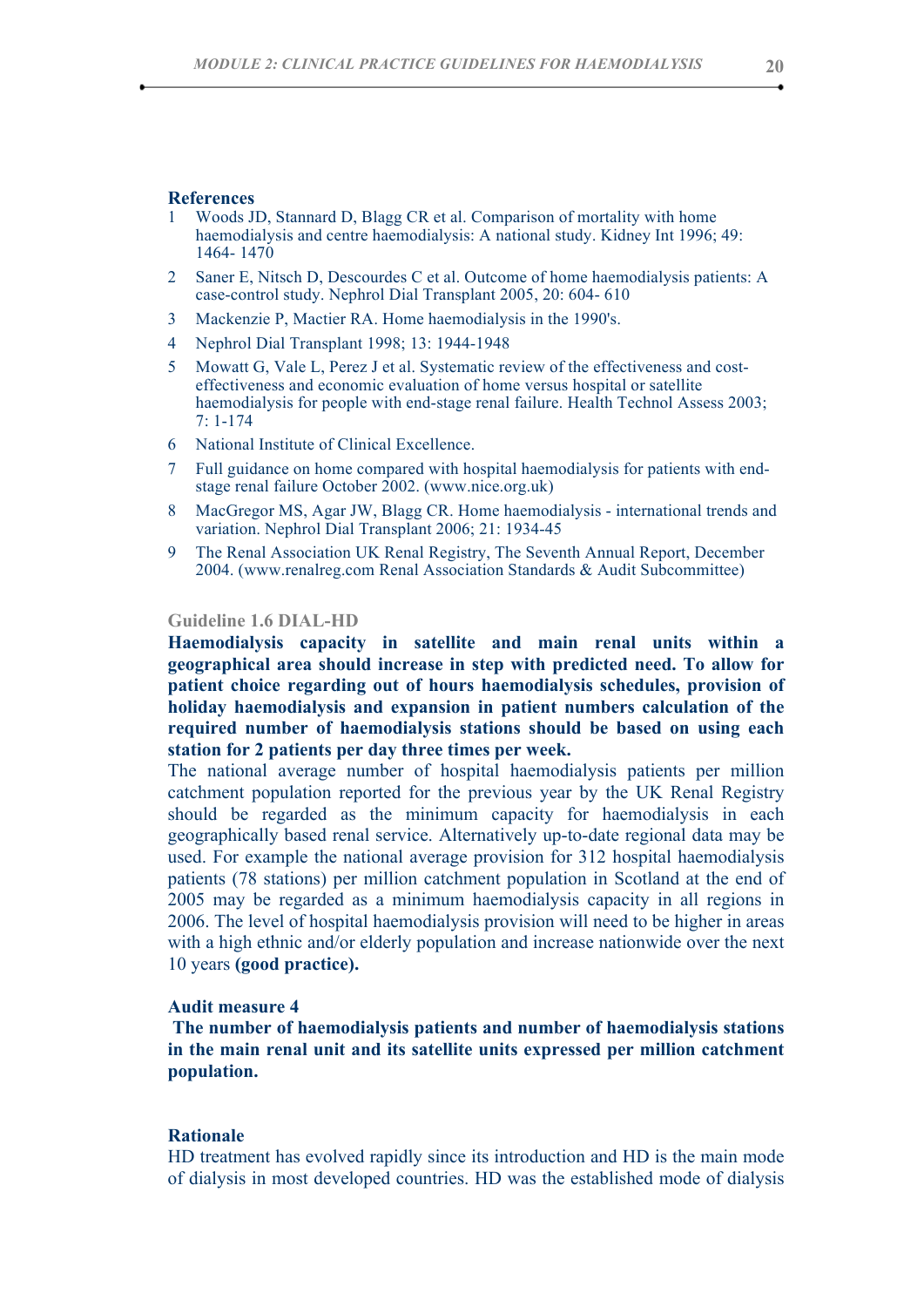### References

1. Woods JD, Stannard D, Blagg CR et al. Comparison of mortality with home haemodialysis and centre haemodialysis: A national study. Kidney Int 1996; 49: 1464- 1470
2. Saner E, Nitsch D, Descourdes C et al. Outcome of home haemodialysis patients: A case-control study. Nephrol Dial Transplant 2005, 20: 604- 610
3. Mackenzie P, Mactier RA. Home haemodialysis in the 1990's.
4. Nephrol Dial Transplant 1998; 13: 1944-1948
5. Mowatt G, Vale L, Perez J et al. Systematic review of the effectiveness and cost-effectiveness and economic evaluation of home versus hospital or satellite haemodialysis for people with end-stage renal failure. Health Technol Assess 2003; 7: 1-174
6. National Institute of Clinical Excellence.
7. Full guidance on home compared with hospital haemodialysis for patients with end-stage renal failure October 2002. (www.nice.org.uk)
8. MacGregor MS, Agar JW, Blagg CR. Home haemodialysis - international trends and variation. Nephrol Dial Transplant 2006; 21: 1934-45
9. The Renal Association UK Renal Registry, The Seventh Annual Report, December 2004. (www.renalreg.com Renal Association Standards & Audit Subcommittee)

### Guideline 1.6 DIAL-HD

**Haemodialysis capacity in satellite and main renal units within a geographical area should increase in step with predicted need. To allow for patient choice regarding out of hours haemodialysis schedules, provision of holiday haemodialysis and expansion in patient numbers calculation of the required number of haemodialysis stations should be based on using each station for 2 patients per day three times per week.**

The national average number of hospital haemodialysis patients per million catchment population reported for the previous year by the UK Renal Registry should be regarded as the minimum capacity for haemodialysis in each geographically based renal service. Alternatively up-to-date regional data may be used. For example the national average provision for 312 hospital haemodialysis patients (78 stations) per million catchment population in Scotland at the end of 2005 may be regarded as a minimum haemodialysis capacity in all regions in 2006. The level of hospital haemodialysis provision will need to be higher in areas with a high ethnic and/or elderly population and increase nationwide over the next 10 years **(good practice).**

### Audit measure 4

**The number of haemodialysis patients and number of haemodialysis stations in the main renal unit and its satellite units expressed per million catchment population.**

### Rationale

HD treatment has evolved rapidly since its introduction and HD is the main mode of dialysis in most developed countries. HD was the established mode of dialysis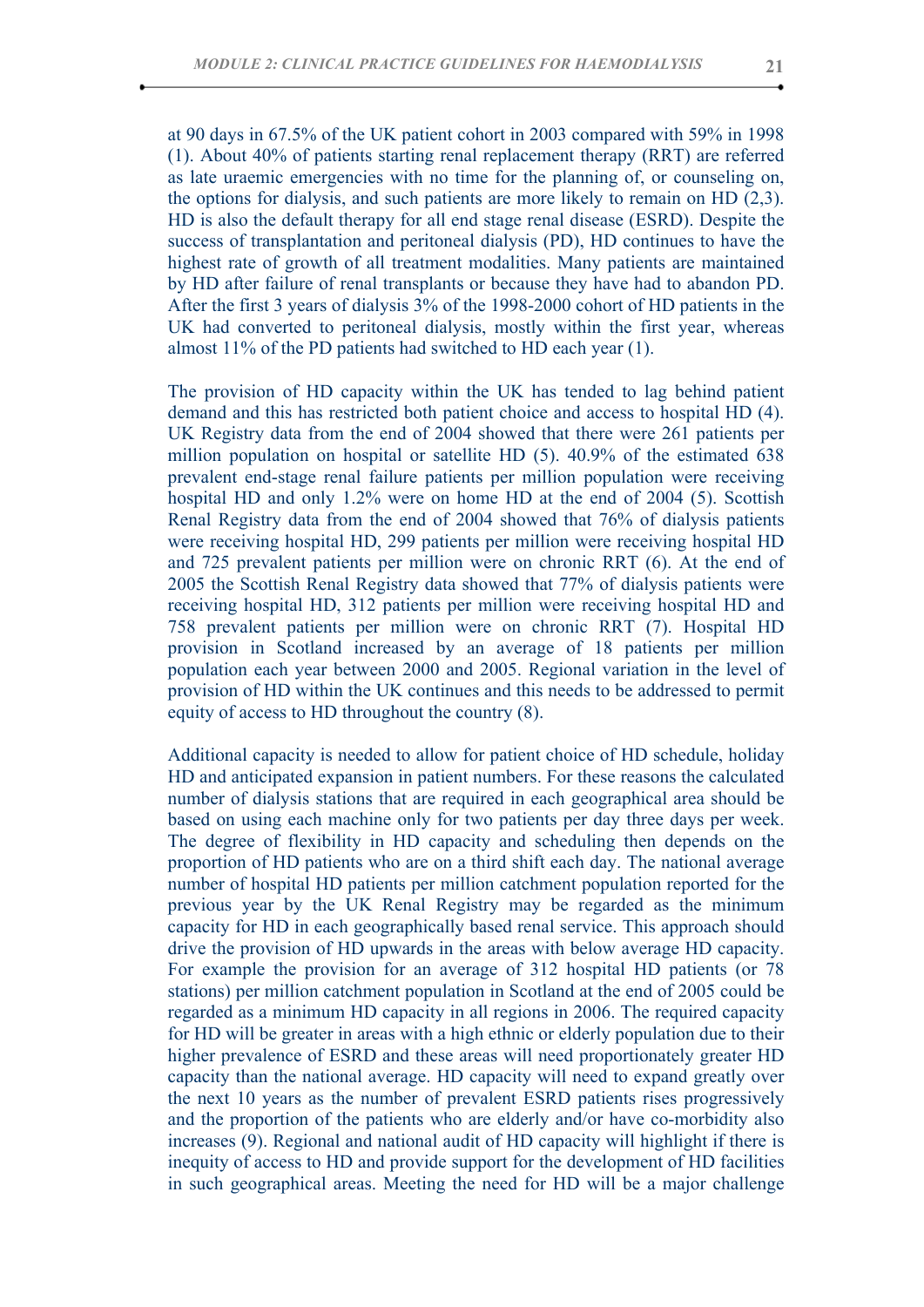at 90 days in 67.5% of the UK patient cohort in 2003 compared with 59% in 1998 (1). About 40% of patients starting renal replacement therapy (RRT) are referred as late uraemic emergencies with no time for the planning of, or counseling on, the options for dialysis, and such patients are more likely to remain on HD (2,3). HD is also the default therapy for all end stage renal disease (ESRD). Despite the success of transplantation and peritoneal dialysis (PD), HD continues to have the highest rate of growth of all treatment modalities. Many patients are maintained by HD after failure of renal transplants or because they have had to abandon PD. After the first 3 years of dialysis 3% of the 1998-2000 cohort of HD patients in the UK had converted to peritoneal dialysis, mostly within the first year, whereas almost 11% of the PD patients had switched to HD each year (1).

The provision of HD capacity within the UK has tended to lag behind patient demand and this has restricted both patient choice and access to hospital HD (4). UK Registry data from the end of 2004 showed that there were 261 patients per million population on hospital or satellite HD (5). 40.9% of the estimated 638 prevalent end-stage renal failure patients per million population were receiving hospital HD and only 1.2% were on home HD at the end of 2004 (5). Scottish Renal Registry data from the end of 2004 showed that 76% of dialysis patients were receiving hospital HD, 299 patients per million were receiving hospital HD and 725 prevalent patients per million were on chronic RRT (6). At the end of 2005 the Scottish Renal Registry data showed that 77% of dialysis patients were receiving hospital HD, 312 patients per million were receiving hospital HD and 758 prevalent patients per million were on chronic RRT (7). Hospital HD provision in Scotland increased by an average of 18 patients per million population each year between 2000 and 2005. Regional variation in the level of provision of HD within the UK continues and this needs to be addressed to permit equity of access to HD throughout the country (8).

Additional capacity is needed to allow for patient choice of HD schedule, holiday HD and anticipated expansion in patient numbers. For these reasons the calculated number of dialysis stations that are required in each geographical area should be based on using each machine only for two patients per day three days per week. The degree of flexibility in HD capacity and scheduling then depends on the proportion of HD patients who are on a third shift each day. The national average number of hospital HD patients per million catchment population reported for the previous year by the UK Renal Registry may be regarded as the minimum capacity for HD in each geographically based renal service. This approach should drive the provision of HD upwards in the areas with below average HD capacity. For example the provision for an average of 312 hospital HD patients (or 78 stations) per million catchment population in Scotland at the end of 2005 could be regarded as a minimum HD capacity in all regions in 2006. The required capacity for HD will be greater in areas with a high ethnic or elderly population due to their higher prevalence of ESRD and these areas will need proportionately greater HD capacity than the national average. HD capacity will need to expand greatly over the next 10 years as the number of prevalent ESRD patients rises progressively and the proportion of the patients who are elderly and/or have co-morbidity also increases (9). Regional and national audit of HD capacity will highlight if there is inequity of access to HD and provide support for the development of HD facilities in such geographical areas. Meeting the need for HD will be a major challenge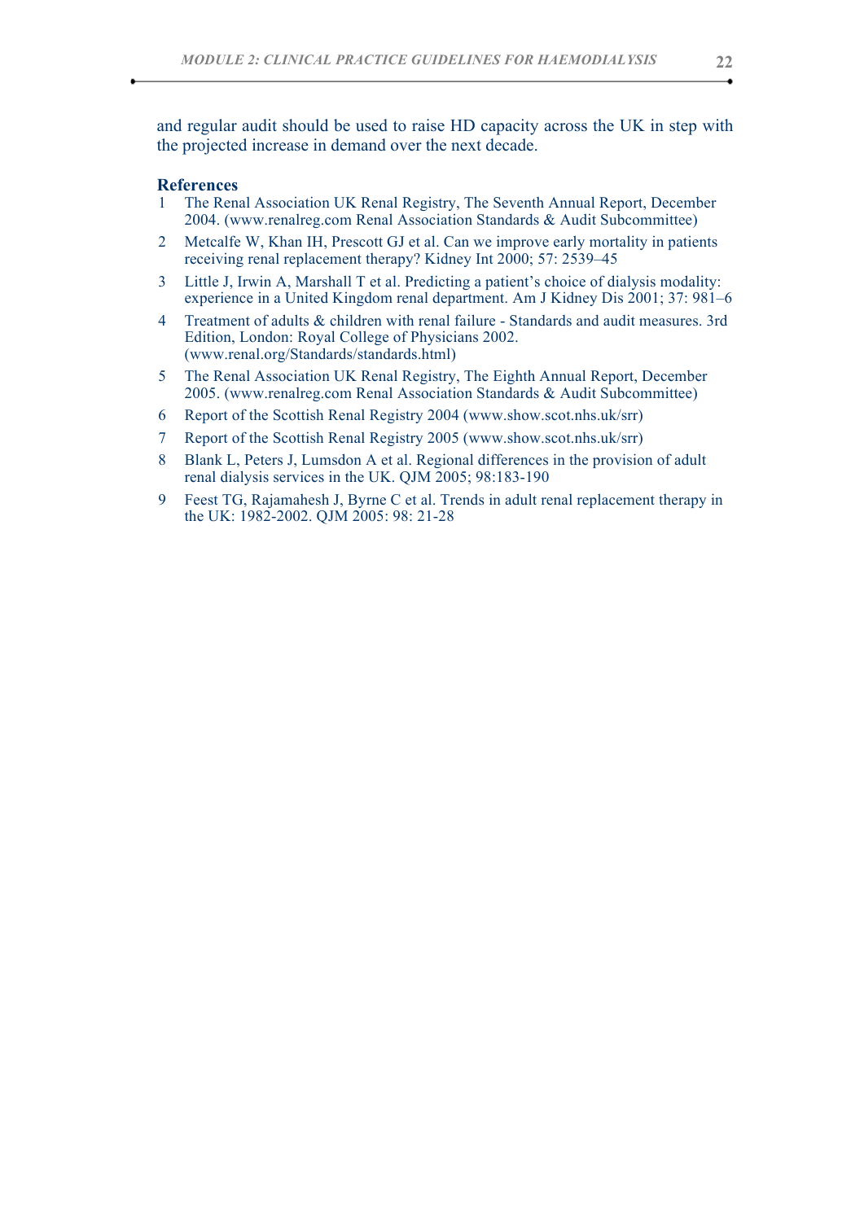and regular audit should be used to raise HD capacity across the UK in step with the projected increase in demand over the next decade.

### References

1. The Renal Association UK Renal Registry, The Seventh Annual Report, December 2004. (www.renalreg.com Renal Association Standards & Audit Subcommittee)
2. Metcalfe W, Khan IH, Prescott GJ et al. Can we improve early mortality in patients receiving renal replacement therapy? Kidney Int 2000; 57: 2539–45
3. Little J, Irwin A, Marshall T et al. Predicting a patient's choice of dialysis modality: experience in a United Kingdom renal department. Am J Kidney Dis 2001; 37: 981–6
4. Treatment of adults & children with renal failure - Standards and audit measures. 3rd Edition, London: Royal College of Physicians 2002. (www.renal.org/Standards/standards.html)
5. The Renal Association UK Renal Registry, The Eighth Annual Report, December 2005. (www.renalreg.com Renal Association Standards & Audit Subcommittee)
6. Report of the Scottish Renal Registry 2004 (www.show.scot.nhs.uk/srr)
7. Report of the Scottish Renal Registry 2005 (www.show.scot.nhs.uk/srr)
8. Blank L, Peters J, Lumsdon A et al. Regional differences in the provision of adult renal dialysis services in the UK. QJM 2005; 98:183-190
9. Feest TG, Rajamahesh J, Byrne C et al. Trends in adult renal replacement therapy in the UK: 1982-2002. QJM 2005: 98: 21-28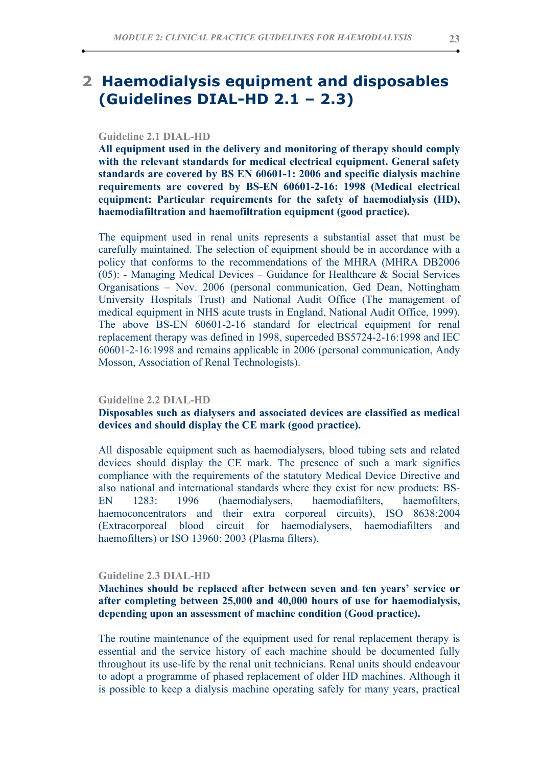# 2 Haemodialysis equipment and disposables (Guidelines DIAL-HD 2.1 – 2.3)

Guideline 2.1 DIAL-HD

**All equipment used in the delivery and monitoring of therapy should comply with the relevant standards for medical electrical equipment. General safety standards are covered by BS EN 60601-1: 2006 and specific dialysis machine requirements are covered by BS-EN 60601-2-16: 1998 (Medical electrical equipment: Particular requirements for the safety of haemodialysis (HD), haemodiafiltration and haemofiltration equipment (good practice).**

The equipment used in renal units represents a substantial asset that must be carefully maintained. The selection of equipment should be in accordance with a policy that conforms to the recommendations of the MHRA (MHRA DB2006 (05): - Managing Medical Devices – Guidance for Healthcare & Social Services Organisations – Nov. 2006 (personal communication, Ged Dean, Nottingham University Hospitals Trust) and National Audit Office (The management of medical equipment in NHS acute trusts in England, National Audit Office, 1999). The above BS-EN 60601-2-16 standard for electrical equipment for renal replacement therapy was defined in 1998, superceded BS5724-2-16:1998 and IEC 60601-2-16:1998 and remains applicable in 2006 (personal communication, Andy Mosson, Association of Renal Technologists).

Guideline 2.2 DIAL-HD

**Disposables such as dialysers and associated devices are classified as medical devices and should display the CE mark (good practice).**

All disposable equipment such as haemodialysers, blood tubing sets and related devices should display the CE mark. The presence of such a mark signifies compliance with the requirements of the statutory Medical Device Directive and also national and international standards where they exist for new products: BS-EN 1283: 1996 (haemodialysers, haemodiafilters, haemofilters, haemoconcentrators and their extra corporeal circuits), ISO 8638:2004 (Extracorporeal blood circuit for haemodialysers, haemodiafilters and haemofilters) or ISO 13960: 2003 (Plasma filters).

Guideline 2.3 DIAL-HD

**Machines should be replaced after between seven and ten years' service or after completing between 25,000 and 40,000 hours of use for haemodialysis, depending upon an assessment of machine condition (Good practice).**

The routine maintenance of the equipment used for renal replacement therapy is essential and the service history of each machine should be documented fully throughout its use-life by the renal unit technicians. Renal units should endeavour to adopt a programme of phased replacement of older HD machines. Although it is possible to keep a dialysis machine operating safely for many years, practical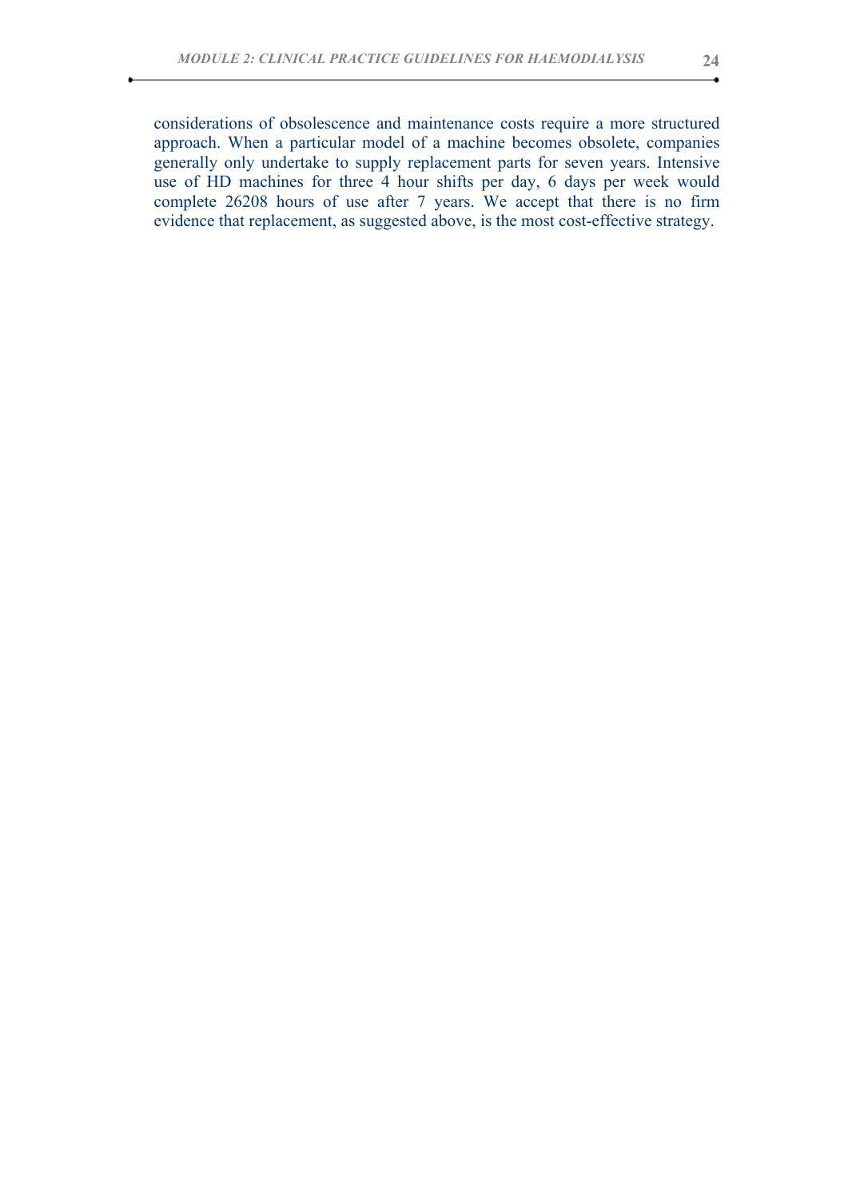considerations of obsolescence and maintenance costs require a more structured approach. When a particular model of a machine becomes obsolete, companies generally only undertake to supply replacement parts for seven years. Intensive use of HD machines for three 4 hour shifts per day, 6 days per week would complete 26208 hours of use after 7 years. We accept that there is no firm evidence that replacement, as suggested above, is the most cost-effective strategy.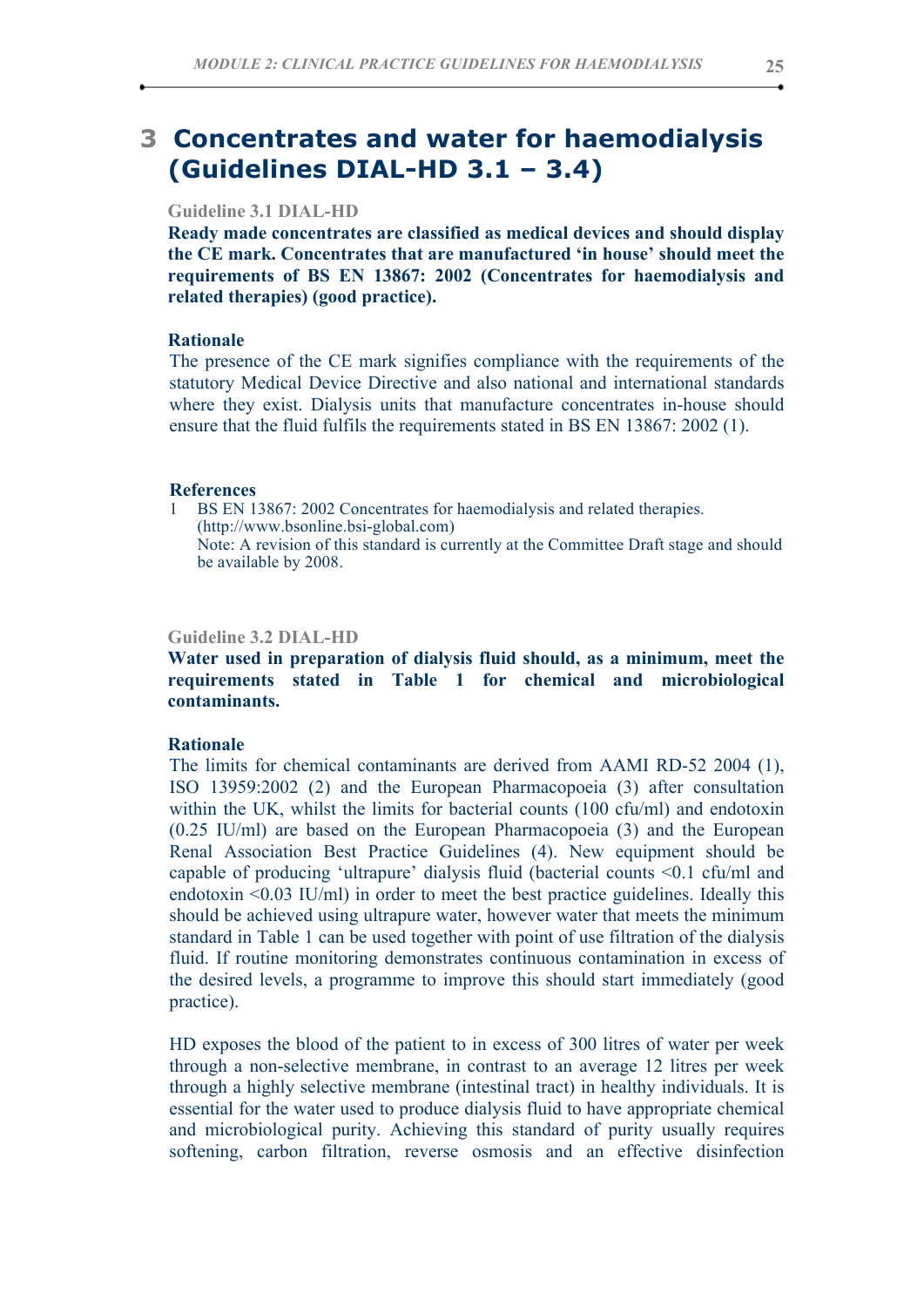# 3 Concentrates and water for haemodialysis (Guidelines DIAL-HD 3.1 – 3.4)

### Guideline 3.1 DIAL-HD

**Ready made concentrates are classified as medical devices and should display the CE mark. Concentrates that are manufactured 'in house' should meet the requirements of BS EN 13867: 2002 (Concentrates for haemodialysis and related therapies) (good practice).**

#### Rationale

The presence of the CE mark signifies compliance with the requirements of the statutory Medical Device Directive and also national and international standards where they exist. Dialysis units that manufacture concentrates in-house should ensure that the fluid fulfils the requirements stated in BS EN 13867: 2002 (1).

#### References

1. BS EN 13867: 2002 Concentrates for haemodialysis and related therapies. (http://www.bsonline.bsi-global.com)
   Note: A revision of this standard is currently at the Committee Draft stage and should be available by 2008.

### Guideline 3.2 DIAL-HD

**Water used in preparation of dialysis fluid should, as a minimum, meet the requirements stated in Table 1 for chemical and microbiological contaminants.**

#### Rationale

The limits for chemical contaminants are derived from AAMI RD-52 2004 (1), ISO 13959:2002 (2) and the European Pharmacopoeia (3) after consultation within the UK, whilst the limits for bacterial counts (100 cfu/ml) and endotoxin (0.25 IU/ml) are based on the European Pharmacopoeia (3) and the European Renal Association Best Practice Guidelines (4). New equipment should be capable of producing 'ultrapure' dialysis fluid (bacterial counts <0.1 cfu/ml and endotoxin <0.03 IU/ml) in order to meet the best practice guidelines. Ideally this should be achieved using ultrapure water, however water that meets the minimum standard in Table 1 can be used together with point of use filtration of the dialysis fluid. If routine monitoring demonstrates continuous contamination in excess of the desired levels, a programme to improve this should start immediately (good practice).

HD exposes the blood of the patient to in excess of 300 litres of water per week through a non-selective membrane, in contrast to an average 12 litres per week through a highly selective membrane (intestinal tract) in healthy individuals. It is essential for the water used to produce dialysis fluid to have appropriate chemical and microbiological purity. Achieving this standard of purity usually requires softening, carbon filtration, reverse osmosis and an effective disinfection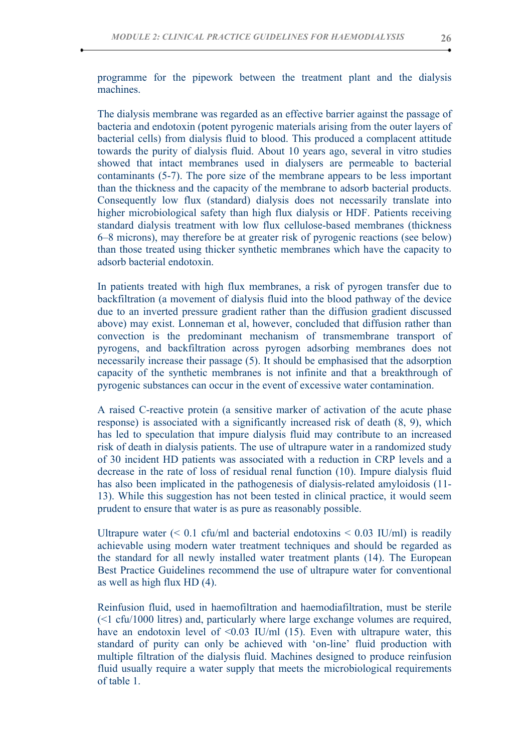programme for the pipework between the treatment plant and the dialysis machines.

The dialysis membrane was regarded as an effective barrier against the passage of bacteria and endotoxin (potent pyrogenic materials arising from the outer layers of bacterial cells) from dialysis fluid to blood. This produced a complacent attitude towards the purity of dialysis fluid. About 10 years ago, several in vitro studies showed that intact membranes used in dialysers are permeable to bacterial contaminants (5-7). The pore size of the membrane appears to be less important than the thickness and the capacity of the membrane to adsorb bacterial products. Consequently low flux (standard) dialysis does not necessarily translate into higher microbiological safety than high flux dialysis or HDF. Patients receiving standard dialysis treatment with low flux cellulose-based membranes (thickness 6–8 microns), may therefore be at greater risk of pyrogenic reactions (see below) than those treated using thicker synthetic membranes which have the capacity to adsorb bacterial endotoxin.

In patients treated with high flux membranes, a risk of pyrogen transfer due to backfiltration (a movement of dialysis fluid into the blood pathway of the device due to an inverted pressure gradient rather than the diffusion gradient discussed above) may exist. Lonneman et al, however, concluded that diffusion rather than convection is the predominant mechanism of transmembrane transport of pyrogens, and backfiltration across pyrogen adsorbing membranes does not necessarily increase their passage (5). It should be emphasised that the adsorption capacity of the synthetic membranes is not infinite and that a breakthrough of pyrogenic substances can occur in the event of excessive water contamination.

A raised C-reactive protein (a sensitive marker of activation of the acute phase response) is associated with a significantly increased risk of death (8, 9), which has led to speculation that impure dialysis fluid may contribute to an increased risk of death in dialysis patients. The use of ultrapure water in a randomized study of 30 incident HD patients was associated with a reduction in CRP levels and a decrease in the rate of loss of residual renal function (10). Impure dialysis fluid has also been implicated in the pathogenesis of dialysis-related amyloidosis (11-13). While this suggestion has not been tested in clinical practice, it would seem prudent to ensure that water is as pure as reasonably possible.

Ultrapure water ($< 0.1$ cfu/ml and bacterial endotoxins $< 0.03$ IU/ml) is readily achievable using modern water treatment techniques and should be regarded as the standard for all newly installed water treatment plants (14). The European Best Practice Guidelines recommend the use of ultrapure water for conventional as well as high flux HD (4).

Reinfusion fluid, used in haemofiltration and haemodiafiltration, must be sterile ($<1$ cfu/1000 litres) and, particularly where large exchange volumes are required, have an endotoxin level of $<0.03$ IU/ml (15). Even with ultrapure water, this standard of purity can only be achieved with 'on-line' fluid production with multiple filtration of the dialysis fluid. Machines designed to produce reinfusion fluid usually require a water supply that meets the microbiological requirements of table 1.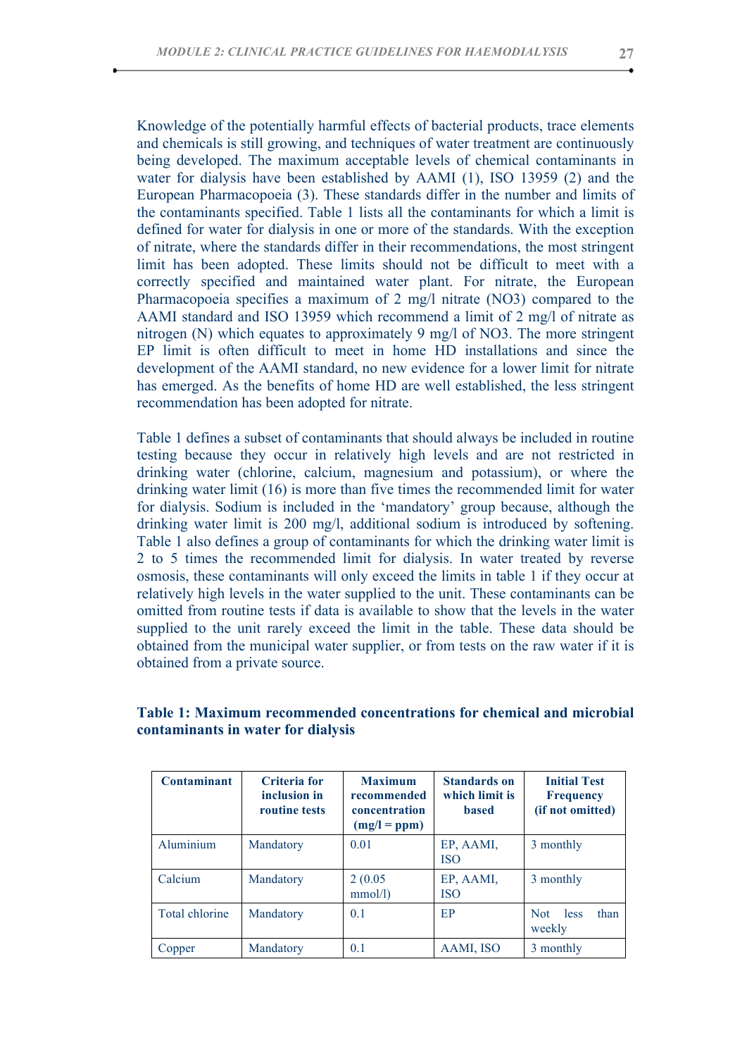Knowledge of the potentially harmful effects of bacterial products, trace elements and chemicals is still growing, and techniques of water treatment are continuously being developed. The maximum acceptable levels of chemical contaminants in water for dialysis have been established by AAMI (1), ISO 13959 (2) and the European Pharmacopoeia (3). These standards differ in the number and limits of the contaminants specified. Table 1 lists all the contaminants for which a limit is defined for water for dialysis in one or more of the standards. With the exception of nitrate, where the standards differ in their recommendations, the most stringent limit has been adopted. These limits should not be difficult to meet with a correctly specified and maintained water plant. For nitrate, the European Pharmacopoeia specifies a maximum of 2 mg/l nitrate (NO3) compared to the AAMI standard and ISO 13959 which recommend a limit of 2 mg/l of nitrate as nitrogen (N) which equates to approximately 9 mg/l of NO3. The more stringent EP limit is often difficult to meet in home HD installations and since the development of the AAMI standard, no new evidence for a lower limit for nitrate has emerged. As the benefits of home HD are well established, the less stringent recommendation has been adopted for nitrate.

Table 1 defines a subset of contaminants that should always be included in routine testing because they occur in relatively high levels and are not restricted in drinking water (chlorine, calcium, magnesium and potassium), or where the drinking water limit (16) is more than five times the recommended limit for water for dialysis. Sodium is included in the 'mandatory' group because, although the drinking water limit is 200 mg/l, additional sodium is introduced by softening. Table 1 also defines a group of contaminants for which the drinking water limit is 2 to 5 times the recommended limit for dialysis. In water treated by reverse osmosis, these contaminants will only exceed the limits in table 1 if they occur at relatively high levels in the water supplied to the unit. These contaminants can be omitted from routine tests if data is available to show that the levels in the water supplied to the unit rarely exceed the limit in the table. These data should be obtained from the municipal water supplier, or from tests on the raw water if it is obtained from a private source.

**Table 1: Maximum recommended concentrations for chemical and microbial contaminants in water for dialysis**

| Contaminant | Criteria for inclusion in routine tests | Maximum recommended concentration (mg/l = ppm) | Standards on which limit is based | Initial Test Frequency (if not omitted) |
|---|---|---|---|---|
| Aluminium | Mandatory | 0.01 | EP, AAMI, ISO | 3 monthly |
| Calcium | Mandatory | 2 (0.05 mmol/l) | EP, AAMI, ISO | 3 monthly |
| Total chlorine | Mandatory | 0.1 | EP | Not less than weekly |
| Copper | Mandatory | 0.1 | AAMI, ISO | 3 monthly |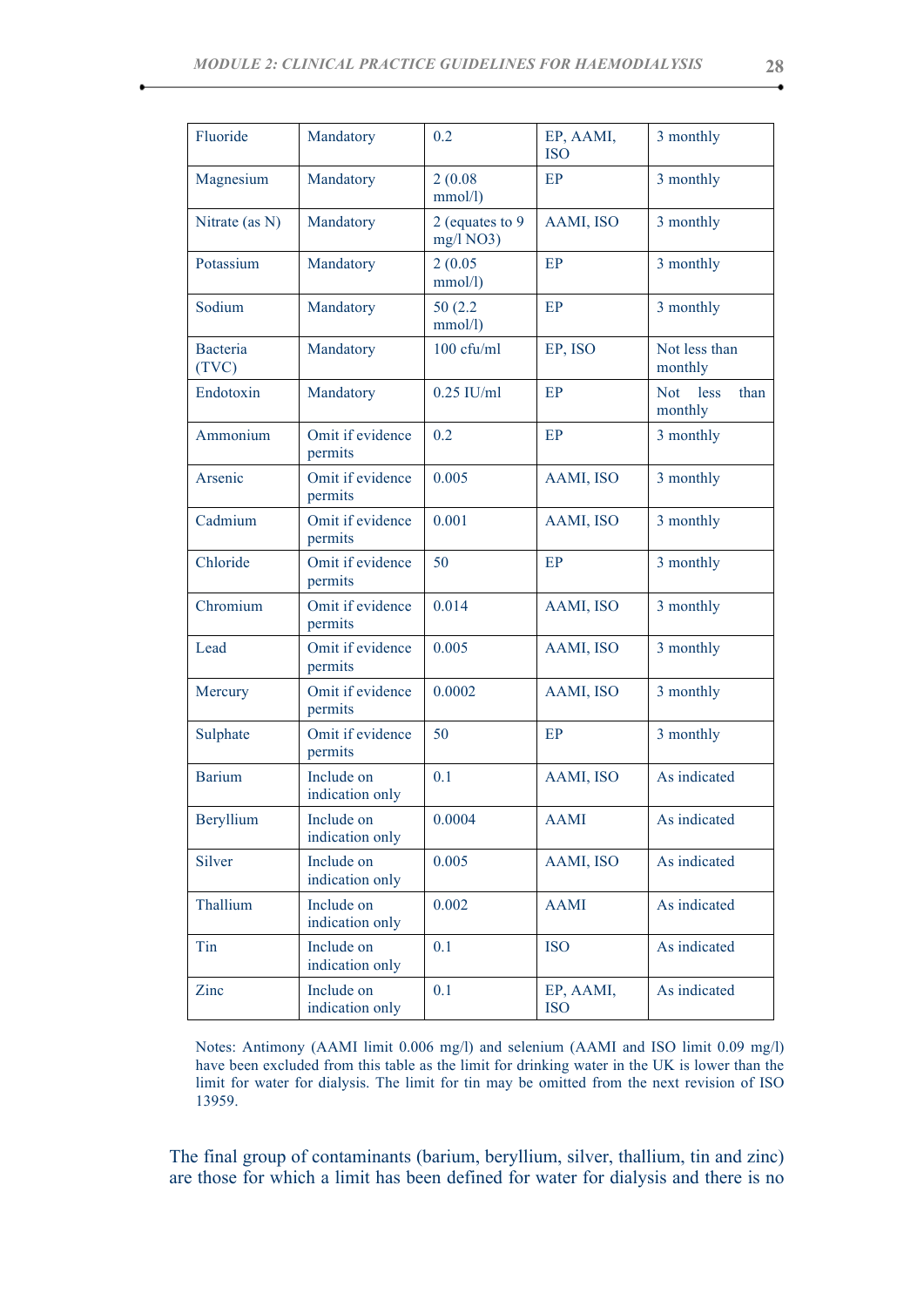| Fluoride | Mandatory | 0.2 | EP, AAMI, ISO | 3 monthly |
|---|---|---|---|---|
| Magnesium | Mandatory | 2 (0.08 mmol/l) | EP | 3 monthly |
| Nitrate (as N) | Mandatory | 2 (equates to 9 mg/l NO3) | AAMI, ISO | 3 monthly |
| Potassium | Mandatory | 2 (0.05 mmol/l) | EP | 3 monthly |
| Sodium | Mandatory | 50 (2.2 mmol/l) | EP | 3 monthly |
| Bacteria (TVC) | Mandatory | 100 cfu/ml | EP, ISO | Not less than monthly |
| Endotoxin | Mandatory | 0.25 IU/ml | EP | Not less than monthly |
| Ammonium | Omit if evidence permits | 0.2 | EP | 3 monthly |
| Arsenic | Omit if evidence permits | 0.005 | AAMI, ISO | 3 monthly |
| Cadmium | Omit if evidence permits | 0.001 | AAMI, ISO | 3 monthly |
| Chloride | Omit if evidence permits | 50 | EP | 3 monthly |
| Chromium | Omit if evidence permits | 0.014 | AAMI, ISO | 3 monthly |
| Lead | Omit if evidence permits | 0.005 | AAMI, ISO | 3 monthly |
| Mercury | Omit if evidence permits | 0.0002 | AAMI, ISO | 3 monthly |
| Sulphate | Omit if evidence permits | 50 | EP | 3 monthly |
| Barium | Include on indication only | 0.1 | AAMI, ISO | As indicated |
| Beryllium | Include on indication only | 0.0004 | AAMI | As indicated |
| Silver | Include on indication only | 0.005 | AAMI, ISO | As indicated |
| Thallium | Include on indication only | 0.002 | AAMI | As indicated |
| Tin | Include on indication only | 0.1 | ISO | As indicated |
| Zinc | Include on indication only | 0.1 | EP, AAMI, ISO | As indicated |

Notes: Antimony (AAMI limit 0.006 mg/l) and selenium (AAMI and ISO limit 0.09 mg/l) have been excluded from this table as the limit for drinking water in the UK is lower than the limit for water for dialysis. The limit for tin may be omitted from the next revision of ISO 13959.

The final group of contaminants (barium, beryllium, silver, thallium, tin and zinc) are those for which a limit has been defined for water for dialysis and there is no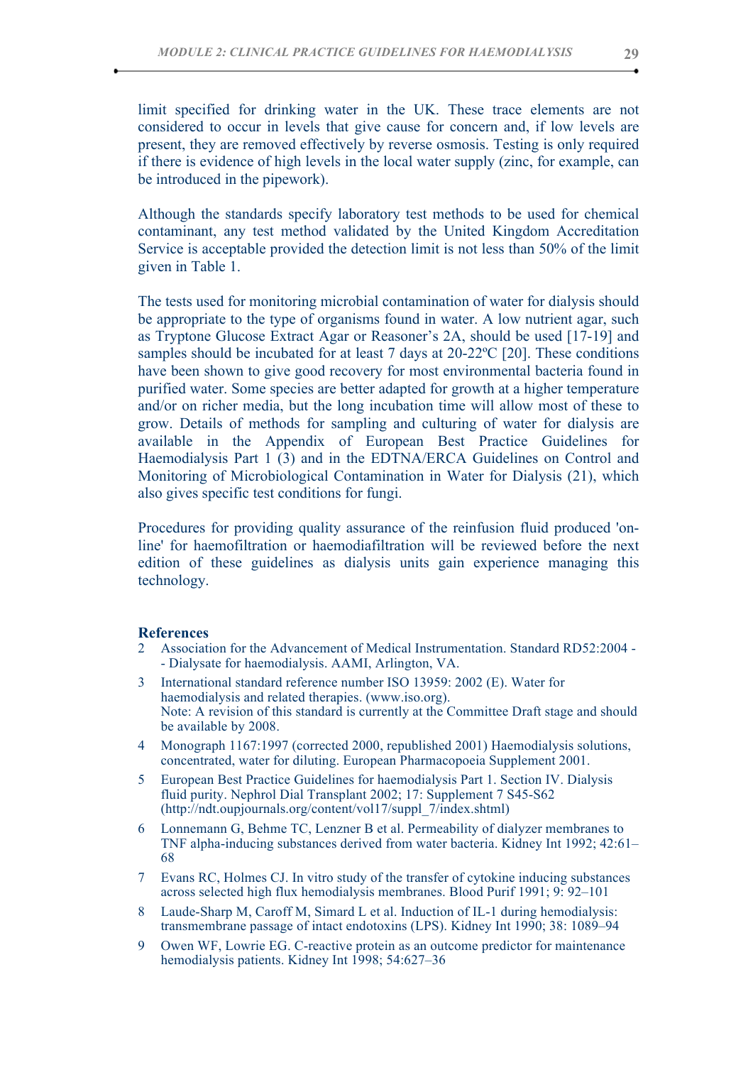limit specified for drinking water in the UK. These trace elements are not considered to occur in levels that give cause for concern and, if low levels are present, they are removed effectively by reverse osmosis. Testing is only required if there is evidence of high levels in the local water supply (zinc, for example, can be introduced in the pipework).

Although the standards specify laboratory test methods to be used for chemical contaminant, any test method validated by the United Kingdom Accreditation Service is acceptable provided the detection limit is not less than 50% of the limit given in Table 1.

The tests used for monitoring microbial contamination of water for dialysis should be appropriate to the type of organisms found in water. A low nutrient agar, such as Tryptone Glucose Extract Agar or Reasoner's 2A, should be used [17-19] and samples should be incubated for at least 7 days at 20-22ºC [20]. These conditions have been shown to give good recovery for most environmental bacteria found in purified water. Some species are better adapted for growth at a higher temperature and/or on richer media, but the long incubation time will allow most of these to grow. Details of methods for sampling and culturing of water for dialysis are available in the Appendix of European Best Practice Guidelines for Haemodialysis Part 1 (3) and in the EDTNA/ERCA Guidelines on Control and Monitoring of Microbiological Contamination in Water for Dialysis (21), which also gives specific test conditions for fungi.

Procedures for providing quality assurance of the reinfusion fluid produced 'on-line' for haemofiltration or haemodiafiltration will be reviewed before the next edition of these guidelines as dialysis units gain experience managing this technology.

## References

2 Association for the Advancement of Medical Instrumentation. Standard RD52:2004 -- Dialysate for haemodialysis. AAMI, Arlington, VA.

3 International standard reference number ISO 13959: 2002 (E). Water for haemodialysis and related therapies. (www.iso.org).
Note: A revision of this standard is currently at the Committee Draft stage and should be available by 2008.

4 Monograph 1167:1997 (corrected 2000, republished 2001) Haemodialysis solutions, concentrated, water for diluting. European Pharmacopoeia Supplement 2001.

5 European Best Practice Guidelines for haemodialysis Part 1. Section IV. Dialysis fluid purity. Nephrol Dial Transplant 2002; 17: Supplement 7 S45-S62 (http://ndt.oupjournals.org/content/vol17/suppl_7/index.shtml)

6 Lonnemann G, Behme TC, Lenzner B et al. Permeability of dialyzer membranes to TNF alpha-inducing substances derived from water bacteria. Kidney Int 1992; 42:61–68

7 Evans RC, Holmes CJ. In vitro study of the transfer of cytokine inducing substances across selected high flux hemodialysis membranes. Blood Purif 1991; 9: 92–101

8 Laude-Sharp M, Caroff M, Simard L et al. Induction of IL-1 during hemodialysis: transmembrane passage of intact endotoxins (LPS). Kidney Int 1990; 38: 1089–94

9 Owen WF, Lowrie EG. C-reactive protein as an outcome predictor for maintenance hemodialysis patients. Kidney Int 1998; 54:627–36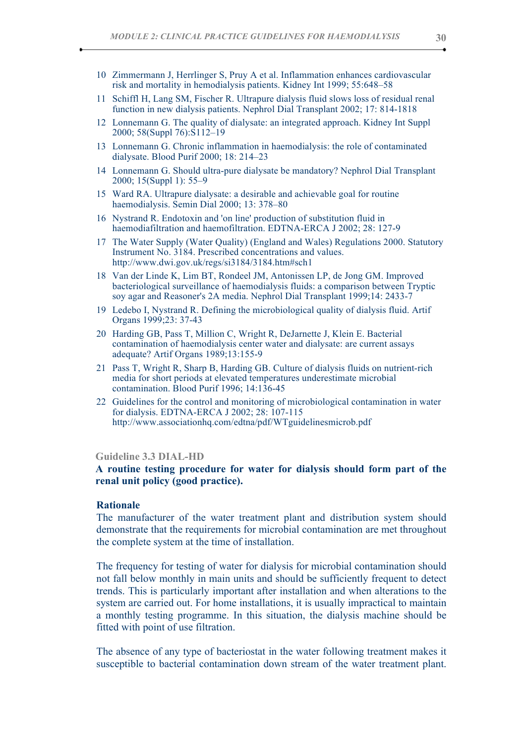10 Zimmermann J, Herrlinger S, Pruy A et al. Inflammation enhances cardiovascular risk and mortality in hemodialysis patients. Kidney Int 1999; 55:648–58

11 Schiffl H, Lang SM, Fischer R. Ultrapure dialysis fluid slows loss of residual renal function in new dialysis patients. Nephrol Dial Transplant 2002; 17: 814-1818

12 Lonnemann G. The quality of dialysate: an integrated approach. Kidney Int Suppl 2000; 58(Suppl 76):S112–19

13 Lonnemann G. Chronic inflammation in haemodialysis: the role of contaminated dialysate. Blood Purif 2000; 18: 214–23

14 Lonnemann G. Should ultra-pure dialysate be mandatory? Nephrol Dial Transplant 2000; 15(Suppl 1): 55–9

15 Ward RA. Ultrapure dialysate: a desirable and achievable goal for routine haemodialysis. Semin Dial 2000; 13: 378–80

16 Nystrand R. Endotoxin and 'on line' production of substitution fluid in haemodiafiltration and haemofiltration. EDTNA-ERCA J 2002; 28: 127-9

17 The Water Supply (Water Quality) (England and Wales) Regulations 2000. Statutory Instrument No. 3184. Prescribed concentrations and values. http://www.dwi.gov.uk/regs/si3184/3184.htm#sch1

18 Van der Linde K, Lim BT, Rondeel JM, Antonissen LP, de Jong GM. Improved bacteriological surveillance of haemodialysis fluids: a comparison between Tryptic soy agar and Reasoner's 2A media. Nephrol Dial Transplant 1999;14: 2433-7

19 Ledebo I, Nystrand R. Defining the microbiological quality of dialysis fluid. Artif Organs 1999;23: 37-43

20 Harding GB, Pass T, Million C, Wright R, DeJarnette J, Klein E. Bacterial contamination of haemodialysis center water and dialysate: are current assays adequate? Artif Organs 1989;13:155-9

21 Pass T, Wright R, Sharp B, Harding GB. Culture of dialysis fluids on nutrient-rich media for short periods at elevated temperatures underestimate microbial contamination. Blood Purif 1996; 14:136-45

22 Guidelines for the control and monitoring of microbiological contamination in water for dialysis. EDTNA-ERCA J 2002; 28: 107-115 http://www.associationhq.com/edtna/pdf/WTguidelinesmicrob.pdf

### Guideline 3.3 DIAL-HD

**A routine testing procedure for water for dialysis should form part of the renal unit policy (good practice).**

#### Rationale

The manufacturer of the water treatment plant and distribution system should demonstrate that the requirements for microbial contamination are met throughout the complete system at the time of installation.

The frequency for testing of water for dialysis for microbial contamination should not fall below monthly in main units and should be sufficiently frequent to detect trends. This is particularly important after installation and when alterations to the system are carried out. For home installations, it is usually impractical to maintain a monthly testing programme. In this situation, the dialysis machine should be fitted with point of use filtration.

The absence of any type of bacteriostat in the water following treatment makes it susceptible to bacterial contamination down stream of the water treatment plant.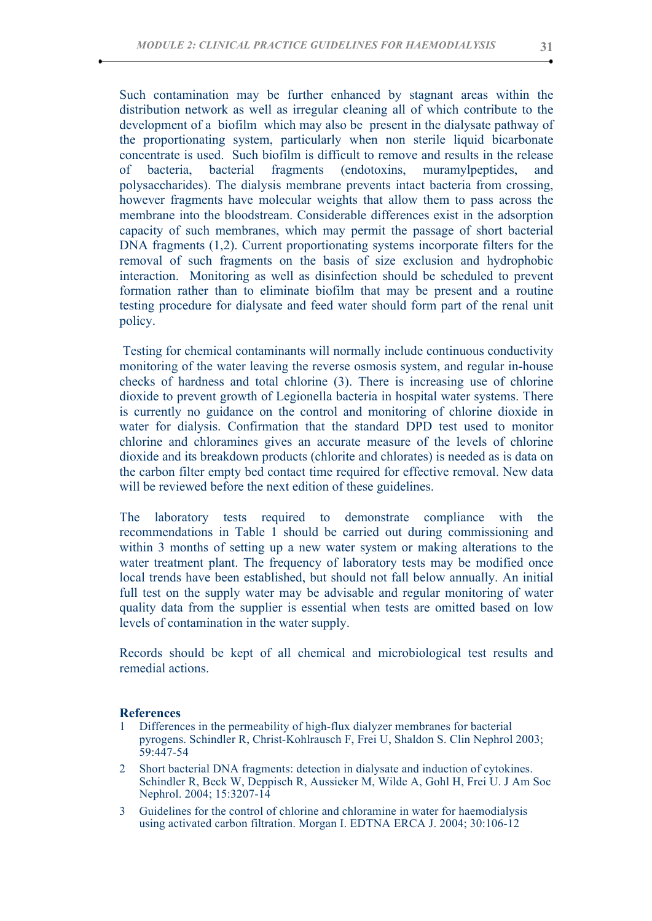Such contamination may be further enhanced by stagnant areas within the distribution network as well as irregular cleaning all of which contribute to the development of a biofilm which may also be present in the dialysate pathway of the proportionating system, particularly when non sterile liquid bicarbonate concentrate is used. Such biofilm is difficult to remove and results in the release of bacteria, bacterial fragments (endotoxins, muramylpeptides, and polysaccharides). The dialysis membrane prevents intact bacteria from crossing, however fragments have molecular weights that allow them to pass across the membrane into the bloodstream. Considerable differences exist in the adsorption capacity of such membranes, which may permit the passage of short bacterial DNA fragments (1,2). Current proportionating systems incorporate filters for the removal of such fragments on the basis of size exclusion and hydrophobic interaction. Monitoring as well as disinfection should be scheduled to prevent formation rather than to eliminate biofilm that may be present and a routine testing procedure for dialysate and feed water should form part of the renal unit policy.

Testing for chemical contaminants will normally include continuous conductivity monitoring of the water leaving the reverse osmosis system, and regular in-house checks of hardness and total chlorine (3). There is increasing use of chlorine dioxide to prevent growth of Legionella bacteria in hospital water systems. There is currently no guidance on the control and monitoring of chlorine dioxide in water for dialysis. Confirmation that the standard DPD test used to monitor chlorine and chloramines gives an accurate measure of the levels of chlorine dioxide and its breakdown products (chlorite and chlorates) is needed as is data on the carbon filter empty bed contact time required for effective removal. New data will be reviewed before the next edition of these guidelines.

The laboratory tests required to demonstrate compliance with the recommendations in Table 1 should be carried out during commissioning and within 3 months of setting up a new water system or making alterations to the water treatment plant. The frequency of laboratory tests may be modified once local trends have been established, but should not fall below annually. An initial full test on the supply water may be advisable and regular monitoring of water quality data from the supplier is essential when tests are omitted based on low levels of contamination in the water supply.

Records should be kept of all chemical and microbiological test results and remedial actions.

**References**

1. Differences in the permeability of high-flux dialyzer membranes for bacterial pyrogens. Schindler R, Christ-Kohlrausch F, Frei U, Shaldon S. Clin Nephrol 2003; 59:447-54
2. Short bacterial DNA fragments: detection in dialysate and induction of cytokines. Schindler R, Beck W, Deppisch R, Aussieker M, Wilde A, Gohl H, Frei U. J Am Soc Nephrol. 2004; 15:3207-14
3. Guidelines for the control of chlorine and chloramine in water for haemodialysis using activated carbon filtration. Morgan I. EDTNA ERCA J. 2004; 30:106-12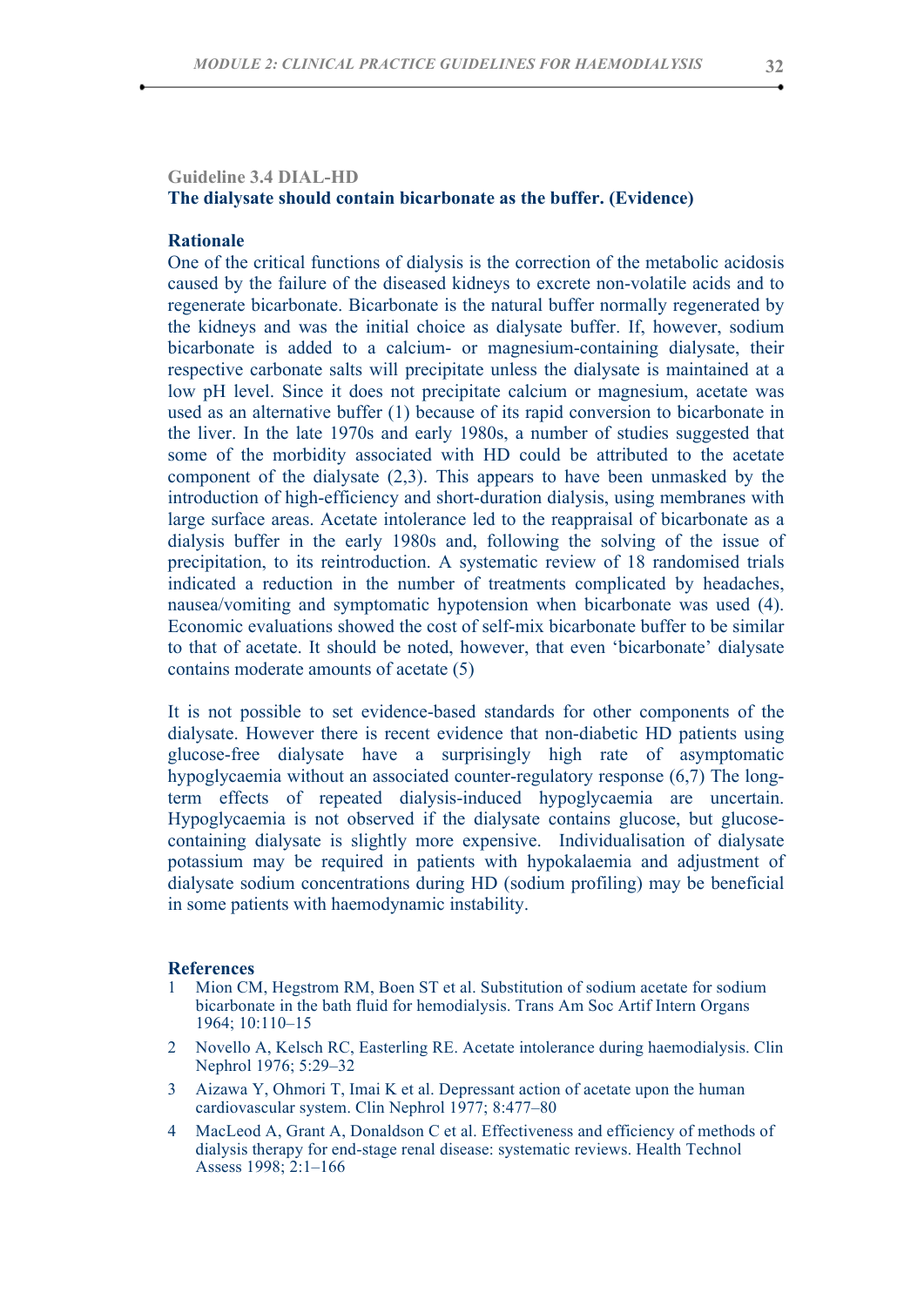### Guideline 3.4 DIAL-HD

**The dialysate should contain bicarbonate as the buffer. (Evidence)**

**Rationale**

One of the critical functions of dialysis is the correction of the metabolic acidosis caused by the failure of the diseased kidneys to excrete non-volatile acids and to regenerate bicarbonate. Bicarbonate is the natural buffer normally regenerated by the kidneys and was the initial choice as dialysate buffer. If, however, sodium bicarbonate is added to a calcium- or magnesium-containing dialysate, their respective carbonate salts will precipitate unless the dialysate is maintained at a low pH level. Since it does not precipitate calcium or magnesium, acetate was used as an alternative buffer (1) because of its rapid conversion to bicarbonate in the liver. In the late 1970s and early 1980s, a number of studies suggested that some of the morbidity associated with HD could be attributed to the acetate component of the dialysate (2,3). This appears to have been unmasked by the introduction of high-efficiency and short-duration dialysis, using membranes with large surface areas. Acetate intolerance led to the reappraisal of bicarbonate as a dialysis buffer in the early 1980s and, following the solving of the issue of precipitation, to its reintroduction. A systematic review of 18 randomised trials indicated a reduction in the number of treatments complicated by headaches, nausea/vomiting and symptomatic hypotension when bicarbonate was used (4). Economic evaluations showed the cost of self-mix bicarbonate buffer to be similar to that of acetate. It should be noted, however, that even 'bicarbonate' dialysate contains moderate amounts of acetate (5)

It is not possible to set evidence-based standards for other components of the dialysate. However there is recent evidence that non-diabetic HD patients using glucose-free dialysate have a surprisingly high rate of asymptomatic hypoglycaemia without an associated counter-regulatory response (6,7) The long-term effects of repeated dialysis-induced hypoglycaemia are uncertain. Hypoglycaemia is not observed if the dialysate contains glucose, but glucose-containing dialysate is slightly more expensive. Individualisation of dialysate potassium may be required in patients with hypokalaemia and adjustment of dialysate sodium concentrations during HD (sodium profiling) may be beneficial in some patients with haemodynamic instability.

**References**

1. Mion CM, Hegstrom RM, Boen ST et al. Substitution of sodium acetate for sodium bicarbonate in the bath fluid for hemodialysis. Trans Am Soc Artif Intern Organs 1964; 10:110–15
2. Novello A, Kelsch RC, Easterling RE. Acetate intolerance during haemodialysis. Clin Nephrol 1976; 5:29–32
3. Aizawa Y, Ohmori T, Imai K et al. Depressant action of acetate upon the human cardiovascular system. Clin Nephrol 1977; 8:477–80
4. MacLeod A, Grant A, Donaldson C et al. Effectiveness and efficiency of methods of dialysis therapy for end-stage renal disease: systematic reviews. Health Technol Assess 1998; 2:1–166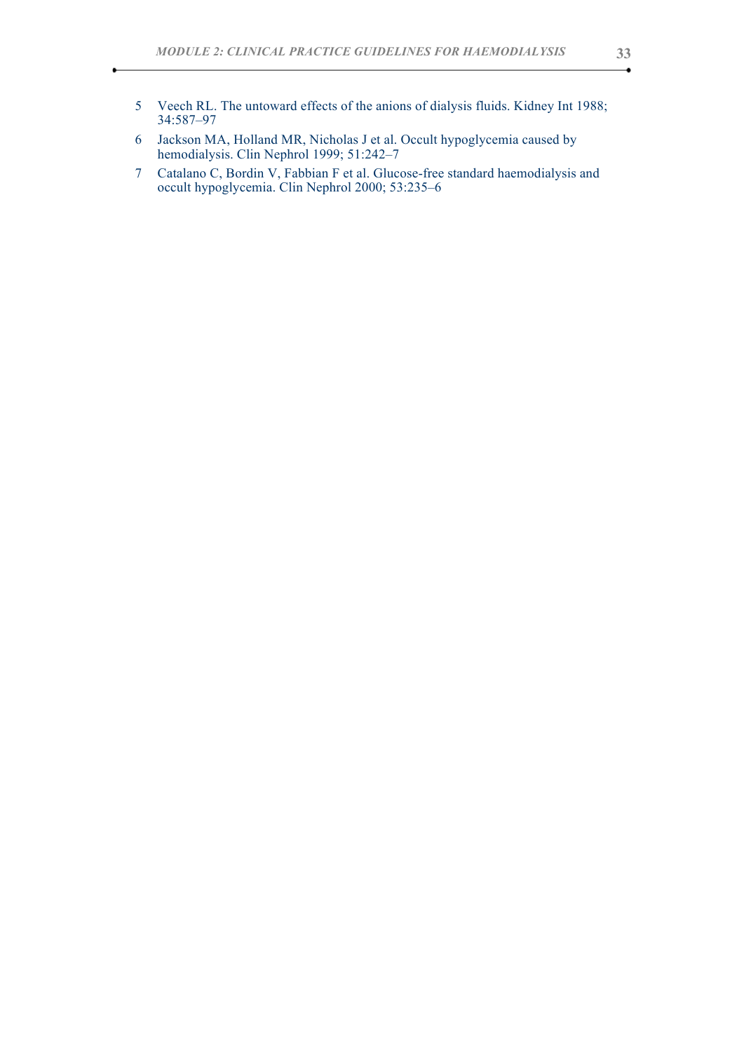5 Veech RL. The untoward effects of the anions of dialysis fluids. Kidney Int 1988; 34:587–97

6 Jackson MA, Holland MR, Nicholas J et al. Occult hypoglycemia caused by hemodialysis. Clin Nephrol 1999; 51:242–7

7 Catalano C, Bordin V, Fabbian F et al. Glucose-free standard haemodialysis and occult hypoglycemia. Clin Nephrol 2000; 53:235–6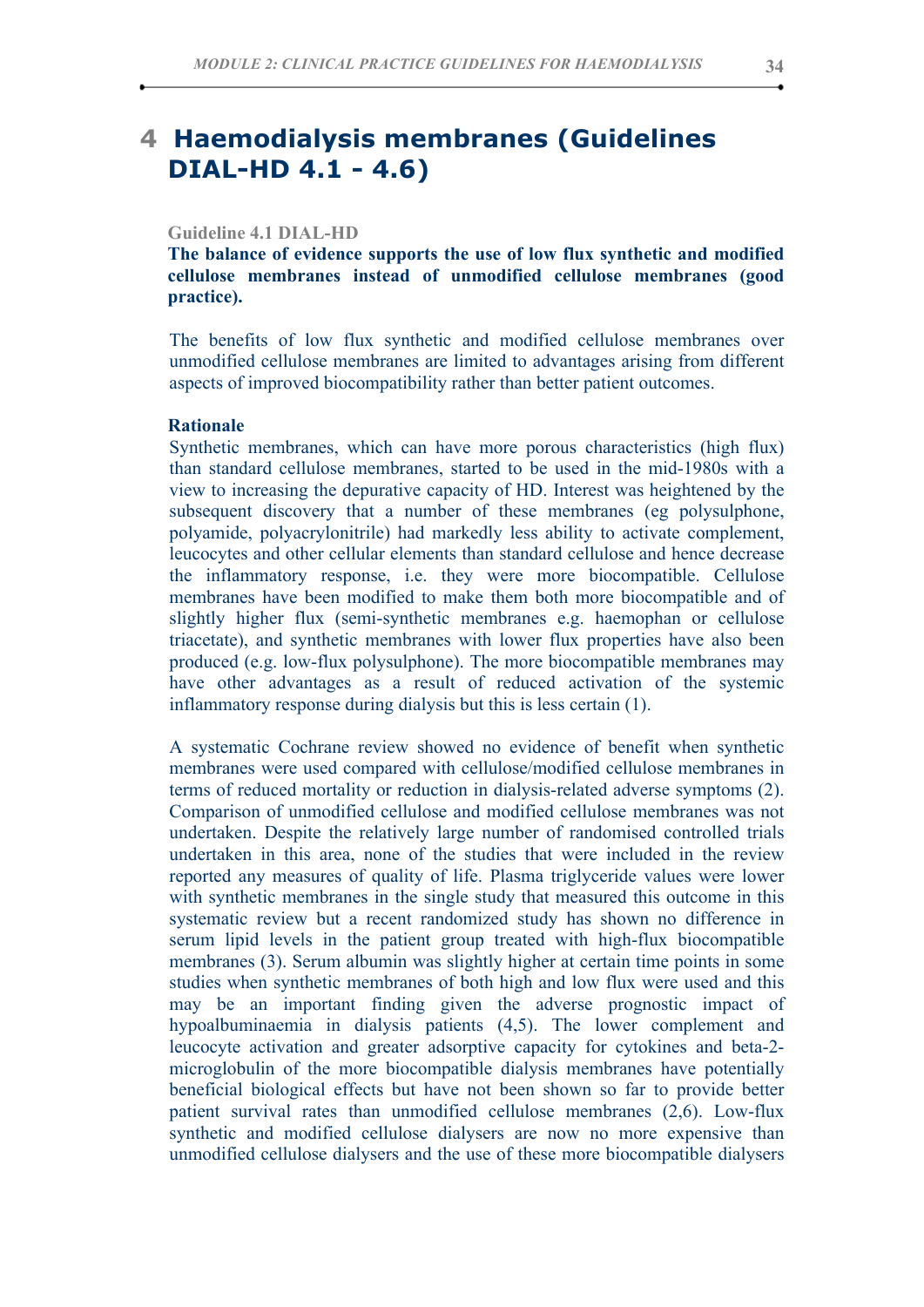# 4 Haemodialysis membranes (Guidelines DIAL-HD 4.1 - 4.6)

**Guideline 4.1 DIAL-HD**

**The balance of evidence supports the use of low flux synthetic and modified cellulose membranes instead of unmodified cellulose membranes (good practice).**

The benefits of low flux synthetic and modified cellulose membranes over unmodified cellulose membranes are limited to advantages arising from different aspects of improved biocompatibility rather than better patient outcomes.

**Rationale**

Synthetic membranes, which can have more porous characteristics (high flux) than standard cellulose membranes, started to be used in the mid-1980s with a view to increasing the depurative capacity of HD. Interest was heightened by the subsequent discovery that a number of these membranes (eg polysulphone, polyamide, polyacrylonitrile) had markedly less ability to activate complement, leucocytes and other cellular elements than standard cellulose and hence decrease the inflammatory response, i.e. they were more biocompatible. Cellulose membranes have been modified to make them both more biocompatible and of slightly higher flux (semi-synthetic membranes e.g. haemophan or cellulose triacetate), and synthetic membranes with lower flux properties have also been produced (e.g. low-flux polysulphone). The more biocompatible membranes may have other advantages as a result of reduced activation of the systemic inflammatory response during dialysis but this is less certain (1).

A systematic Cochrane review showed no evidence of benefit when synthetic membranes were used compared with cellulose/modified cellulose membranes in terms of reduced mortality or reduction in dialysis-related adverse symptoms (2). Comparison of unmodified cellulose and modified cellulose membranes was not undertaken. Despite the relatively large number of randomised controlled trials undertaken in this area, none of the studies that were included in the review reported any measures of quality of life. Plasma triglyceride values were lower with synthetic membranes in the single study that measured this outcome in this systematic review but a recent randomized study has shown no difference in serum lipid levels in the patient group treated with high-flux biocompatible membranes (3). Serum albumin was slightly higher at certain time points in some studies when synthetic membranes of both high and low flux were used and this may be an important finding given the adverse prognostic impact of hypoalbuminaemia in dialysis patients (4,5). The lower complement and leucocyte activation and greater adsorptive capacity for cytokines and beta-2-microglobulin of the more biocompatible dialysis membranes have potentially beneficial biological effects but have not been shown so far to provide better patient survival rates than unmodified cellulose membranes (2,6). Low-flux synthetic and modified cellulose dialysers are now no more expensive than unmodified cellulose dialysers and the use of these more biocompatible dialysers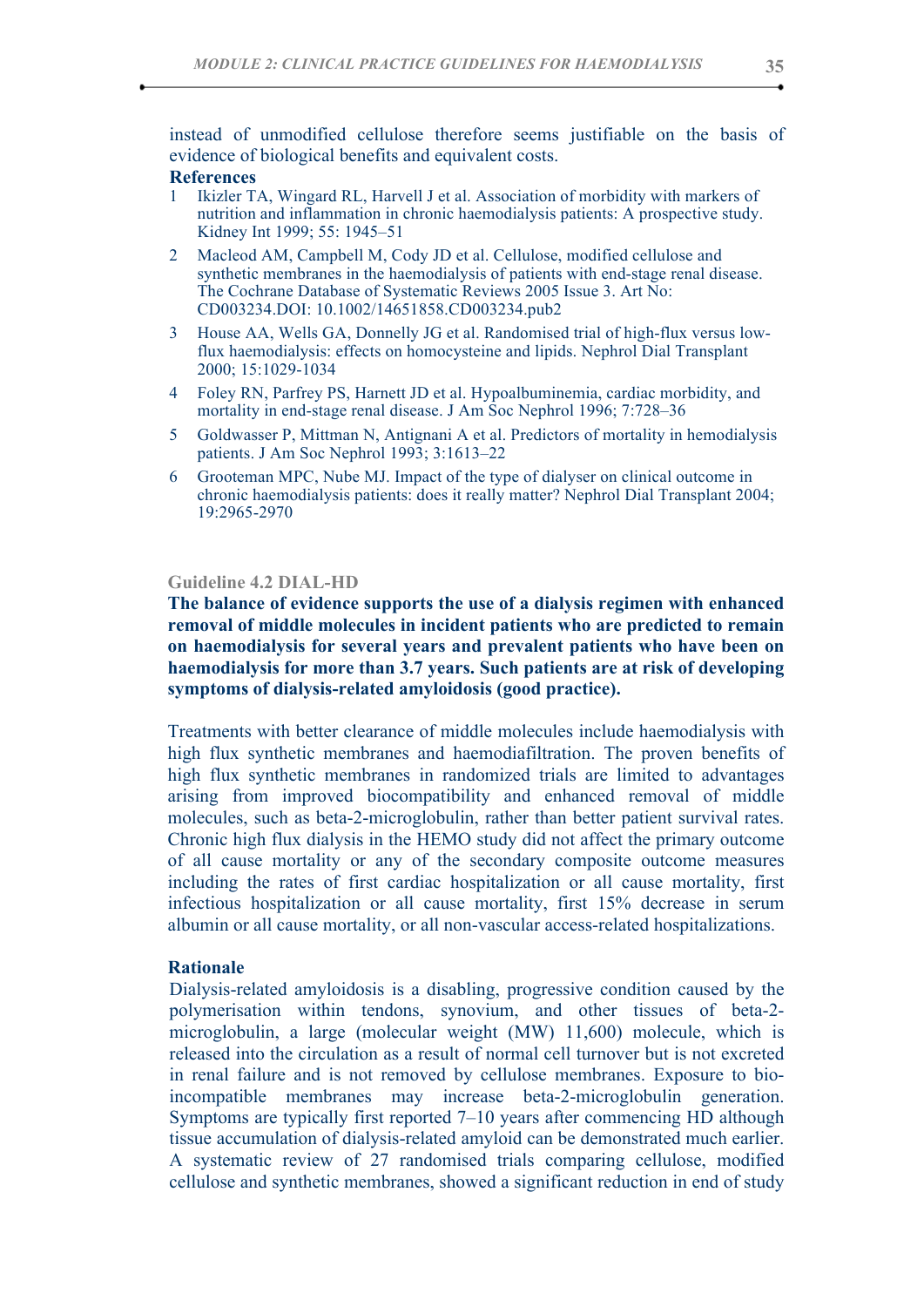instead of unmodified cellulose therefore seems justifiable on the basis of evidence of biological benefits and equivalent costs.

**References**

1. Ikizler TA, Wingard RL, Harvell J et al. Association of morbidity with markers of nutrition and inflammation in chronic haemodialysis patients: A prospective study. Kidney Int 1999; 55: 1945–51
2. Macleod AM, Campbell M, Cody JD et al. Cellulose, modified cellulose and synthetic membranes in the haemodialysis of patients with end-stage renal disease. The Cochrane Database of Systematic Reviews 2005 Issue 3. Art No: CD003234.DOI: 10.1002/14651858.CD003234.pub2
3. House AA, Wells GA, Donnelly JG et al. Randomised trial of high-flux versus low-flux haemodialysis: effects on homocysteine and lipids. Nephrol Dial Transplant 2000; 15:1029-1034
4. Foley RN, Parfrey PS, Harnett JD et al. Hypoalbuminemia, cardiac morbidity, and mortality in end-stage renal disease. J Am Soc Nephrol 1996; 7:728–36
5. Goldwasser P, Mittman N, Antignani A et al. Predictors of mortality in hemodialysis patients. J Am Soc Nephrol 1993; 3:1613–22
6. Grooteman MPC, Nube MJ. Impact of the type of dialyser on clinical outcome in chronic haemodialysis patients: does it really matter? Nephrol Dial Transplant 2004; 19:2965-2970

### Guideline 4.2 DIAL-HD

**The balance of evidence supports the use of a dialysis regimen with enhanced removal of middle molecules in incident patients who are predicted to remain on haemodialysis for several years and prevalent patients who have been on haemodialysis for more than 3.7 years. Such patients are at risk of developing symptoms of dialysis-related amyloidosis (good practice).**

Treatments with better clearance of middle molecules include haemodialysis with high flux synthetic membranes and haemodiafiltration. The proven benefits of high flux synthetic membranes in randomized trials are limited to advantages arising from improved biocompatibility and enhanced removal of middle molecules, such as beta-2-microglobulin, rather than better patient survival rates. Chronic high flux dialysis in the HEMO study did not affect the primary outcome of all cause mortality or any of the secondary composite outcome measures including the rates of first cardiac hospitalization or all cause mortality, first infectious hospitalization or all cause mortality, first 15% decrease in serum albumin or all cause mortality, or all non-vascular access-related hospitalizations.

**Rationale**

Dialysis-related amyloidosis is a disabling, progressive condition caused by the polymerisation within tendons, synovium, and other tissues of beta-2-microglobulin, a large (molecular weight (MW) 11,600) molecule, which is released into the circulation as a result of normal cell turnover but is not excreted in renal failure and is not removed by cellulose membranes. Exposure to bio-incompatible membranes may increase beta-2-microglobulin generation. Symptoms are typically first reported 7–10 years after commencing HD although tissue accumulation of dialysis-related amyloid can be demonstrated much earlier. A systematic review of 27 randomised trials comparing cellulose, modified cellulose and synthetic membranes, showed a significant reduction in end of study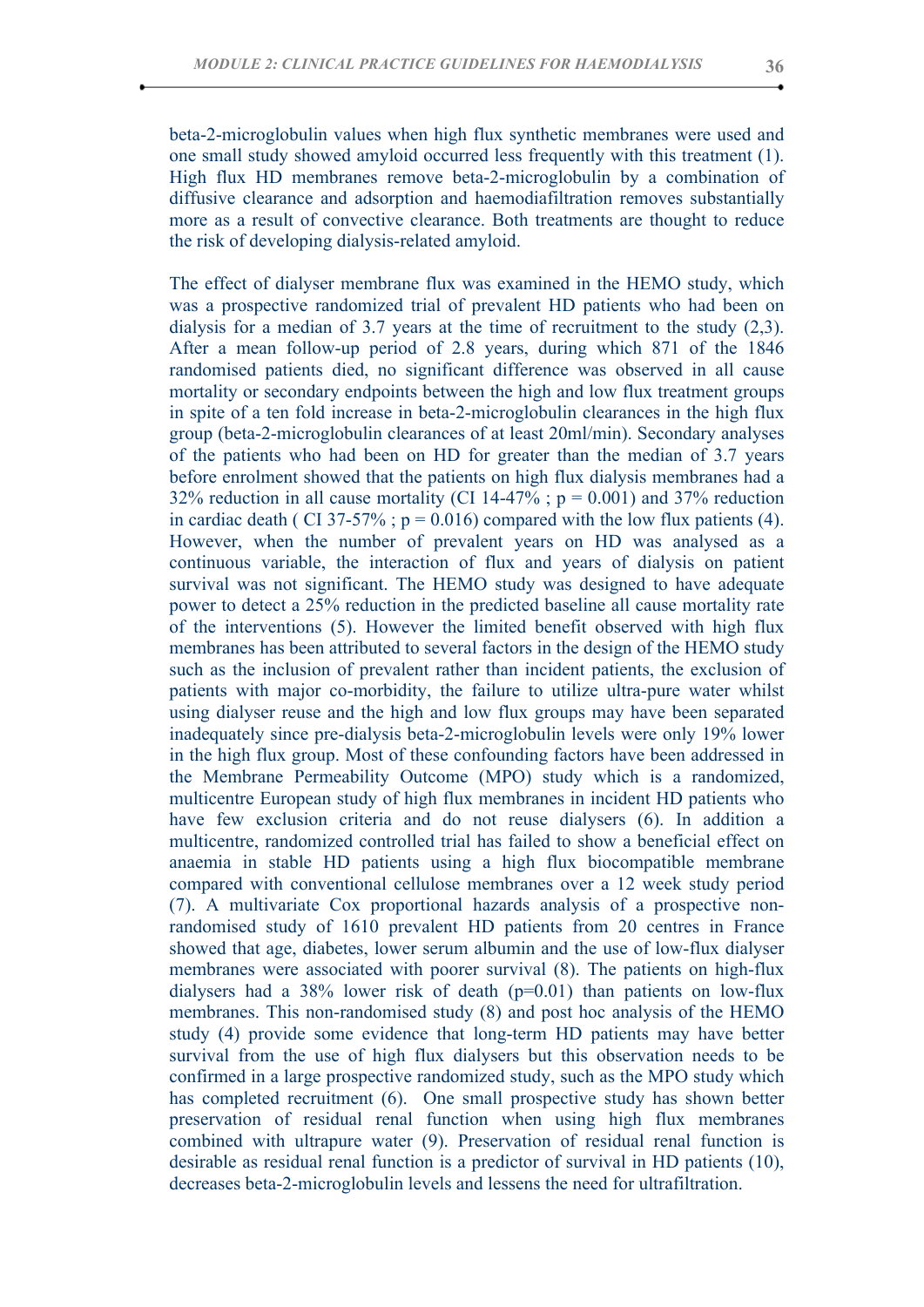beta-2-microglobulin values when high flux synthetic membranes were used and one small study showed amyloid occurred less frequently with this treatment (1). High flux HD membranes remove beta-2-microglobulin by a combination of diffusive clearance and adsorption and haemodiafiltration removes substantially more as a result of convective clearance. Both treatments are thought to reduce the risk of developing dialysis-related amyloid.

The effect of dialyser membrane flux was examined in the HEMO study, which was a prospective randomized trial of prevalent HD patients who had been on dialysis for a median of 3.7 years at the time of recruitment to the study (2,3). After a mean follow-up period of 2.8 years, during which 871 of the 1846 randomised patients died, no significant difference was observed in all cause mortality or secondary endpoints between the high and low flux treatment groups in spite of a ten fold increase in beta-2-microglobulin clearances in the high flux group (beta-2-microglobulin clearances of at least 20ml/min). Secondary analyses of the patients who had been on HD for greater than the median of 3.7 years before enrolment showed that the patients on high flux dialysis membranes had a 32% reduction in all cause mortality (CI 14-47% ; p = 0.001) and 37% reduction in cardiac death ( CI 37-57% ; p = 0.016) compared with the low flux patients (4). However, when the number of prevalent years on HD was analysed as a continuous variable, the interaction of flux and years of dialysis on patient survival was not significant. The HEMO study was designed to have adequate power to detect a 25% reduction in the predicted baseline all cause mortality rate of the interventions (5). However the limited benefit observed with high flux membranes has been attributed to several factors in the design of the HEMO study such as the inclusion of prevalent rather than incident patients, the exclusion of patients with major co-morbidity, the failure to utilize ultra-pure water whilst using dialyser reuse and the high and low flux groups may have been separated inadequately since pre-dialysis beta-2-microglobulin levels were only 19% lower in the high flux group. Most of these confounding factors have been addressed in the Membrane Permeability Outcome (MPO) study which is a randomized, multicentre European study of high flux membranes in incident HD patients who have few exclusion criteria and do not reuse dialysers (6). In addition a multicentre, randomized controlled trial has failed to show a beneficial effect on anaemia in stable HD patients using a high flux biocompatible membrane compared with conventional cellulose membranes over a 12 week study period (7). A multivariate Cox proportional hazards analysis of a prospective non-randomised study of 1610 prevalent HD patients from 20 centres in France showed that age, diabetes, lower serum albumin and the use of low-flux dialyser membranes were associated with poorer survival (8). The patients on high-flux dialysers had a 38% lower risk of death (p=0.01) than patients on low-flux membranes. This non-randomised study (8) and post hoc analysis of the HEMO study (4) provide some evidence that long-term HD patients may have better survival from the use of high flux dialysers but this observation needs to be confirmed in a large prospective randomized study, such as the MPO study which has completed recruitment (6). One small prospective study has shown better preservation of residual renal function when using high flux membranes combined with ultrapure water (9). Preservation of residual renal function is desirable as residual renal function is a predictor of survival in HD patients (10), decreases beta-2-microglobulin levels and lessens the need for ultrafiltration.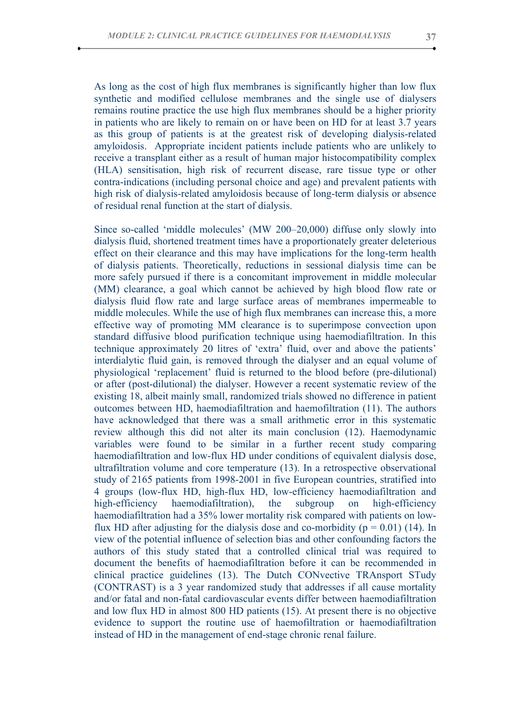As long as the cost of high flux membranes is significantly higher than low flux synthetic and modified cellulose membranes and the single use of dialysers remains routine practice the use high flux membranes should be a higher priority in patients who are likely to remain on or have been on HD for at least 3.7 years as this group of patients is at the greatest risk of developing dialysis-related amyloidosis. Appropriate incident patients include patients who are unlikely to receive a transplant either as a result of human major histocompatibility complex (HLA) sensitisation, high risk of recurrent disease, rare tissue type or other contra-indications (including personal choice and age) and prevalent patients with high risk of dialysis-related amyloidosis because of long-term dialysis or absence of residual renal function at the start of dialysis.

Since so-called 'middle molecules' (MW 200–20,000) diffuse only slowly into dialysis fluid, shortened treatment times have a proportionately greater deleterious effect on their clearance and this may have implications for the long-term health of dialysis patients. Theoretically, reductions in sessional dialysis time can be more safely pursued if there is a concomitant improvement in middle molecular (MM) clearance, a goal which cannot be achieved by high blood flow rate or dialysis fluid flow rate and large surface areas of membranes impermeable to middle molecules. While the use of high flux membranes can increase this, a more effective way of promoting MM clearance is to superimpose convection upon standard diffusive blood purification technique using haemodiafiltration. In this technique approximately 20 litres of 'extra' fluid, over and above the patients' interdialytic fluid gain, is removed through the dialyser and an equal volume of physiological 'replacement' fluid is returned to the blood before (pre-dilutional) or after (post-dilutional) the dialyser. However a recent systematic review of the existing 18, albeit mainly small, randomized trials showed no difference in patient outcomes between HD, haemodiafiltration and haemofiltration (11). The authors have acknowledged that there was a small arithmetic error in this systematic review although this did not alter its main conclusion (12). Haemodynamic variables were found to be similar in a further recent study comparing haemodiafiltration and low-flux HD under conditions of equivalent dialysis dose, ultrafiltration volume and core temperature (13). In a retrospective observational study of 2165 patients from 1998-2001 in five European countries, stratified into 4 groups (low-flux HD, high-flux HD, low-efficiency haemodiafiltration and high-efficiency haemodiafiltration), the subgroup on high-efficiency haemodiafiltration had a 35% lower mortality risk compared with patients on low-flux HD after adjusting for the dialysis dose and co-morbidity ($p = 0.01$) (14). In view of the potential influence of selection bias and other confounding factors the authors of this study stated that a controlled clinical trial was required to document the benefits of haemodiafiltration before it can be recommended in clinical practice guidelines (13). The Dutch CONvective TRAnsport STudy (CONTRAST) is a 3 year randomized study that addresses if all cause mortality and/or fatal and non-fatal cardiovascular events differ between haemodiafiltration and low flux HD in almost 800 HD patients (15). At present there is no objective evidence to support the routine use of haemofiltration or haemodiafiltration instead of HD in the management of end-stage chronic renal failure.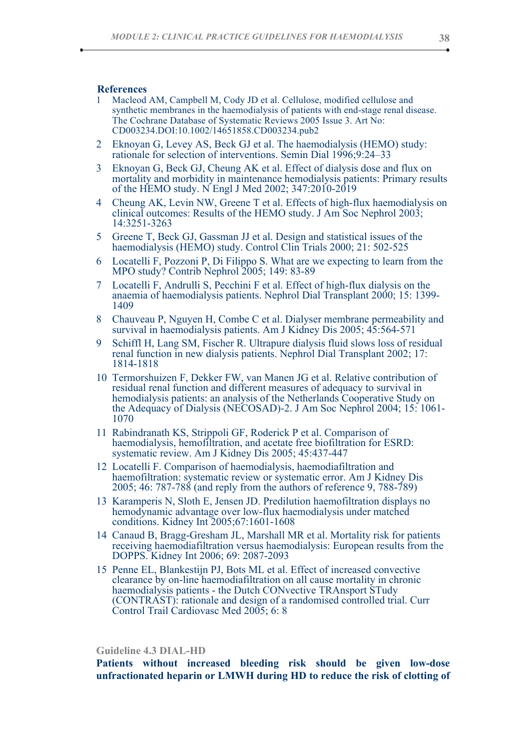### References

1. Macleod AM, Campbell M, Cody JD et al. Cellulose, modified cellulose and synthetic membranes in the haemodialysis of patients with end-stage renal disease. The Cochrane Database of Systematic Reviews 2005 Issue 3. Art No: CD003234.DOI:10.1002/14651858.CD003234.pub2
2. Eknoyan G, Levey AS, Beck GJ et al. The haemodialysis (HEMO) study: rationale for selection of interventions. Semin Dial 1996;9:24–33
3. Eknoyan G, Beck GJ, Cheung AK et al. Effect of dialysis dose and flux on mortality and morbidity in maintenance hemodialysis patients: Primary results of the HEMO study. N Engl J Med 2002; 347:2010-2019
4. Cheung AK, Levin NW, Greene T et al. Effects of high-flux haemodialysis on clinical outcomes: Results of the HEMO study. J Am Soc Nephrol 2003; 14:3251-3263
5. Greene T, Beck GJ, Gassman JJ et al. Design and statistical issues of the haemodialysis (HEMO) study. Control Clin Trials 2000; 21: 502-525
6. Locatelli F, Pozzoni P, Di Filippo S. What are we expecting to learn from the MPO study? Contrib Nephrol 2005; 149: 83-89
7. Locatelli F, Andrulli S, Pecchini F et al. Effect of high-flux dialysis on the anaemia of haemodialysis patients. Nephrol Dial Transplant 2000; 15: 1399-1409
8. Chauveau P, Nguyen H, Combe C et al. Dialyser membrane permeability and survival in haemodialysis patients. Am J Kidney Dis 2005; 45:564-571
9. Schiffl H, Lang SM, Fischer R. Ultrapure dialysis fluid slows loss of residual renal function in new dialysis patients. Nephrol Dial Transplant 2002; 17: 1814-1818
10. Termorshuizen F, Dekker FW, van Manen JG et al. Relative contribution of residual renal function and different measures of adequacy to survival in hemodialysis patients: an analysis of the Netherlands Cooperative Study on the Adequacy of Dialysis (NECOSAD)-2. J Am Soc Nephrol 2004; 15: 1061-1070
11. Rabindranath KS, Strippoli GF, Roderick P et al. Comparison of haemodialysis, hemofiltration, and acetate free biofiltration for ESRD: systematic review. Am J Kidney Dis 2005; 45:437-447
12. Locatelli F. Comparison of haemodialysis, haemodiafiltration and haemofiltration: systematic review or systematic error. Am J Kidney Dis 2005; 46: 787-788 (and reply from the authors of reference 9, 788-789)
13. Karamperis N, Sloth E, Jensen JD. Predilution haemofiltration displays no hemodynamic advantage over low-flux haemodialysis under matched conditions. Kidney Int 2005;67:1601-1608
14. Canaud B, Bragg-Gresham JL, Marshall MR et al. Mortality risk for patients receiving haemodiafiltration versus haemodialysis: European results from the DOPPS. Kidney Int 2006; 69: 2087-2093
15. Penne EL, Blankestijn PJ, Bots ML et al. Effect of increased convective clearance by on-line haemodiafiltration on all cause mortality in chronic haemodialysis patients - the Dutch CONvective TRAnsport STudy (CONTRAST): rationale and design of a randomised controlled trial. Curr Control Trail Cardiovasc Med 2005; 6: 8

### Guideline 4.3 DIAL-HD

**Patients without increased bleeding risk should be given low-dose unfractionated heparin or LMWH during HD to reduce the risk of clotting of**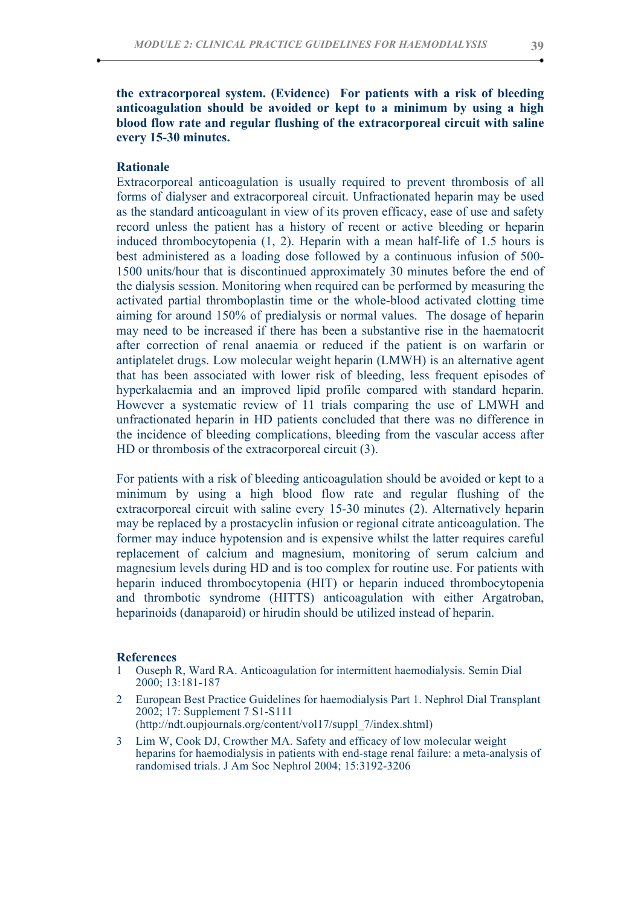**the extracorporeal system. (Evidence) For patients with a risk of bleeding anticoagulation should be avoided or kept to a minimum by using a high blood flow rate and regular flushing of the extracorporeal circuit with saline every 15-30 minutes.**

**Rationale**

Extracorporeal anticoagulation is usually required to prevent thrombosis of all forms of dialyser and extracorporeal circuit. Unfractionated heparin may be used as the standard anticoagulant in view of its proven efficacy, ease of use and safety record unless the patient has a history of recent or active bleeding or heparin induced thrombocytopenia (1, 2). Heparin with a mean half-life of 1.5 hours is best administered as a loading dose followed by a continuous infusion of 500-1500 units/hour that is discontinued approximately 30 minutes before the end of the dialysis session. Monitoring when required can be performed by measuring the activated partial thromboplastin time or the whole-blood activated clotting time aiming for around 150% of predialysis or normal values. The dosage of heparin may need to be increased if there has been a substantive rise in the haematocrit after correction of renal anaemia or reduced if the patient is on warfarin or antiplatelet drugs. Low molecular weight heparin (LMWH) is an alternative agent that has been associated with lower risk of bleeding, less frequent episodes of hyperkalaemia and an improved lipid profile compared with standard heparin. However a systematic review of 11 trials comparing the use of LMWH and unfractionated heparin in HD patients concluded that there was no difference in the incidence of bleeding complications, bleeding from the vascular access after HD or thrombosis of the extracorporeal circuit (3).

For patients with a risk of bleeding anticoagulation should be avoided or kept to a minimum by using a high blood flow rate and regular flushing of the extracorporeal circuit with saline every 15-30 minutes (2). Alternatively heparin may be replaced by a prostacyclin infusion or regional citrate anticoagulation. The former may induce hypotension and is expensive whilst the latter requires careful replacement of calcium and magnesium, monitoring of serum calcium and magnesium levels during HD and is too complex for routine use. For patients with heparin induced thrombocytopenia (HIT) or heparin induced thrombocytopenia and thrombotic syndrome (HITTS) anticoagulation with either Argatroban, heparinoids (danaparoid) or hirudin should be utilized instead of heparin.

**References**

1. Ouseph R, Ward RA. Anticoagulation for intermittent haemodialysis. Semin Dial 2000; 13:181-187
2. European Best Practice Guidelines for haemodialysis Part 1. Nephrol Dial Transplant 2002; 17: Supplement 7 S1-S111 (http://ndt.oupjournals.org/content/vol17/suppl_7/index.shtml)
3. Lim W, Cook DJ, Crowther MA. Safety and efficacy of low molecular weight heparins for haemodialysis in patients with end-stage renal failure: a meta-analysis of randomised trials. J Am Soc Nephrol 2004; 15:3192-3206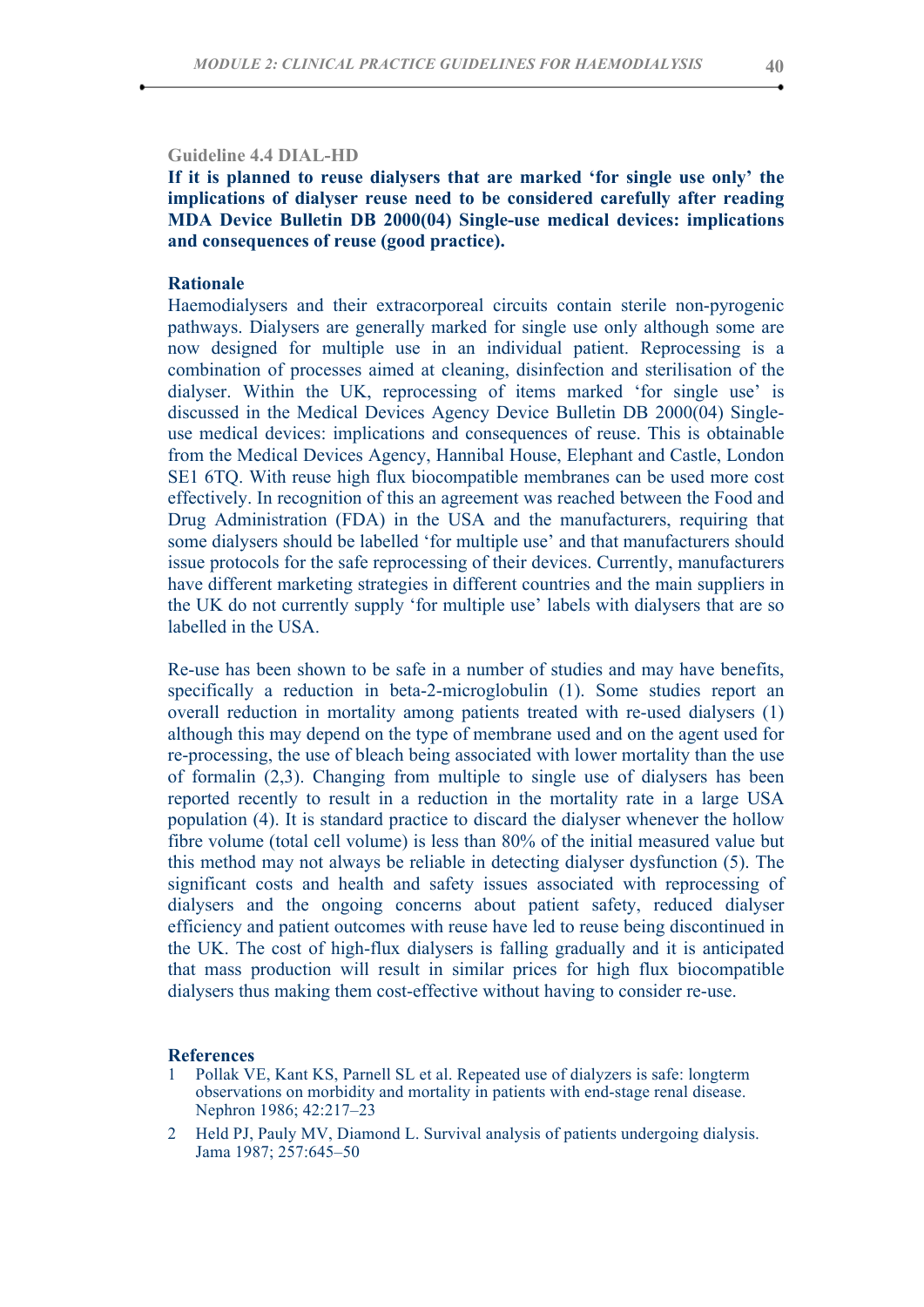### Guideline 4.4 DIAL-HD

**If it is planned to reuse dialysers that are marked 'for single use only' the implications of dialyser reuse need to be considered carefully after reading MDA Device Bulletin DB 2000(04) Single-use medical devices: implications and consequences of reuse (good practice).**

#### Rationale

Haemodialysers and their extracorporeal circuits contain sterile non-pyrogenic pathways. Dialysers are generally marked for single use only although some are now designed for multiple use in an individual patient. Reprocessing is a combination of processes aimed at cleaning, disinfection and sterilisation of the dialyser. Within the UK, reprocessing of items marked 'for single use' is discussed in the Medical Devices Agency Device Bulletin DB 2000(04) Single-use medical devices: implications and consequences of reuse. This is obtainable from the Medical Devices Agency, Hannibal House, Elephant and Castle, London SE1 6TQ. With reuse high flux biocompatible membranes can be used more cost effectively. In recognition of this an agreement was reached between the Food and Drug Administration (FDA) in the USA and the manufacturers, requiring that some dialysers should be labelled 'for multiple use' and that manufacturers should issue protocols for the safe reprocessing of their devices. Currently, manufacturers have different marketing strategies in different countries and the main suppliers in the UK do not currently supply 'for multiple use' labels with dialysers that are so labelled in the USA.

Re-use has been shown to be safe in a number of studies and may have benefits, specifically a reduction in beta-2-microglobulin (1). Some studies report an overall reduction in mortality among patients treated with re-used dialysers (1) although this may depend on the type of membrane used and on the agent used for re-processing, the use of bleach being associated with lower mortality than the use of formalin (2,3). Changing from multiple to single use of dialysers has been reported recently to result in a reduction in the mortality rate in a large USA population (4). It is standard practice to discard the dialyser whenever the hollow fibre volume (total cell volume) is less than 80% of the initial measured value but this method may not always be reliable in detecting dialyser dysfunction (5). The significant costs and health and safety issues associated with reprocessing of dialysers and the ongoing concerns about patient safety, reduced dialyser efficiency and patient outcomes with reuse have led to reuse being discontinued in the UK. The cost of high-flux dialysers is falling gradually and it is anticipated that mass production will result in similar prices for high flux biocompatible dialysers thus making them cost-effective without having to consider re-use.

#### References

1. Pollak VE, Kant KS, Parnell SL et al. Repeated use of dialyzers is safe: longterm observations on morbidity and mortality in patients with end-stage renal disease. Nephron 1986; 42:217–23
2. Held PJ, Pauly MV, Diamond L. Survival analysis of patients undergoing dialysis. Jama 1987; 257:645–50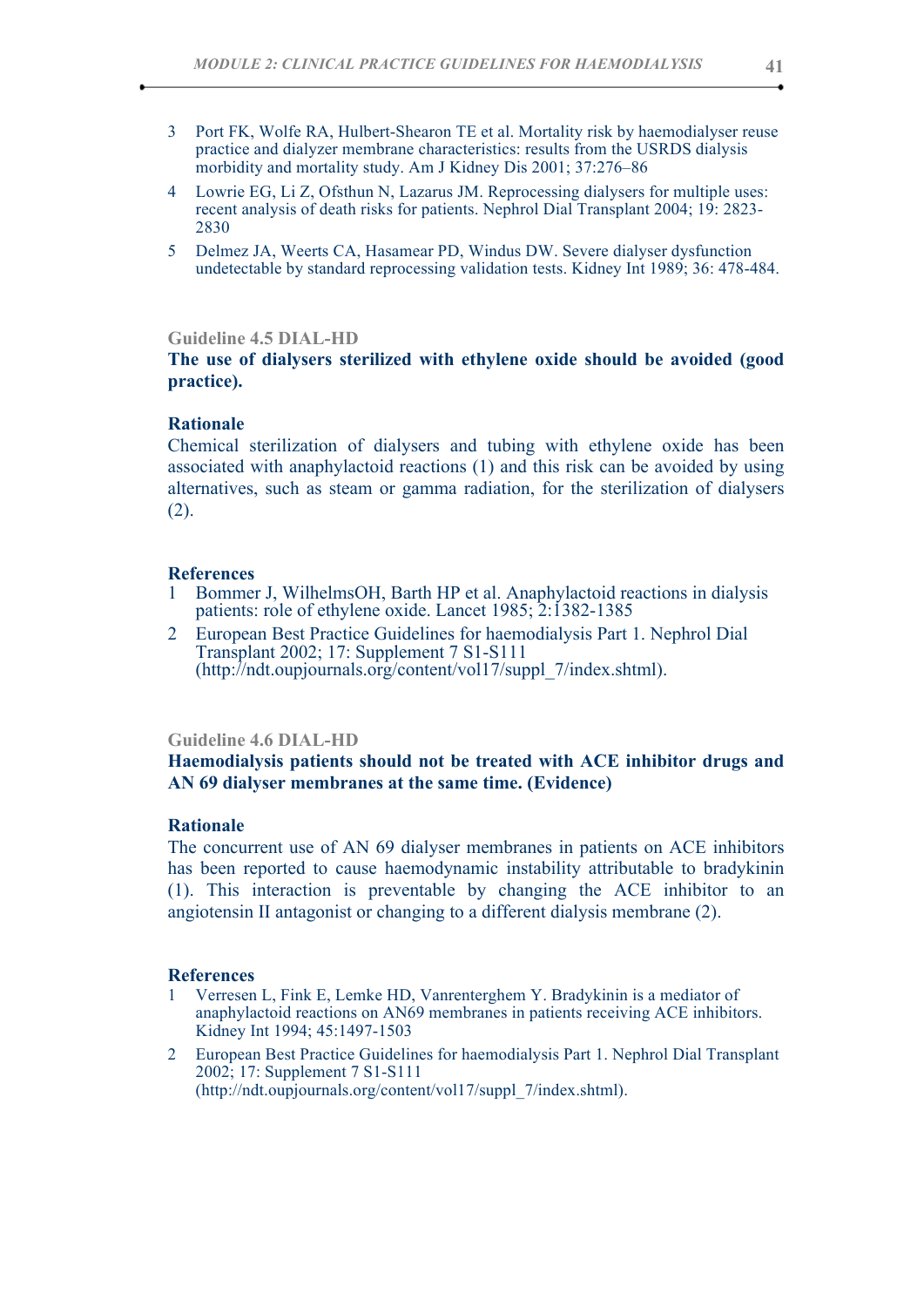3. Port FK, Wolfe RA, Hulbert-Shearon TE et al. Mortality risk by haemodialyser reuse practice and dialyzer membrane characteristics: results from the USRDS dialysis morbidity and mortality study. Am J Kidney Dis 2001; 37:276–86
4. Lowrie EG, Li Z, Ofsthun N, Lazarus JM. Reprocessing dialysers for multiple uses: recent analysis of death risks for patients. Nephrol Dial Transplant 2004; 19: 2823-2830
5. Delmez JA, Weerts CA, Hasamear PD, Windus DW. Severe dialyser dysfunction undetectable by standard reprocessing validation tests. Kidney Int 1989; 36: 478-484.

### Guideline 4.5 DIAL-HD

**The use of dialysers sterilized with ethylene oxide should be avoided (good practice).**

#### Rationale

Chemical sterilization of dialysers and tubing with ethylene oxide has been associated with anaphylactoid reactions (1) and this risk can be avoided by using alternatives, such as steam or gamma radiation, for the sterilization of dialysers (2).

#### References

1. Bommer J, WilhelmsOH, Barth HP et al. Anaphylactoid reactions in dialysis patients: role of ethylene oxide. Lancet 1985; 2:1382-1385
2. European Best Practice Guidelines for haemodialysis Part 1. Nephrol Dial Transplant 2002; 17: Supplement 7 S1-S111 (http://ndt.oupjournals.org/content/vol17/suppl_7/index.shtml).

### Guideline 4.6 DIAL-HD

**Haemodialysis patients should not be treated with ACE inhibitor drugs and AN 69 dialyser membranes at the same time. (Evidence)**

#### Rationale

The concurrent use of AN 69 dialyser membranes in patients on ACE inhibitors has been reported to cause haemodynamic instability attributable to bradykinin (1). This interaction is preventable by changing the ACE inhibitor to an angiotensin II antagonist or changing to a different dialysis membrane (2).

#### References

1. Verresen L, Fink E, Lemke HD, Vanrenterghem Y. Bradykinin is a mediator of anaphylactoid reactions on AN69 membranes in patients receiving ACE inhibitors. Kidney Int 1994; 45:1497-1503
2. European Best Practice Guidelines for haemodialysis Part 1. Nephrol Dial Transplant 2002; 17: Supplement 7 S1-S111 (http://ndt.oupjournals.org/content/vol17/suppl_7/index.shtml).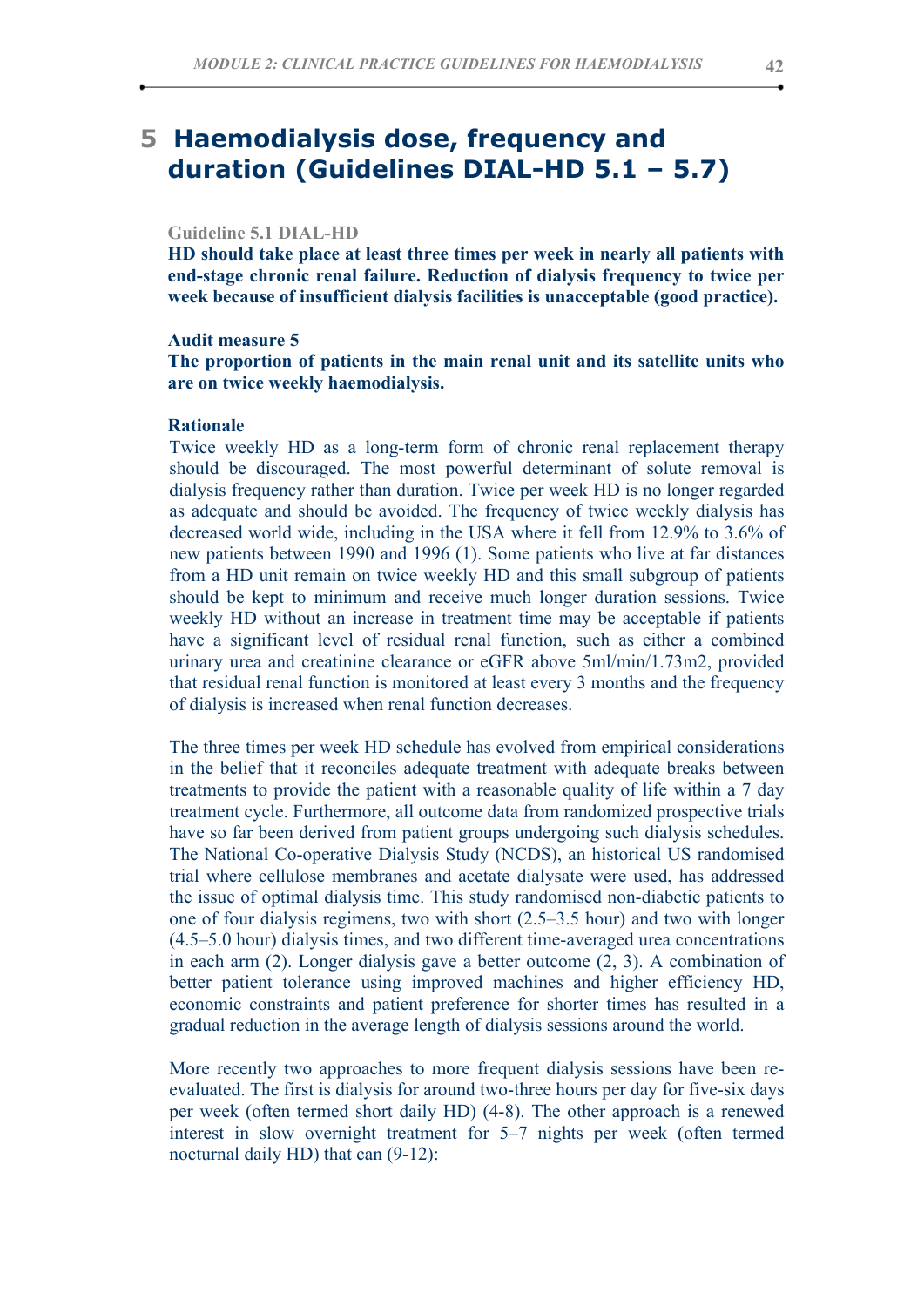# 5 Haemodialysis dose, frequency and duration (Guidelines DIAL-HD 5.1 – 5.7)

**Guideline 5.1 DIAL-HD**

**HD should take place at least three times per week in nearly all patients with end-stage chronic renal failure. Reduction of dialysis frequency to twice per week because of insufficient dialysis facilities is unacceptable (good practice).**

**Audit measure 5**

**The proportion of patients in the main renal unit and its satellite units who are on twice weekly haemodialysis.**

**Rationale**

Twice weekly HD as a long-term form of chronic renal replacement therapy should be discouraged. The most powerful determinant of solute removal is dialysis frequency rather than duration. Twice per week HD is no longer regarded as adequate and should be avoided. The frequency of twice weekly dialysis has decreased world wide, including in the USA where it fell from 12.9% to 3.6% of new patients between 1990 and 1996 (1). Some patients who live at far distances from a HD unit remain on twice weekly HD and this small subgroup of patients should be kept to minimum and receive much longer duration sessions. Twice weekly HD without an increase in treatment time may be acceptable if patients have a significant level of residual renal function, such as either a combined urinary urea and creatinine clearance or eGFR above 5ml/min/1.73m2, provided that residual renal function is monitored at least every 3 months and the frequency of dialysis is increased when renal function decreases.

The three times per week HD schedule has evolved from empirical considerations in the belief that it reconciles adequate treatment with adequate breaks between treatments to provide the patient with a reasonable quality of life within a 7 day treatment cycle. Furthermore, all outcome data from randomized prospective trials have so far been derived from patient groups undergoing such dialysis schedules. The National Co-operative Dialysis Study (NCDS), an historical US randomised trial where cellulose membranes and acetate dialysate were used, has addressed the issue of optimal dialysis time. This study randomised non-diabetic patients to one of four dialysis regimens, two with short (2.5–3.5 hour) and two with longer (4.5–5.0 hour) dialysis times, and two different time-averaged urea concentrations in each arm (2). Longer dialysis gave a better outcome (2, 3). A combination of better patient tolerance using improved machines and higher efficiency HD, economic constraints and patient preference for shorter times has resulted in a gradual reduction in the average length of dialysis sessions around the world.

More recently two approaches to more frequent dialysis sessions have been re-evaluated. The first is dialysis for around two-three hours per day for five-six days per week (often termed short daily HD) (4-8). The other approach is a renewed interest in slow overnight treatment for 5–7 nights per week (often termed nocturnal daily HD) that can (9-12):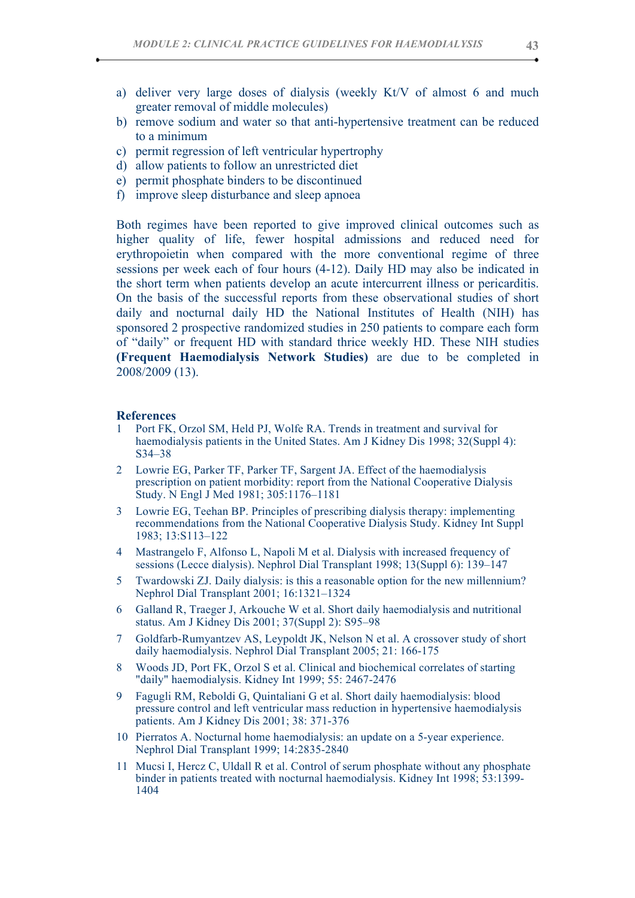a) deliver very large doses of dialysis (weekly Kt/V of almost 6 and much greater removal of middle molecules)
b) remove sodium and water so that anti-hypertensive treatment can be reduced to a minimum
c) permit regression of left ventricular hypertrophy
d) allow patients to follow an unrestricted diet
e) permit phosphate binders to be discontinued
f) improve sleep disturbance and sleep apnoea

Both regimes have been reported to give improved clinical outcomes such as higher quality of life, fewer hospital admissions and reduced need for erythropoietin when compared with the more conventional regime of three sessions per week each of four hours (4-12). Daily HD may also be indicated in the short term when patients develop an acute intercurrent illness or pericarditis. On the basis of the successful reports from these observational studies of short daily and nocturnal daily HD the National Institutes of Health (NIH) has sponsored 2 prospective randomized studies in 250 patients to compare each form of "daily" or frequent HD with standard thrice weekly HD. These NIH studies **(Frequent Haemodialysis Network Studies)** are due to be completed in 2008/2009 (13).

## References

1. Port FK, Orzol SM, Held PJ, Wolfe RA. Trends in treatment and survival for haemodialysis patients in the United States. Am J Kidney Dis 1998; 32(Suppl 4): S34–38
2. Lowrie EG, Parker TF, Parker TF, Sargent JA. Effect of the haemodialysis prescription on patient morbidity: report from the National Cooperative Dialysis Study. N Engl J Med 1981; 305:1176–1181
3. Lowrie EG, Teehan BP. Principles of prescribing dialysis therapy: implementing recommendations from the National Cooperative Dialysis Study. Kidney Int Suppl 1983; 13:S113–122
4. Mastrangelo F, Alfonso L, Napoli M et al. Dialysis with increased frequency of sessions (Lecce dialysis). Nephrol Dial Transplant 1998; 13(Suppl 6): 139–147
5. Twardowski ZJ. Daily dialysis: is this a reasonable option for the new millennium? Nephrol Dial Transplant 2001; 16:1321–1324
6. Galland R, Traeger J, Arkouche W et al. Short daily haemodialysis and nutritional status. Am J Kidney Dis 2001; 37(Suppl 2): S95–98
7. Goldfarb-Rumyantzev AS, Leypoldt JK, Nelson N et al. A crossover study of short daily haemodialysis. Nephrol Dial Transplant 2005; 21: 166-175
8. Woods JD, Port FK, Orzol S et al. Clinical and biochemical correlates of starting "daily" haemodialysis. Kidney Int 1999; 55: 2467-2476
9. Fagugli RM, Reboldi G, Quintaliani G et al. Short daily haemodialysis: blood pressure control and left ventricular mass reduction in hypertensive haemodialysis patients. Am J Kidney Dis 2001; 38: 371-376
10. Pierratos A. Nocturnal home haemodialysis: an update on a 5-year experience. Nephrol Dial Transplant 1999; 14:2835-2840
11. Mucsi I, Hercz C, Uldall R et al. Control of serum phosphate without any phosphate binder in patients treated with nocturnal haemodialysis. Kidney Int 1998; 53:1399-1404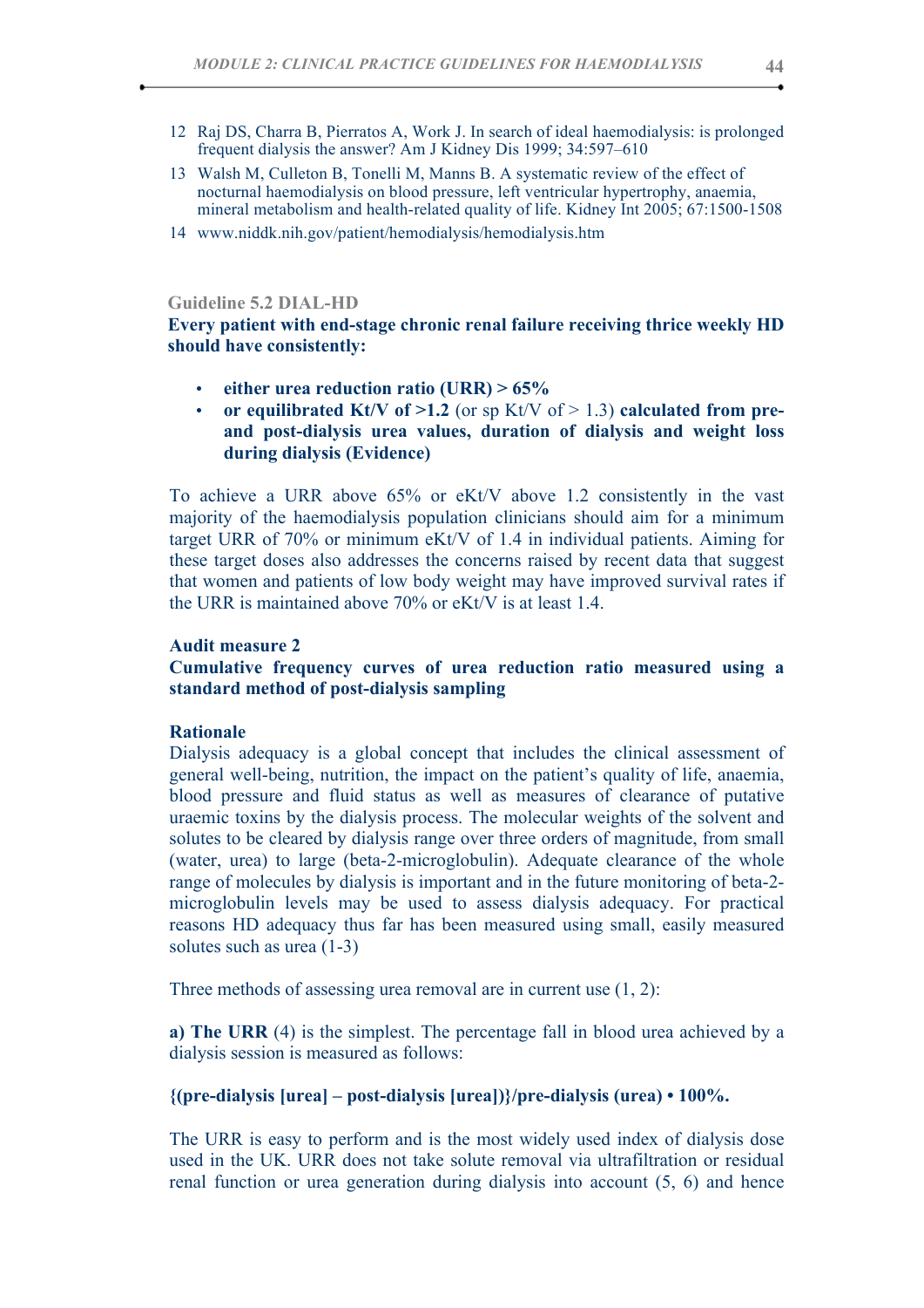12 Raj DS, Charra B, Pierratos A, Work J. In search of ideal haemodialysis: is prolonged frequent dialysis the answer? Am J Kidney Dis 1999; 34:597–610

13 Walsh M, Culleton B, Tonelli M, Manns B. A systematic review of the effect of nocturnal haemodialysis on blood pressure, left ventricular hypertrophy, anaemia, mineral metabolism and health-related quality of life. Kidney Int 2005; 67:1500-1508

14 www.niddk.nih.gov/patient/hemodialysis/hemodialysis.htm

### Guideline 5.2 DIAL-HD

**Every patient with end-stage chronic renal failure receiving thrice weekly HD should have consistently:**

- **either urea reduction ratio (URR) > 65%**
- **or equilibrated Kt/V of >1.2** (or sp Kt/V of > 1.3) **calculated from pre- and post-dialysis urea values, duration of dialysis and weight loss during dialysis (Evidence)**

To achieve a URR above 65% or eKt/V above 1.2 consistently in the vast majority of the haemodialysis population clinicians should aim for a minimum target URR of 70% or minimum eKt/V of 1.4 in individual patients. Aiming for these target doses also addresses the concerns raised by recent data that suggest that women and patients of low body weight may have improved survival rates if the URR is maintained above 70% or eKt/V is at least 1.4.

**Audit measure 2**

**Cumulative frequency curves of urea reduction ratio measured using a standard method of post-dialysis sampling**

**Rationale**

Dialysis adequacy is a global concept that includes the clinical assessment of general well-being, nutrition, the impact on the patient's quality of life, anaemia, blood pressure and fluid status as well as measures of clearance of putative uraemic toxins by the dialysis process. The molecular weights of the solvent and solutes to be cleared by dialysis range over three orders of magnitude, from small (water, urea) to large (beta-2-microglobulin). Adequate clearance of the whole range of molecules by dialysis is important and in the future monitoring of beta-2-microglobulin levels may be used to assess dialysis adequacy. For practical reasons HD adequacy thus far has been measured using small, easily measured solutes such as urea (1-3)

Three methods of assessing urea removal are in current use (1, 2):

**a) The URR** (4) is the simplest. The percentage fall in blood urea achieved by a dialysis session is measured as follows:

**{(pre-dialysis [urea] – post-dialysis [urea])}/pre-dialysis (urea) • 100%.**

The URR is easy to perform and is the most widely used index of dialysis dose used in the UK. URR does not take solute removal via ultrafiltration or residual renal function or urea generation during dialysis into account (5, 6) and hence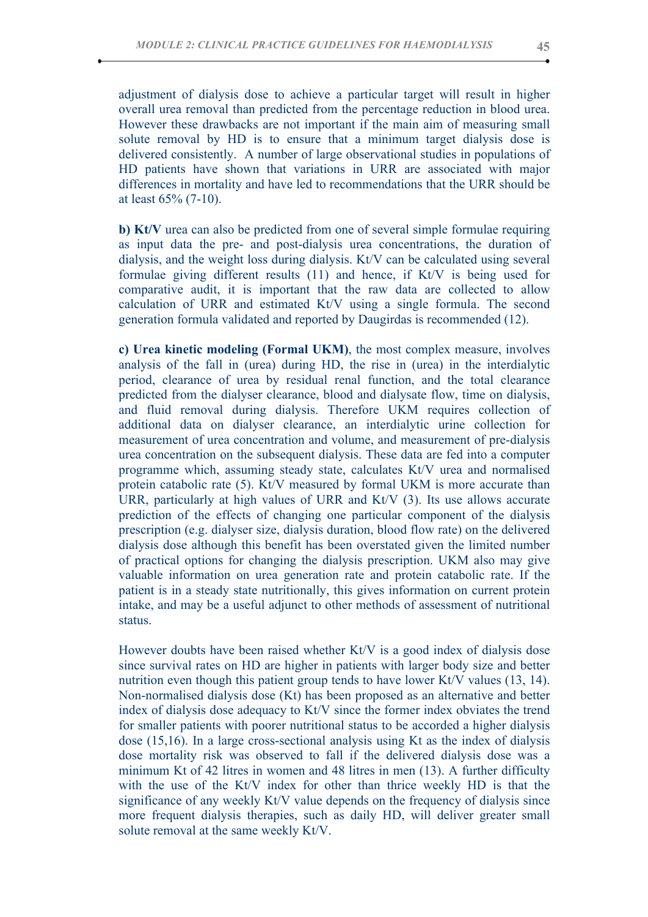adjustment of dialysis dose to achieve a particular target will result in higher overall urea removal than predicted from the percentage reduction in blood urea. However these drawbacks are not important if the main aim of measuring small solute removal by HD is to ensure that a minimum target dialysis dose is delivered consistently. A number of large observational studies in populations of HD patients have shown that variations in URR are associated with major differences in mortality and have led to recommendations that the URR should be at least 65% (7-10).

**b) Kt/V** urea can also be predicted from one of several simple formulae requiring as input data the pre- and post-dialysis urea concentrations, the duration of dialysis, and the weight loss during dialysis. Kt/V can be calculated using several formulae giving different results (11) and hence, if Kt/V is being used for comparative audit, it is important that the raw data are collected to allow calculation of URR and estimated Kt/V using a single formula. The second generation formula validated and reported by Daugirdas is recommended (12).

**c) Urea kinetic modeling (Formal UKM)**, the most complex measure, involves analysis of the fall in (urea) during HD, the rise in (urea) in the interdialytic period, clearance of urea by residual renal function, and the total clearance predicted from the dialyser clearance, blood and dialysate flow, time on dialysis, and fluid removal during dialysis. Therefore UKM requires collection of additional data on dialyser clearance, an interdialytic urine collection for measurement of urea concentration and volume, and measurement of pre-dialysis urea concentration on the subsequent dialysis. These data are fed into a computer programme which, assuming steady state, calculates Kt/V urea and normalised protein catabolic rate (5). Kt/V measured by formal UKM is more accurate than URR, particularly at high values of URR and Kt/V (3). Its use allows accurate prediction of the effects of changing one particular component of the dialysis prescription (e.g. dialyser size, dialysis duration, blood flow rate) on the delivered dialysis dose although this benefit has been overstated given the limited number of practical options for changing the dialysis prescription. UKM also may give valuable information on urea generation rate and protein catabolic rate. If the patient is in a steady state nutritionally, this gives information on current protein intake, and may be a useful adjunct to other methods of assessment of nutritional status.

However doubts have been raised whether Kt/V is a good index of dialysis dose since survival rates on HD are higher in patients with larger body size and better nutrition even though this patient group tends to have lower Kt/V values (13, 14). Non-normalised dialysis dose (Kt) has been proposed as an alternative and better index of dialysis dose adequacy to Kt/V since the former index obviates the trend for smaller patients with poorer nutritional status to be accorded a higher dialysis dose (15,16). In a large cross-sectional analysis using Kt as the index of dialysis dose mortality risk was observed to fall if the delivered dialysis dose was a minimum Kt of 42 litres in women and 48 litres in men (13). A further difficulty with the use of the Kt/V index for other than thrice weekly HD is that the significance of any weekly Kt/V value depends on the frequency of dialysis since more frequent dialysis therapies, such as daily HD, will deliver greater small solute removal at the same weekly Kt/V.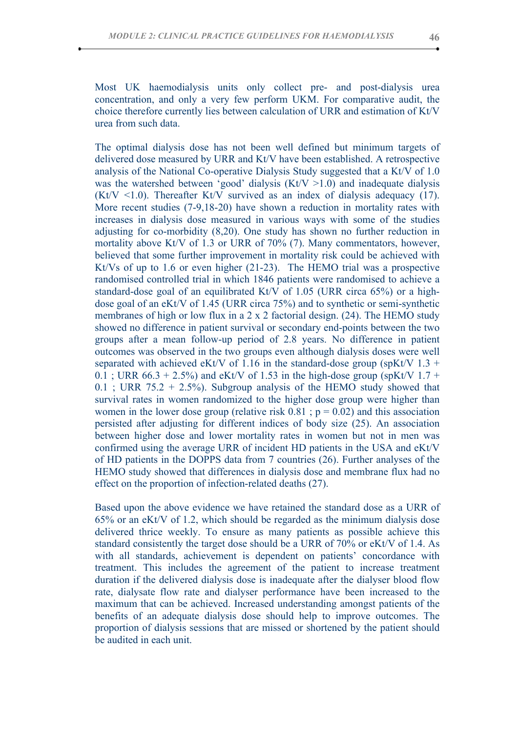Most UK haemodialysis units only collect pre- and post-dialysis urea concentration, and only a very few perform UKM. For comparative audit, the choice therefore currently lies between calculation of URR and estimation of Kt/V urea from such data.

The optimal dialysis dose has not been well defined but minimum targets of delivered dose measured by URR and Kt/V have been established. A retrospective analysis of the National Co-operative Dialysis Study suggested that a Kt/V of 1.0 was the watershed between 'good' dialysis (Kt/V >1.0) and inadequate dialysis (Kt/V <1.0). Thereafter Kt/V survived as an index of dialysis adequacy (17). More recent studies (7-9,18-20) have shown a reduction in mortality rates with increases in dialysis dose measured in various ways with some of the studies adjusting for co-morbidity (8,20). One study has shown no further reduction in mortality above Kt/V of 1.3 or URR of 70% (7). Many commentators, however, believed that some further improvement in mortality risk could be achieved with Kt/Vs of up to 1.6 or even higher (21-23). The HEMO trial was a prospective randomised controlled trial in which 1846 patients were randomised to achieve a standard-dose goal of an equilibrated Kt/V of 1.05 (URR circa 65%) or a high-dose goal of an eKt/V of 1.45 (URR circa 75%) and to synthetic or semi-synthetic membranes of high or low flux in a 2 x 2 factorial design. (24). The HEMO study showed no difference in patient survival or secondary end-points between the two groups after a mean follow-up period of 2.8 years. No difference in patient outcomes was observed in the two groups even although dialysis doses were well separated with achieved eKt/V of 1.16 in the standard-dose group (spKt/V 1.3 + 0.1 ; URR 66.3 + 2.5%) and eKt/V of 1.53 in the high-dose group (spKt/V 1.7 + 0.1 ; URR 75.2 + 2.5%). Subgroup analysis of the HEMO study showed that survival rates in women randomized to the higher dose group were higher than women in the lower dose group (relative risk 0.81 ; p = 0.02) and this association persisted after adjusting for different indices of body size (25). An association between higher dose and lower mortality rates in women but not in men was confirmed using the average URR of incident HD patients in the USA and eKt/V of HD patients in the DOPPS data from 7 countries (26). Further analyses of the HEMO study showed that differences in dialysis dose and membrane flux had no effect on the proportion of infection-related deaths (27).

Based upon the above evidence we have retained the standard dose as a URR of 65% or an eKt/V of 1.2, which should be regarded as the minimum dialysis dose delivered thrice weekly. To ensure as many patients as possible achieve this standard consistently the target dose should be a URR of 70% or eKt/V of 1.4. As with all standards, achievement is dependent on patients' concordance with treatment. This includes the agreement of the patient to increase treatment duration if the delivered dialysis dose is inadequate after the dialyser blood flow rate, dialysate flow rate and dialyser performance have been increased to the maximum that can be achieved. Increased understanding amongst patients of the benefits of an adequate dialysis dose should help to improve outcomes. The proportion of dialysis sessions that are missed or shortened by the patient should be audited in each unit.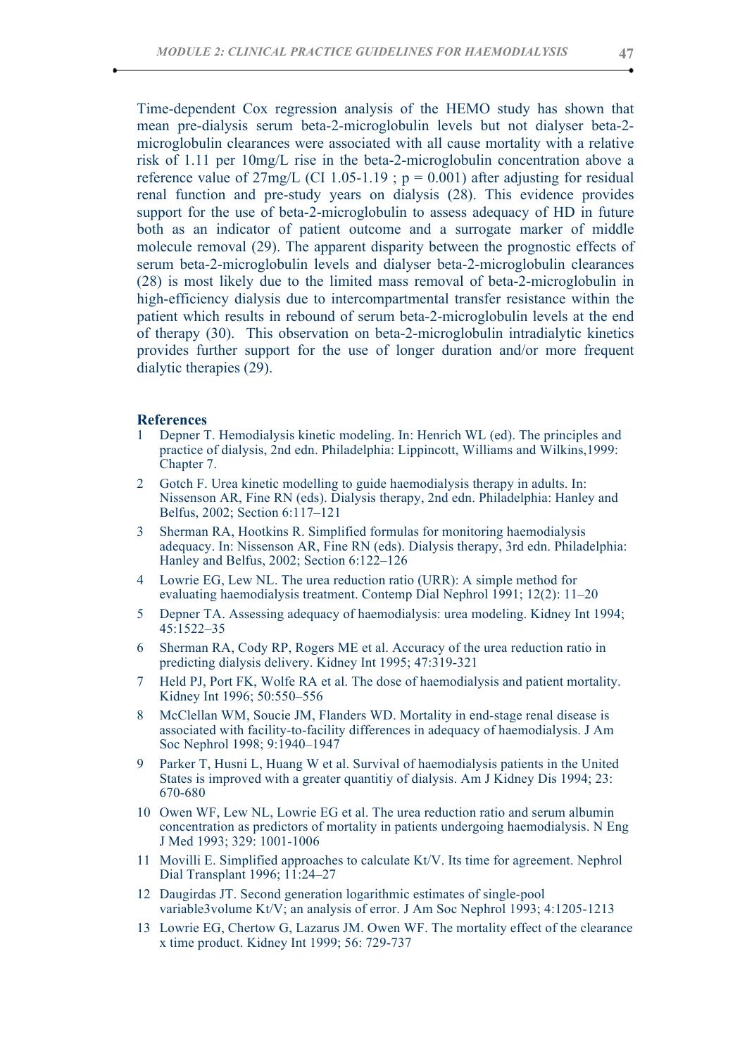Time-dependent Cox regression analysis of the HEMO study has shown that mean pre-dialysis serum beta-2-microglobulin levels but not dialyser beta-2-microglobulin clearances were associated with all cause mortality with a relative risk of 1.11 per 10mg/L rise in the beta-2-microglobulin concentration above a reference value of 27mg/L (CI 1.05-1.19 ; p = 0.001) after adjusting for residual renal function and pre-study years on dialysis (28). This evidence provides support for the use of beta-2-microglobulin to assess adequacy of HD in future both as an indicator of patient outcome and a surrogate marker of middle molecule removal (29). The apparent disparity between the prognostic effects of serum beta-2-microglobulin levels and dialyser beta-2-microglobulin clearances (28) is most likely due to the limited mass removal of beta-2-microglobulin in high-efficiency dialysis due to intercompartmental transfer resistance within the patient which results in rebound of serum beta-2-microglobulin levels at the end of therapy (30). This observation on beta-2-microglobulin intradialytic kinetics provides further support for the use of longer duration and/or more frequent dialytic therapies (29).

## References

1 Depner T. Hemodialysis kinetic modeling. In: Henrich WL (ed). The principles and practice of dialysis, 2nd edn. Philadelphia: Lippincott, Williams and Wilkins,1999: Chapter 7.

2 Gotch F. Urea kinetic modelling to guide haemodialysis therapy in adults. In: Nissenson AR, Fine RN (eds). Dialysis therapy, 2nd edn. Philadelphia: Hanley and Belfus, 2002; Section 6:117–121

3 Sherman RA, Hootkins R. Simplified formulas for monitoring haemodialysis adequacy. In: Nissenson AR, Fine RN (eds). Dialysis therapy, 3rd edn. Philadelphia: Hanley and Belfus, 2002; Section 6:122–126

4 Lowrie EG, Lew NL. The urea reduction ratio (URR): A simple method for evaluating haemodialysis treatment. Contemp Dial Nephrol 1991; 12(2): 11–20

5 Depner TA. Assessing adequacy of haemodialysis: urea modeling. Kidney Int 1994; 45:1522–35

6 Sherman RA, Cody RP, Rogers ME et al. Accuracy of the urea reduction ratio in predicting dialysis delivery. Kidney Int 1995; 47:319-321

7 Held PJ, Port FK, Wolfe RA et al. The dose of haemodialysis and patient mortality. Kidney Int 1996; 50:550–556

8 McClellan WM, Soucie JM, Flanders WD. Mortality in end-stage renal disease is associated with facility-to-facility differences in adequacy of haemodialysis. J Am Soc Nephrol 1998; 9:1940–1947

9 Parker T, Husni L, Huang W et al. Survival of haemodialysis patients in the United States is improved with a greater quantitiy of dialysis. Am J Kidney Dis 1994; 23: 670-680

10 Owen WF, Lew NL, Lowrie EG et al. The urea reduction ratio and serum albumin concentration as predictors of mortality in patients undergoing haemodialysis. N Eng J Med 1993; 329: 1001-1006

11 Movilli E. Simplified approaches to calculate Kt/V. Its time for agreement. Nephrol Dial Transplant 1996; 11:24–27

12 Daugirdas JT. Second generation logarithmic estimates of single-pool variable3volume Kt/V; an analysis of error. J Am Soc Nephrol 1993; 4:1205-1213

13 Lowrie EG, Chertow G, Lazarus JM. Owen WF. The mortality effect of the clearance x time product. Kidney Int 1999; 56: 729-737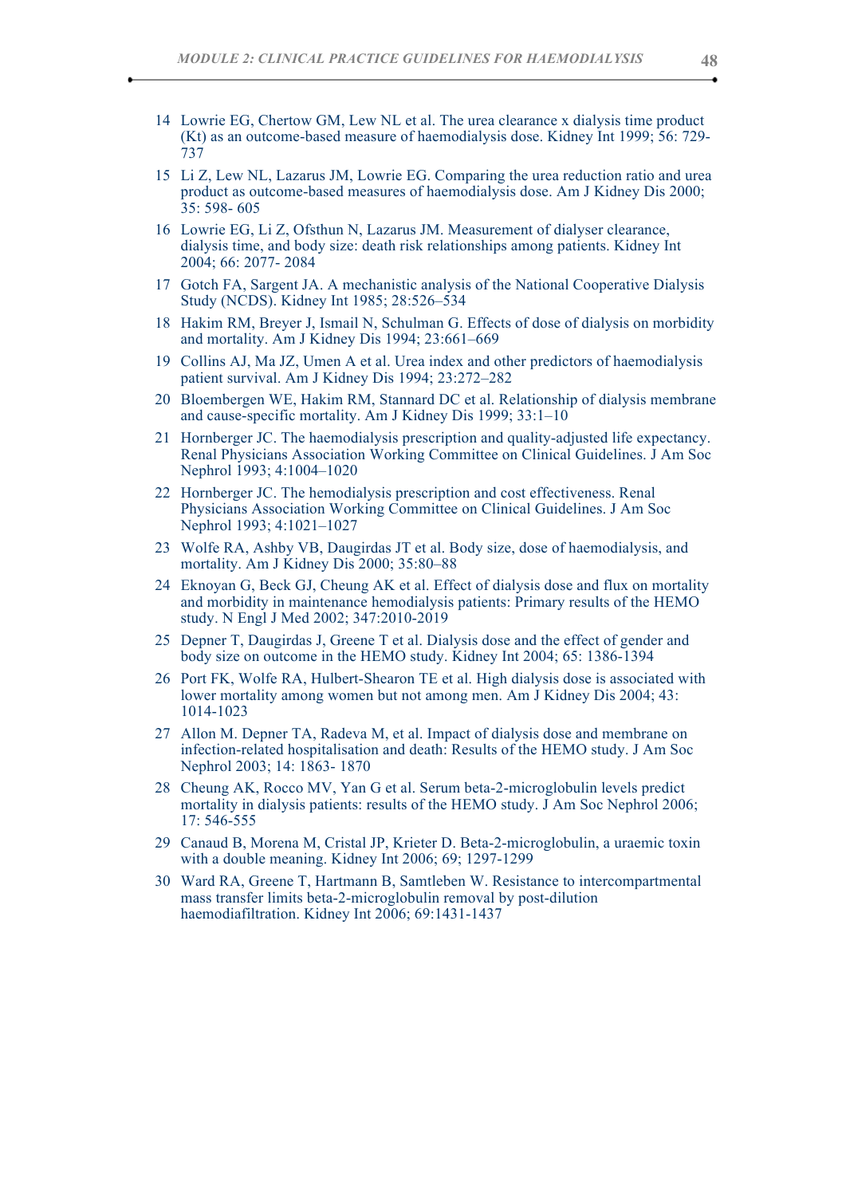14 Lowrie EG, Chertow GM, Lew NL et al. The urea clearance x dialysis time product (Kt) as an outcome-based measure of haemodialysis dose. Kidney Int 1999; 56: 729-737

15 Li Z, Lew NL, Lazarus JM, Lowrie EG. Comparing the urea reduction ratio and urea product as outcome-based measures of haemodialysis dose. Am J Kidney Dis 2000; 35: 598- 605

16 Lowrie EG, Li Z, Ofsthun N, Lazarus JM. Measurement of dialyser clearance, dialysis time, and body size: death risk relationships among patients. Kidney Int 2004; 66: 2077- 2084

17 Gotch FA, Sargent JA. A mechanistic analysis of the National Cooperative Dialysis Study (NCDS). Kidney Int 1985; 28:526–534

18 Hakim RM, Breyer J, Ismail N, Schulman G. Effects of dose of dialysis on morbidity and mortality. Am J Kidney Dis 1994; 23:661–669

19 Collins AJ, Ma JZ, Umen A et al. Urea index and other predictors of haemodialysis patient survival. Am J Kidney Dis 1994; 23:272–282

20 Bloembergen WE, Hakim RM, Stannard DC et al. Relationship of dialysis membrane and cause-specific mortality. Am J Kidney Dis 1999; 33:1–10

21 Hornberger JC. The haemodialysis prescription and quality-adjusted life expectancy. Renal Physicians Association Working Committee on Clinical Guidelines. J Am Soc Nephrol 1993; 4:1004–1020

22 Hornberger JC. The hemodialysis prescription and cost effectiveness. Renal Physicians Association Working Committee on Clinical Guidelines. J Am Soc Nephrol 1993; 4:1021–1027

23 Wolfe RA, Ashby VB, Daugirdas JT et al. Body size, dose of haemodialysis, and mortality. Am J Kidney Dis 2000; 35:80–88

24 Eknoyan G, Beck GJ, Cheung AK et al. Effect of dialysis dose and flux on mortality and morbidity in maintenance hemodialysis patients: Primary results of the HEMO study. N Engl J Med 2002; 347:2010-2019

25 Depner T, Daugirdas J, Greene T et al. Dialysis dose and the effect of gender and body size on outcome in the HEMO study. Kidney Int 2004; 65: 1386-1394

26 Port FK, Wolfe RA, Hulbert-Shearon TE et al. High dialysis dose is associated with lower mortality among women but not among men. Am J Kidney Dis 2004; 43: 1014-1023

27 Allon M. Depner TA, Radeva M, et al. Impact of dialysis dose and membrane on infection-related hospitalisation and death: Results of the HEMO study. J Am Soc Nephrol 2003; 14: 1863- 1870

28 Cheung AK, Rocco MV, Yan G et al. Serum beta-2-microglobulin levels predict mortality in dialysis patients: results of the HEMO study. J Am Soc Nephrol 2006; 17: 546-555

29 Canaud B, Morena M, Cristal JP, Krieter D. Beta-2-microglobulin, a uraemic toxin with a double meaning. Kidney Int 2006; 69; 1297-1299

30 Ward RA, Greene T, Hartmann B, Samtleben W. Resistance to intercompartmental mass transfer limits beta-2-microglobulin removal by post-dilution haemodiafiltration. Kidney Int 2006; 69:1431-1437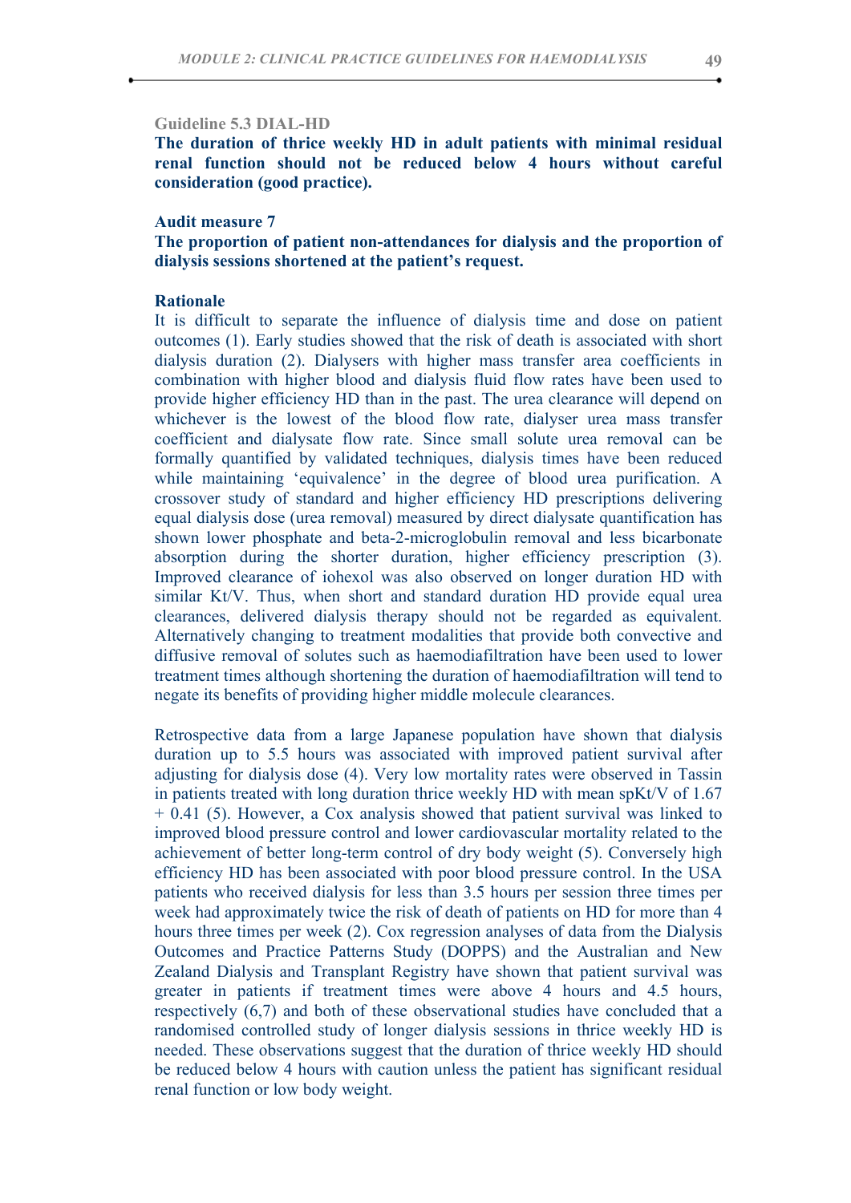**Guideline 5.3 DIAL-HD**

**The duration of thrice weekly HD in adult patients with minimal residual renal function should not be reduced below 4 hours without careful consideration (good practice).**

**Audit measure 7**

**The proportion of patient non-attendances for dialysis and the proportion of dialysis sessions shortened at the patient's request.**

**Rationale**

It is difficult to separate the influence of dialysis time and dose on patient outcomes (1). Early studies showed that the risk of death is associated with short dialysis duration (2). Dialysers with higher mass transfer area coefficients in combination with higher blood and dialysis fluid flow rates have been used to provide higher efficiency HD than in the past. The urea clearance will depend on whichever is the lowest of the blood flow rate, dialyser urea mass transfer coefficient and dialysate flow rate. Since small solute urea removal can be formally quantified by validated techniques, dialysis times have been reduced while maintaining 'equivalence' in the degree of blood urea purification. A crossover study of standard and higher efficiency HD prescriptions delivering equal dialysis dose (urea removal) measured by direct dialysate quantification has shown lower phosphate and beta-2-microglobulin removal and less bicarbonate absorption during the shorter duration, higher efficiency prescription (3). Improved clearance of iohexol was also observed on longer duration HD with similar Kt/V. Thus, when short and standard duration HD provide equal urea clearances, delivered dialysis therapy should not be regarded as equivalent. Alternatively changing to treatment modalities that provide both convective and diffusive removal of solutes such as haemodiafiltration have been used to lower treatment times although shortening the duration of haemodiafiltration will tend to negate its benefits of providing higher middle molecule clearances.

Retrospective data from a large Japanese population have shown that dialysis duration up to 5.5 hours was associated with improved patient survival after adjusting for dialysis dose (4). Very low mortality rates were observed in Tassin in patients treated with long duration thrice weekly HD with mean spKt/V of 1.67 + 0.41 (5). However, a Cox analysis showed that patient survival was linked to improved blood pressure control and lower cardiovascular mortality related to the achievement of better long-term control of dry body weight (5). Conversely high efficiency HD has been associated with poor blood pressure control. In the USA patients who received dialysis for less than 3.5 hours per session three times per week had approximately twice the risk of death of patients on HD for more than 4 hours three times per week (2). Cox regression analyses of data from the Dialysis Outcomes and Practice Patterns Study (DOPPS) and the Australian and New Zealand Dialysis and Transplant Registry have shown that patient survival was greater in patients if treatment times were above 4 hours and 4.5 hours, respectively (6,7) and both of these observational studies have concluded that a randomised controlled study of longer dialysis sessions in thrice weekly HD is needed. These observations suggest that the duration of thrice weekly HD should be reduced below 4 hours with caution unless the patient has significant residual renal function or low body weight.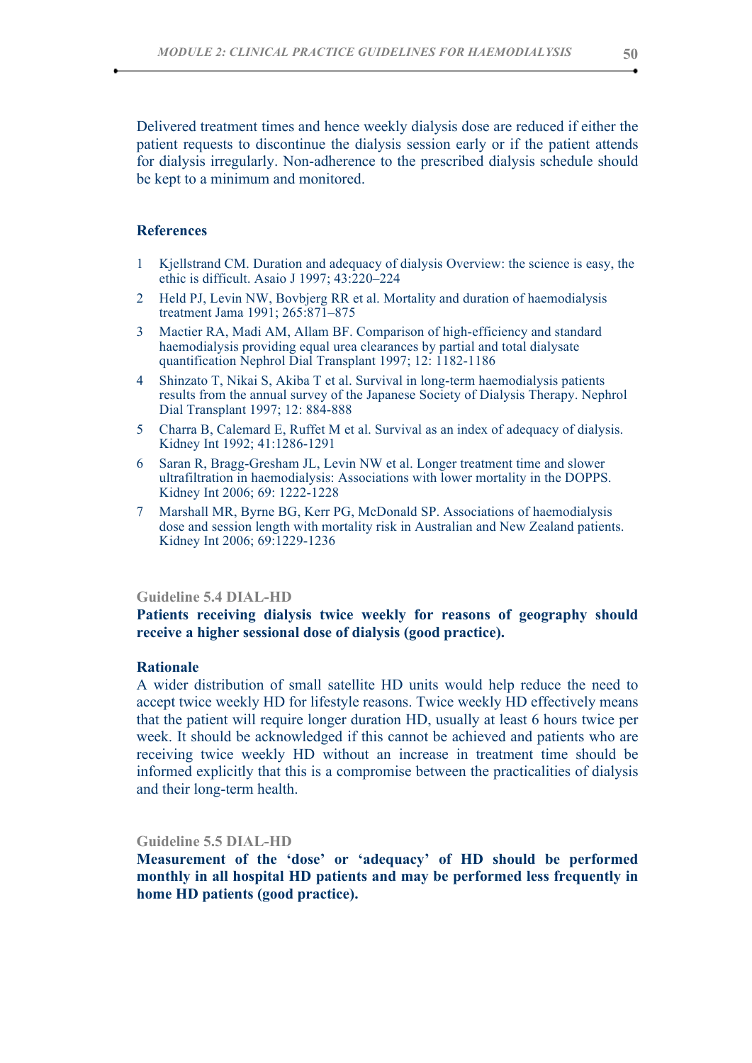Delivered treatment times and hence weekly dialysis dose are reduced if either the patient requests to discontinue the dialysis session early or if the patient attends for dialysis irregularly. Non-adherence to the prescribed dialysis schedule should be kept to a minimum and monitored.

**References**

1. Kjellstrand CM. Duration and adequacy of dialysis Overview: the science is easy, the ethic is difficult. Asaio J 1997; 43:220–224
2. Held PJ, Levin NW, Bovbjerg RR et al. Mortality and duration of haemodialysis treatment Jama 1991; 265:871–875
3. Mactier RA, Madi AM, Allam BF. Comparison of high-efficiency and standard haemodialysis providing equal urea clearances by partial and total dialysate quantification Nephrol Dial Transplant 1997; 12: 1182-1186
4. Shinzato T, Nikai S, Akiba T et al. Survival in long-term haemodialysis patients results from the annual survey of the Japanese Society of Dialysis Therapy. Nephrol Dial Transplant 1997; 12: 884-888
5. Charra B, Calemard E, Ruffet M et al. Survival as an index of adequacy of dialysis. Kidney Int 1992; 41:1286-1291
6. Saran R, Bragg-Gresham JL, Levin NW et al. Longer treatment time and slower ultrafiltration in haemodialysis: Associations with lower mortality in the DOPPS. Kidney Int 2006; 69: 1222-1228
7. Marshall MR, Byrne BG, Kerr PG, McDonald SP. Associations of haemodialysis dose and session length with mortality risk in Australian and New Zealand patients. Kidney Int 2006; 69:1229-1236

### Guideline 5.4 DIAL-HD

**Patients receiving dialysis twice weekly for reasons of geography should receive a higher sessional dose of dialysis (good practice).**

**Rationale**

A wider distribution of small satellite HD units would help reduce the need to accept twice weekly HD for lifestyle reasons. Twice weekly HD effectively means that the patient will require longer duration HD, usually at least 6 hours twice per week. It should be acknowledged if this cannot be achieved and patients who are receiving twice weekly HD without an increase in treatment time should be informed explicitly that this is a compromise between the practicalities of dialysis and their long-term health.

### Guideline 5.5 DIAL-HD

**Measurement of the 'dose' or 'adequacy' of HD should be performed monthly in all hospital HD patients and may be performed less frequently in home HD patients (good practice).**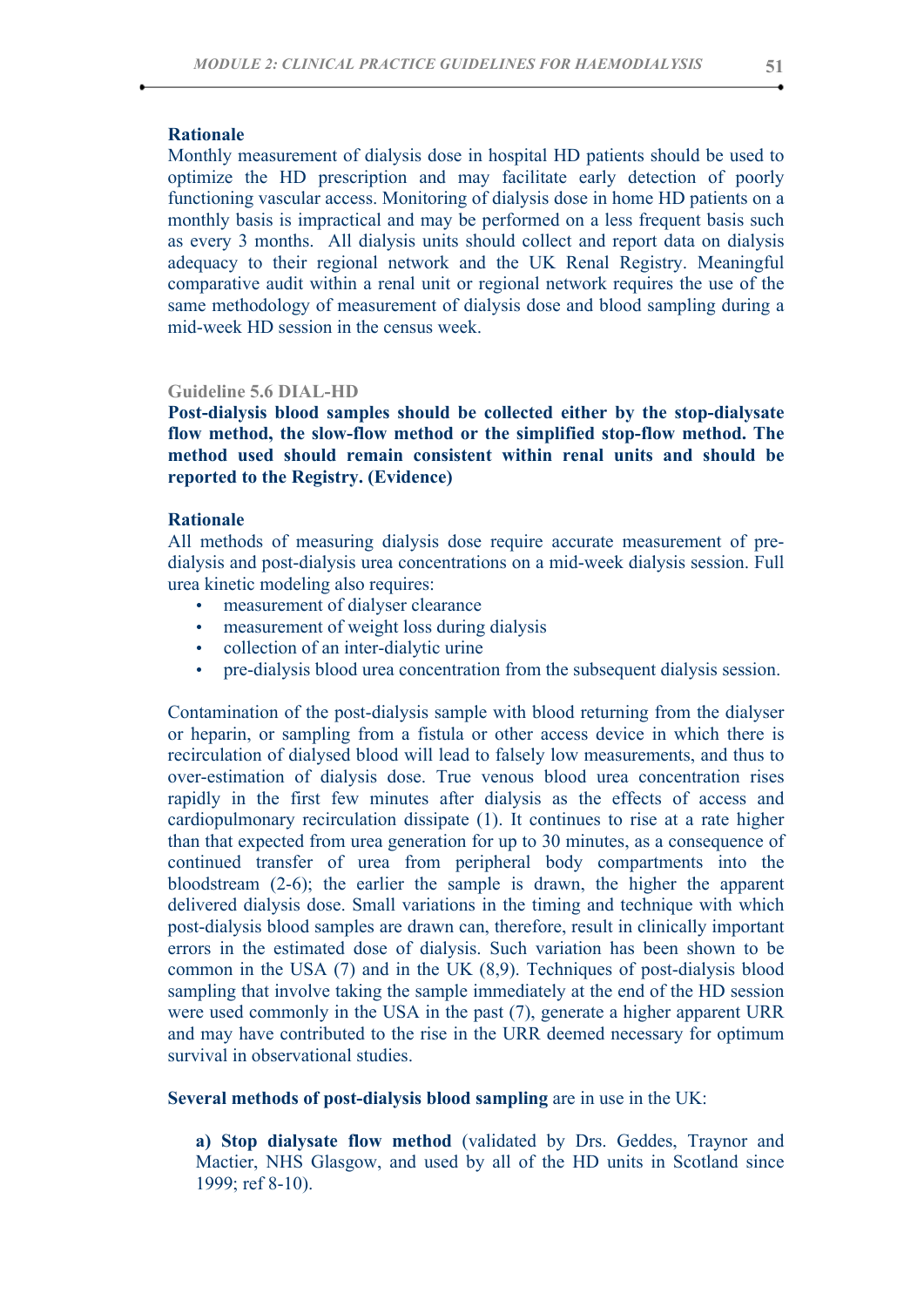**Rationale**

Monthly measurement of dialysis dose in hospital HD patients should be used to optimize the HD prescription and may facilitate early detection of poorly functioning vascular access. Monitoring of dialysis dose in home HD patients on a monthly basis is impractical and may be performed on a less frequent basis such as every 3 months. All dialysis units should collect and report data on dialysis adequacy to their regional network and the UK Renal Registry. Meaningful comparative audit within a renal unit or regional network requires the use of the same methodology of measurement of dialysis dose and blood sampling during a mid-week HD session in the census week.

### Guideline 5.6 DIAL-HD

**Post-dialysis blood samples should be collected either by the stop-dialysate flow method, the slow-flow method or the simplified stop-flow method. The method used should remain consistent within renal units and should be reported to the Registry. (Evidence)**

**Rationale**

All methods of measuring dialysis dose require accurate measurement of pre-dialysis and post-dialysis urea concentrations on a mid-week dialysis session. Full urea kinetic modeling also requires:

- measurement of dialyser clearance
- measurement of weight loss during dialysis
- collection of an inter-dialytic urine
- pre-dialysis blood urea concentration from the subsequent dialysis session.

Contamination of the post-dialysis sample with blood returning from the dialyser or heparin, or sampling from a fistula or other access device in which there is recirculation of dialysed blood will lead to falsely low measurements, and thus to over-estimation of dialysis dose. True venous blood urea concentration rises rapidly in the first few minutes after dialysis as the effects of access and cardiopulmonary recirculation dissipate (1). It continues to rise at a rate higher than that expected from urea generation for up to 30 minutes, as a consequence of continued transfer of urea from peripheral body compartments into the bloodstream (2-6); the earlier the sample is drawn, the higher the apparent delivered dialysis dose. Small variations in the timing and technique with which post-dialysis blood samples are drawn can, therefore, result in clinically important errors in the estimated dose of dialysis. Such variation has been shown to be common in the USA (7) and in the UK (8,9). Techniques of post-dialysis blood sampling that involve taking the sample immediately at the end of the HD session were used commonly in the USA in the past (7), generate a higher apparent URR and may have contributed to the rise in the URR deemed necessary for optimum survival in observational studies.

**Several methods of post-dialysis blood sampling** are in use in the UK:

**a) Stop dialysate flow method** (validated by Drs. Geddes, Traynor and Mactier, NHS Glasgow, and used by all of the HD units in Scotland since 1999; ref 8-10).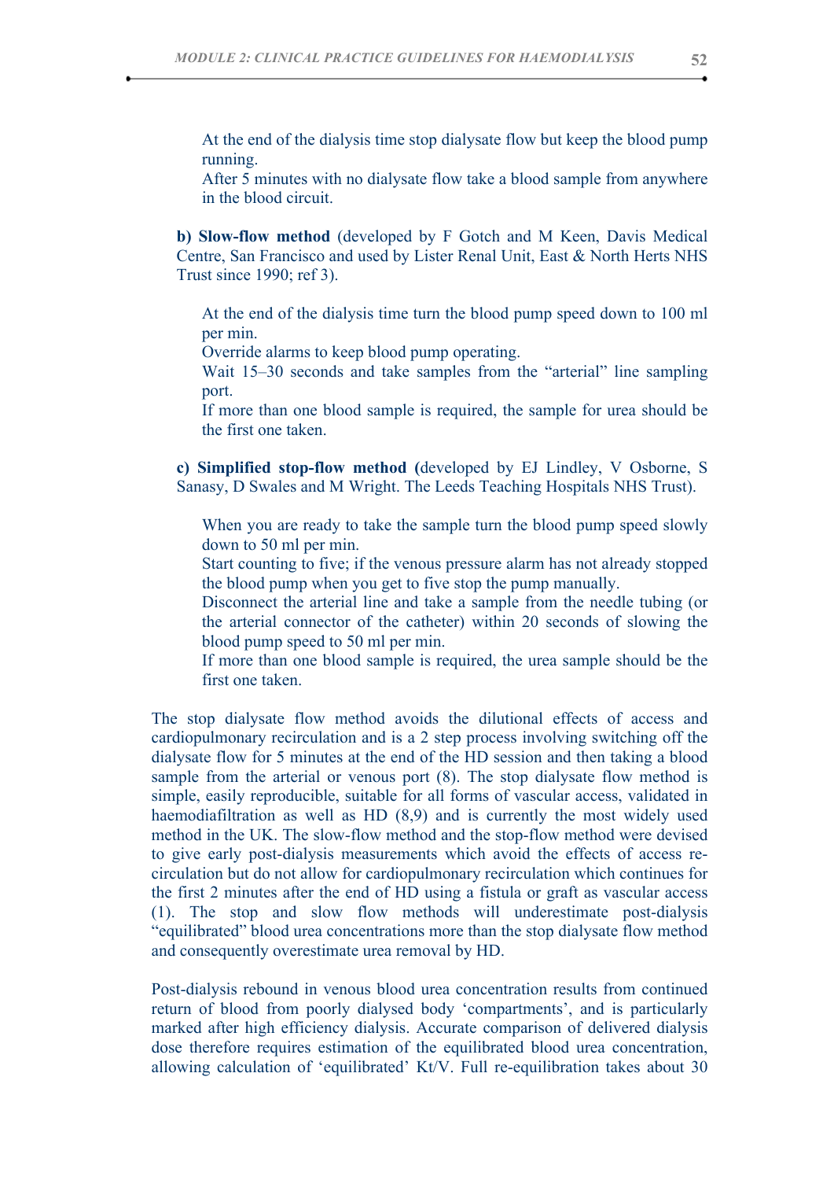At the end of the dialysis time stop dialysate flow but keep the blood pump running.
After 5 minutes with no dialysate flow take a blood sample from anywhere in the blood circuit.

**b) Slow-flow method** (developed by F Gotch and M Keen, Davis Medical Centre, San Francisco and used by Lister Renal Unit, East & North Herts NHS Trust since 1990; ref 3).

At the end of the dialysis time turn the blood pump speed down to 100 ml per min.
Override alarms to keep blood pump operating.
Wait 15–30 seconds and take samples from the "arterial" line sampling port.
If more than one blood sample is required, the sample for urea should be the first one taken.

**c) Simplified stop-flow method (**developed by EJ Lindley, V Osborne, S Sanasy, D Swales and M Wright. The Leeds Teaching Hospitals NHS Trust).

When you are ready to take the sample turn the blood pump speed slowly down to 50 ml per min.
Start counting to five; if the venous pressure alarm has not already stopped the blood pump when you get to five stop the pump manually.
Disconnect the arterial line and take a sample from the needle tubing (or the arterial connector of the catheter) within 20 seconds of slowing the blood pump speed to 50 ml per min.
If more than one blood sample is required, the urea sample should be the first one taken.

The stop dialysate flow method avoids the dilutional effects of access and cardiopulmonary recirculation and is a 2 step process involving switching off the dialysate flow for 5 minutes at the end of the HD session and then taking a blood sample from the arterial or venous port (8). The stop dialysate flow method is simple, easily reproducible, suitable for all forms of vascular access, validated in haemodiafiltration as well as HD (8,9) and is currently the most widely used method in the UK. The slow-flow method and the stop-flow method were devised to give early post-dialysis measurements which avoid the effects of access re-circulation but do not allow for cardiopulmonary recirculation which continues for the first 2 minutes after the end of HD using a fistula or graft as vascular access (1). The stop and slow flow methods will underestimate post-dialysis "equilibrated" blood urea concentrations more than the stop dialysate flow method and consequently overestimate urea removal by HD.

Post-dialysis rebound in venous blood urea concentration results from continued return of blood from poorly dialysed body 'compartments', and is particularly marked after high efficiency dialysis. Accurate comparison of delivered dialysis dose therefore requires estimation of the equilibrated blood urea concentration, allowing calculation of 'equilibrated' Kt/V. Full re-equilibration takes about 30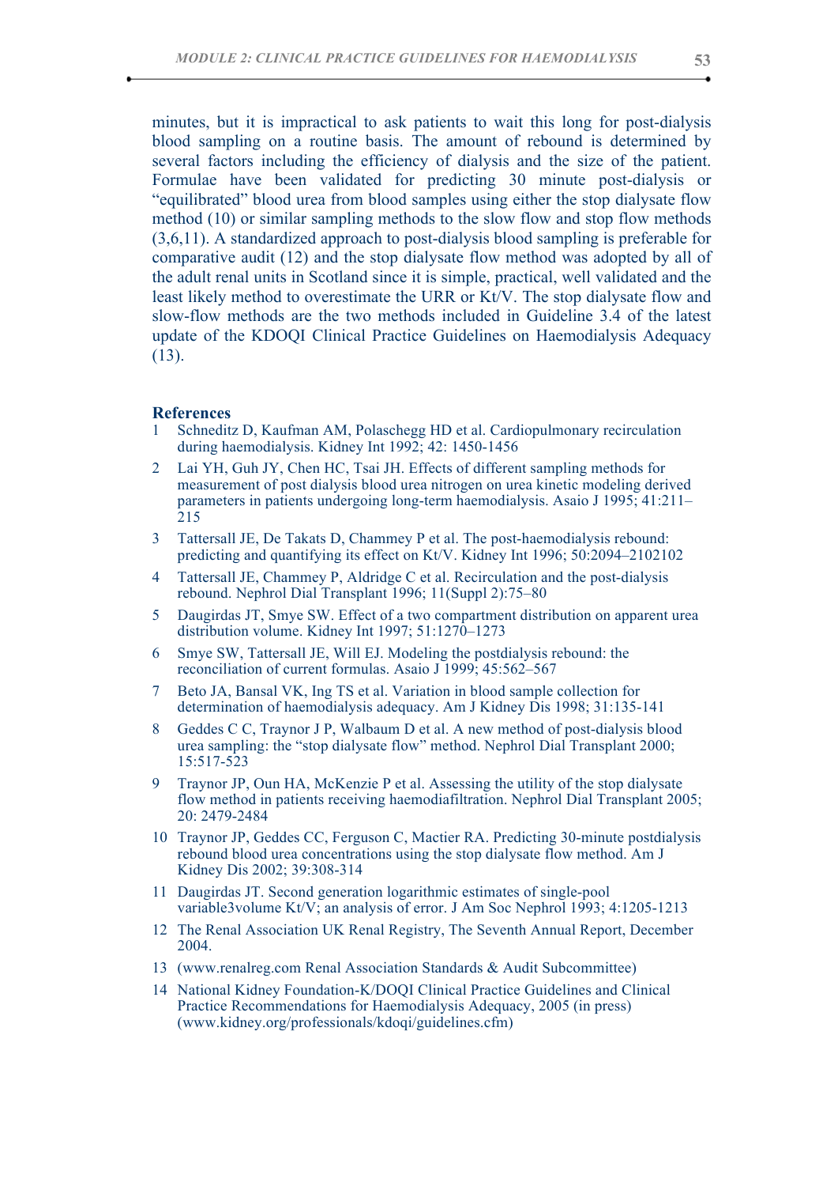minutes, but it is impractical to ask patients to wait this long for post-dialysis blood sampling on a routine basis. The amount of rebound is determined by several factors including the efficiency of dialysis and the size of the patient. Formulae have been validated for predicting 30 minute post-dialysis or "equilibrated" blood urea from blood samples using either the stop dialysate flow method (10) or similar sampling methods to the slow flow and stop flow methods (3,6,11). A standardized approach to post-dialysis blood sampling is preferable for comparative audit (12) and the stop dialysate flow method was adopted by all of the adult renal units in Scotland since it is simple, practical, well validated and the least likely method to overestimate the URR or Kt/V. The stop dialysate flow and slow-flow methods are the two methods included in Guideline 3.4 of the latest update of the KDOQI Clinical Practice Guidelines on Haemodialysis Adequacy (13).

**References**

1. Schneditz D, Kaufman AM, Polaschegg HD et al. Cardiopulmonary recirculation during haemodialysis. Kidney Int 1992; 42: 1450-1456
2. Lai YH, Guh JY, Chen HC, Tsai JH. Effects of different sampling methods for measurement of post dialysis blood urea nitrogen on urea kinetic modeling derived parameters in patients undergoing long-term haemodialysis. Asaio J 1995; 41:211–215
3. Tattersall JE, De Takats D, Chammey P et al. The post-haemodialysis rebound: predicting and quantifying its effect on Kt/V. Kidney Int 1996; 50:2094–2102102
4. Tattersall JE, Chammey P, Aldridge C et al. Recirculation and the post-dialysis rebound. Nephrol Dial Transplant 1996; 11(Suppl 2):75–80
5. Daugirdas JT, Smye SW. Effect of a two compartment distribution on apparent urea distribution volume. Kidney Int 1997; 51:1270–1273
6. Smye SW, Tattersall JE, Will EJ. Modeling the postdialysis rebound: the reconciliation of current formulas. Asaio J 1999; 45:562–567
7. Beto JA, Bansal VK, Ing TS et al. Variation in blood sample collection for determination of haemodialysis adequacy. Am J Kidney Dis 1998; 31:135-141
8. Geddes C C, Traynor J P, Walbaum D et al. A new method of post-dialysis blood urea sampling: the "stop dialysate flow" method. Nephrol Dial Transplant 2000; 15:517-523
9. Traynor JP, Oun HA, McKenzie P et al. Assessing the utility of the stop dialysate flow method in patients receiving haemodiafiltration. Nephrol Dial Transplant 2005; 20: 2479-2484
10. Traynor JP, Geddes CC, Ferguson C, Mactier RA. Predicting 30-minute postdialysis rebound blood urea concentrations using the stop dialysate flow method. Am J Kidney Dis 2002; 39:308-314
11. Daugirdas JT. Second generation logarithmic estimates of single-pool variable3volume Kt/V; an analysis of error. J Am Soc Nephrol 1993; 4:1205-1213
12. The Renal Association UK Renal Registry, The Seventh Annual Report, December 2004.
13. (www.renalreg.com Renal Association Standards & Audit Subcommittee)
14. National Kidney Foundation-K/DOQI Clinical Practice Guidelines and Clinical Practice Recommendations for Haemodialysis Adequacy, 2005 (in press) (www.kidney.org/professionals/kdoqi/guidelines.cfm)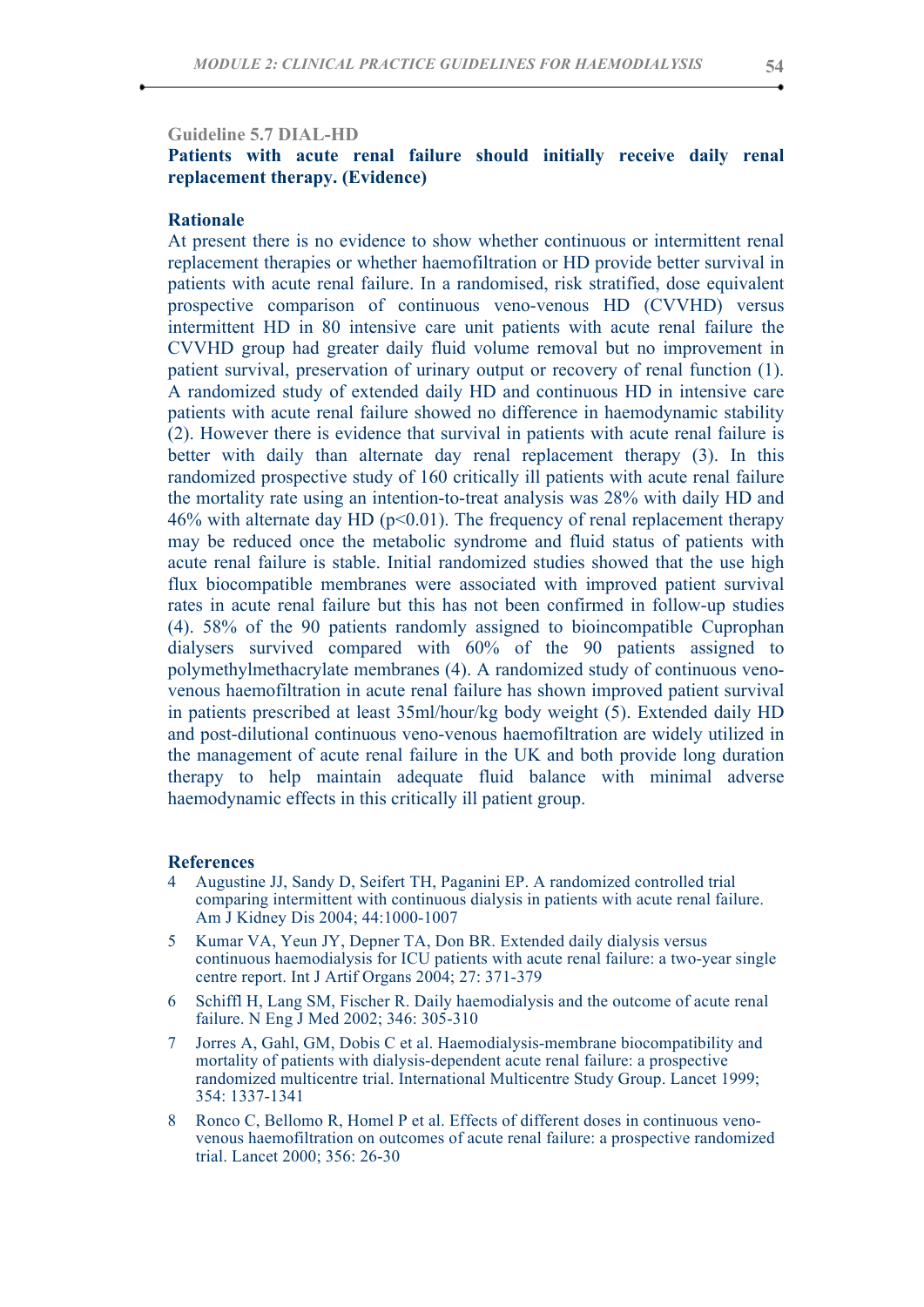### Guideline 5.7 DIAL-HD

**Patients with acute renal failure should initially receive daily renal replacement therapy. (Evidence)**

#### Rationale

At present there is no evidence to show whether continuous or intermittent renal replacement therapies or whether haemofiltration or HD provide better survival in patients with acute renal failure. In a randomised, risk stratified, dose equivalent prospective comparison of continuous veno-venous HD (CVVHD) versus intermittent HD in 80 intensive care unit patients with acute renal failure the CVVHD group had greater daily fluid volume removal but no improvement in patient survival, preservation of urinary output or recovery of renal function (1). A randomized study of extended daily HD and continuous HD in intensive care patients with acute renal failure showed no difference in haemodynamic stability (2). However there is evidence that survival in patients with acute renal failure is better with daily than alternate day renal replacement therapy (3). In this randomized prospective study of 160 critically ill patients with acute renal failure the mortality rate using an intention-to-treat analysis was 28% with daily HD and 46% with alternate day HD ($p<0.01$). The frequency of renal replacement therapy may be reduced once the metabolic syndrome and fluid status of patients with acute renal failure is stable. Initial randomized studies showed that the use high flux biocompatible membranes were associated with improved patient survival rates in acute renal failure but this has not been confirmed in follow-up studies (4). 58% of the 90 patients randomly assigned to bioincompatible Cuprophan dialysers survived compared with 60% of the 90 patients assigned to polymethylmethacrylate membranes (4). A randomized study of continuous veno-venous haemofiltration in acute renal failure has shown improved patient survival in patients prescribed at least 35ml/hour/kg body weight (5). Extended daily HD and post-dilutional continuous veno-venous haemofiltration are widely utilized in the management of acute renal failure in the UK and both provide long duration therapy to help maintain adequate fluid balance with minimal adverse haemodynamic effects in this critically ill patient group.

#### References

4. Augustine JJ, Sandy D, Seifert TH, Paganini EP. A randomized controlled trial comparing intermittent with continuous dialysis in patients with acute renal failure. Am J Kidney Dis 2004; 44:1000-1007
5. Kumar VA, Yeun JY, Depner TA, Don BR. Extended daily dialysis versus continuous haemodialysis for ICU patients with acute renal failure: a two-year single centre report. Int J Artif Organs 2004; 27: 371-379
6. Schiffl H, Lang SM, Fischer R. Daily haemodialysis and the outcome of acute renal failure. N Eng J Med 2002; 346: 305-310
7. Jorres A, Gahl, GM, Dobis C et al. Haemodialysis-membrane biocompatibility and mortality of patients with dialysis-dependent acute renal failure: a prospective randomized multicentre trial. International Multicentre Study Group. Lancet 1999; 354: 1337-1341
8. Ronco C, Bellomo R, Homel P et al. Effects of different doses in continuous veno-venous haemofiltration on outcomes of acute renal failure: a prospective randomized trial. Lancet 2000; 356: 26-30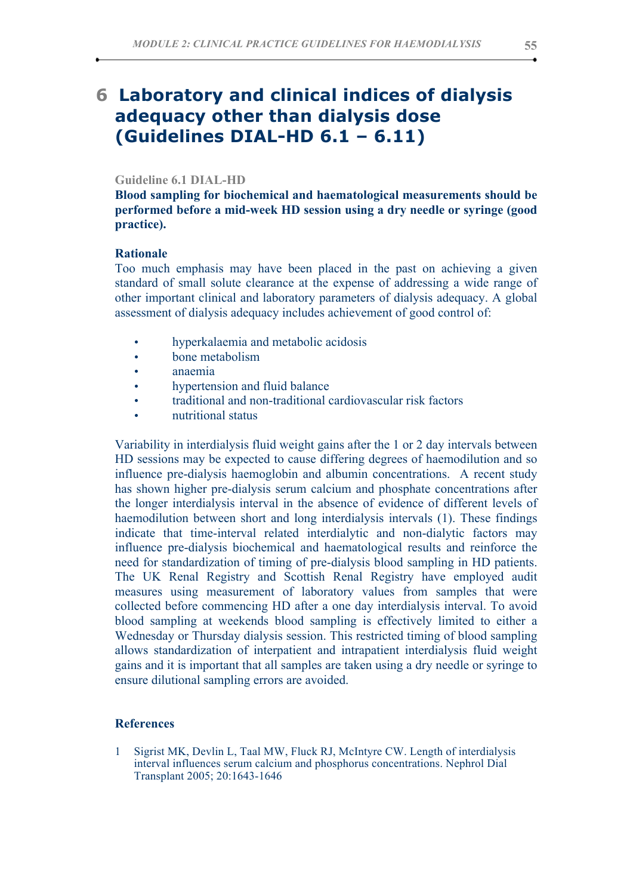# 6 Laboratory and clinical indices of dialysis adequacy other than dialysis dose (Guidelines DIAL-HD 6.1 – 6.11)

### Guideline 6.1 DIAL-HD

**Blood sampling for biochemical and haematological measurements should be performed before a mid-week HD session using a dry needle or syringe (good practice).**

**Rationale**

Too much emphasis may have been placed in the past on achieving a given standard of small solute clearance at the expense of addressing a wide range of other important clinical and laboratory parameters of dialysis adequacy. A global assessment of dialysis adequacy includes achievement of good control of:

- hyperkalaemia and metabolic acidosis
- bone metabolism
- anaemia
- hypertension and fluid balance
- traditional and non-traditional cardiovascular risk factors
- nutritional status

Variability in interdialysis fluid weight gains after the 1 or 2 day intervals between HD sessions may be expected to cause differing degrees of haemodilution and so influence pre-dialysis haemoglobin and albumin concentrations. A recent study has shown higher pre-dialysis serum calcium and phosphate concentrations after the longer interdialysis interval in the absence of evidence of different levels of haemodilution between short and long interdialysis intervals (1). These findings indicate that time-interval related interdialytic and non-dialytic factors may influence pre-dialysis biochemical and haematological results and reinforce the need for standardization of timing of pre-dialysis blood sampling in HD patients. The UK Renal Registry and Scottish Renal Registry have employed audit measures using measurement of laboratory values from samples that were collected before commencing HD after a one day interdialysis interval. To avoid blood sampling at weekends blood sampling is effectively limited to either a Wednesday or Thursday dialysis session. This restricted timing of blood sampling allows standardization of interpatient and intrapatient interdialysis fluid weight gains and it is important that all samples are taken using a dry needle or syringe to ensure dilutional sampling errors are avoided.

**References**

1. Sigrist MK, Devlin L, Taal MW, Fluck RJ, McIntyre CW. Length of interdialysis interval influences serum calcium and phosphorus concentrations. Nephrol Dial Transplant 2005; 20:1643-1646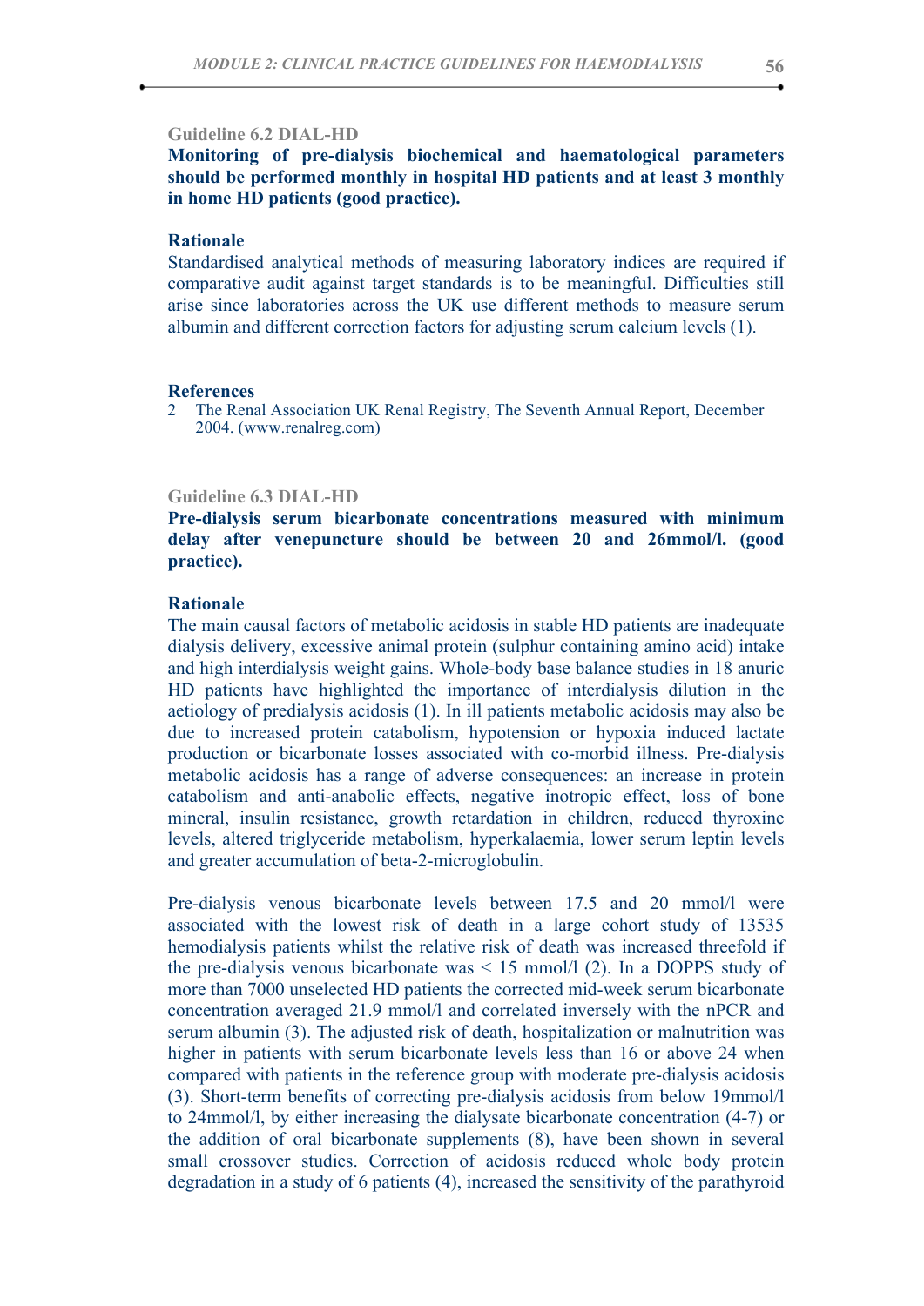### Guideline 6.2 DIAL-HD

**Monitoring of pre-dialysis biochemical and haematological parameters should be performed monthly in hospital HD patients and at least 3 monthly in home HD patients (good practice).**

#### Rationale

Standardised analytical methods of measuring laboratory indices are required if comparative audit against target standards is to be meaningful. Difficulties still arise since laboratories across the UK use different methods to measure serum albumin and different correction factors for adjusting serum calcium levels (1).

#### References

2 The Renal Association UK Renal Registry, The Seventh Annual Report, December 2004. (www.renalreg.com)

### Guideline 6.3 DIAL-HD

**Pre-dialysis serum bicarbonate concentrations measured with minimum delay after venepuncture should be between 20 and 26mmol/l. (good practice).**

#### Rationale

The main causal factors of metabolic acidosis in stable HD patients are inadequate dialysis delivery, excessive animal protein (sulphur containing amino acid) intake and high interdialysis weight gains. Whole-body base balance studies in 18 anuric HD patients have highlighted the importance of interdialysis dilution in the aetiology of predialysis acidosis (1). In ill patients metabolic acidosis may also be due to increased protein catabolism, hypotension or hypoxia induced lactate production or bicarbonate losses associated with co-morbid illness. Pre-dialysis metabolic acidosis has a range of adverse consequences: an increase in protein catabolism and anti-anabolic effects, negative inotropic effect, loss of bone mineral, insulin resistance, growth retardation in children, reduced thyroxine levels, altered triglyceride metabolism, hyperkalaemia, lower serum leptin levels and greater accumulation of beta-2-microglobulin.

Pre-dialysis venous bicarbonate levels between 17.5 and 20 mmol/l were associated with the lowest risk of death in a large cohort study of 13535 hemodialysis patients whilst the relative risk of death was increased threefold if the pre-dialysis venous bicarbonate was < 15 mmol/l (2). In a DOPPS study of more than 7000 unselected HD patients the corrected mid-week serum bicarbonate concentration averaged 21.9 mmol/l and correlated inversely with the nPCR and serum albumin (3). The adjusted risk of death, hospitalization or malnutrition was higher in patients with serum bicarbonate levels less than 16 or above 24 when compared with patients in the reference group with moderate pre-dialysis acidosis (3). Short-term benefits of correcting pre-dialysis acidosis from below 19mmol/l to 24mmol/l, by either increasing the dialysate bicarbonate concentration (4-7) or the addition of oral bicarbonate supplements (8), have been shown in several small crossover studies. Correction of acidosis reduced whole body protein degradation in a study of 6 patients (4), increased the sensitivity of the parathyroid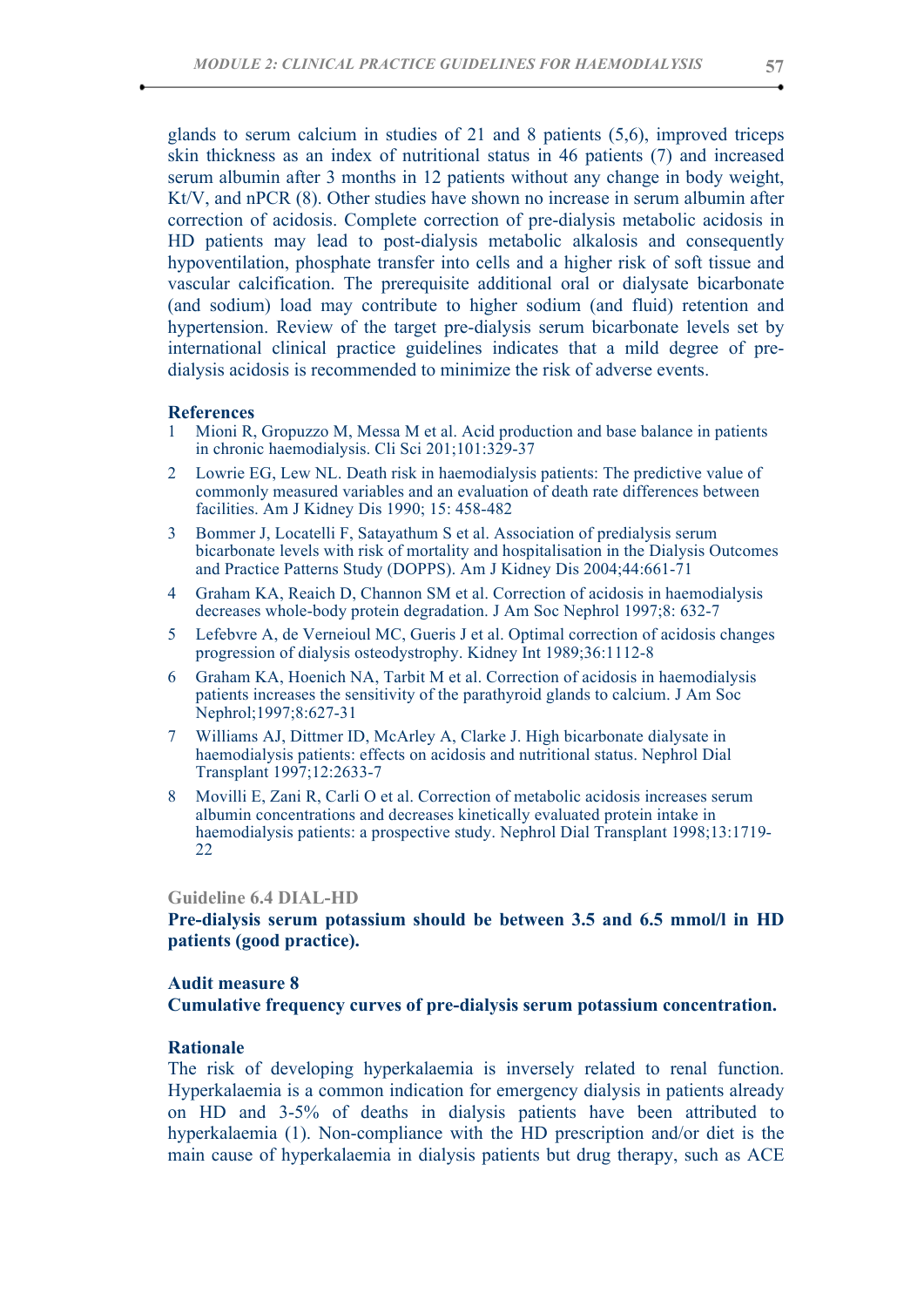glands to serum calcium in studies of 21 and 8 patients (5,6), improved triceps skin thickness as an index of nutritional status in 46 patients (7) and increased serum albumin after 3 months in 12 patients without any change in body weight, Kt/V, and nPCR (8). Other studies have shown no increase in serum albumin after correction of acidosis. Complete correction of pre-dialysis metabolic acidosis in HD patients may lead to post-dialysis metabolic alkalosis and consequently hypoventilation, phosphate transfer into cells and a higher risk of soft tissue and vascular calcification. The prerequisite additional oral or dialysate bicarbonate (and sodium) load may contribute to higher sodium (and fluid) retention and hypertension. Review of the target pre-dialysis serum bicarbonate levels set by international clinical practice guidelines indicates that a mild degree of pre-dialysis acidosis is recommended to minimize the risk of adverse events.

**References**

1. Mioni R, Gropuzzo M, Messa M et al. Acid production and base balance in patients in chronic haemodialysis. Cli Sci 201;101:329-37
2. Lowrie EG, Lew NL. Death risk in haemodialysis patients: The predictive value of commonly measured variables and an evaluation of death rate differences between facilities. Am J Kidney Dis 1990; 15: 458-482
3. Bommer J, Locatelli F, Satayathum S et al. Association of predialysis serum bicarbonate levels with risk of mortality and hospitalisation in the Dialysis Outcomes and Practice Patterns Study (DOPPS). Am J Kidney Dis 2004;44:661-71
4. Graham KA, Reaich D, Channon SM et al. Correction of acidosis in haemodialysis decreases whole-body protein degradation. J Am Soc Nephrol 1997;8: 632-7
5. Lefebvre A, de Verneioul MC, Gueris J et al. Optimal correction of acidosis changes progression of dialysis osteodystrophy. Kidney Int 1989;36:1112-8
6. Graham KA, Hoenich NA, Tarbit M et al. Correction of acidosis in haemodialysis patients increases the sensitivity of the parathyroid glands to calcium. J Am Soc Nephrol;1997;8:627-31
7. Williams AJ, Dittmer ID, McArley A, Clarke J. High bicarbonate dialysate in haemodialysis patients: effects on acidosis and nutritional status. Nephrol Dial Transplant 1997;12:2633-7
8. Movilli E, Zani R, Carli O et al. Correction of metabolic acidosis increases serum albumin concentrations and decreases kinetically evaluated protein intake in haemodialysis patients: a prospective study. Nephrol Dial Transplant 1998;13:1719-22

### Guideline 6.4 DIAL-HD

**Pre-dialysis serum potassium should be between 3.5 and 6.5 mmol/l in HD patients (good practice).**

**Audit measure 8**

**Cumulative frequency curves of pre-dialysis serum potassium concentration.**

**Rationale**

The risk of developing hyperkalaemia is inversely related to renal function. Hyperkalaemia is a common indication for emergency dialysis in patients already on HD and 3-5% of deaths in dialysis patients have been attributed to hyperkalaemia (1). Non-compliance with the HD prescription and/or diet is the main cause of hyperkalaemia in dialysis patients but drug therapy, such as ACE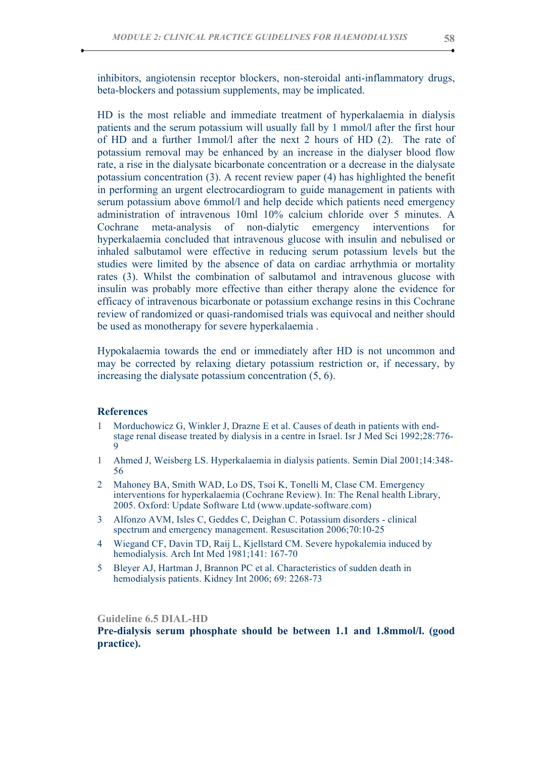inhibitors, angiotensin receptor blockers, non-steroidal anti-inflammatory drugs, beta-blockers and potassium supplements, may be implicated.

HD is the most reliable and immediate treatment of hyperkalaemia in dialysis patients and the serum potassium will usually fall by 1 mmol/l after the first hour of HD and a further 1mmol/l after the next 2 hours of HD (2). The rate of potassium removal may be enhanced by an increase in the dialyser blood flow rate, a rise in the dialysate bicarbonate concentration or a decrease in the dialysate potassium concentration (3). A recent review paper (4) has highlighted the benefit in performing an urgent electrocardiogram to guide management in patients with serum potassium above 6mmol/l and help decide which patients need emergency administration of intravenous 10ml 10% calcium chloride over 5 minutes. A Cochrane meta-analysis of non-dialytic emergency interventions for hyperkalaemia concluded that intravenous glucose with insulin and nebulised or inhaled salbutamol were effective in reducing serum potassium levels but the studies were limited by the absence of data on cardiac arrhythmia or mortality rates (3). Whilst the combination of salbutamol and intravenous glucose with insulin was probably more effective than either therapy alone the evidence for efficacy of intravenous bicarbonate or potassium exchange resins in this Cochrane review of randomized or quasi-randomised trials was equivocal and neither should be used as monotherapy for severe hyperkalaemia .

Hypokalaemia towards the end or immediately after HD is not uncommon and may be corrected by relaxing dietary potassium restriction or, if necessary, by increasing the dialysate potassium concentration (5, 6).

### References

1 Morduchowicz G, Winkler J, Drazne E et al. Causes of death in patients with end-stage renal disease treated by dialysis in a centre in Israel. Isr J Med Sci 1992;28:776-9

1 Ahmed J, Weisberg LS. Hyperkalaemia in dialysis patients. Semin Dial 2001;14:348-56

2 Mahoney BA, Smith WAD, Lo DS, Tsoi K, Tonelli M, Clase CM. Emergency interventions for hyperkalaemia (Cochrane Review). In: The Renal health Library, 2005. Oxford: Update Software Ltd (www.update-software.com)

3 Alfonzo AVM, Isles C, Geddes C, Deighan C. Potassium disorders - clinical spectrum and emergency management. Resuscitation 2006;70:10-25

4 Wiegand CF, Davin TD, Raij L, Kjellstard CM. Severe hypokalemia induced by hemodialysis. Arch Int Med 1981;141: 167-70

5 Bleyer AJ, Hartman J, Brannon PC et al. Characteristics of sudden death in hemodialysis patients. Kidney Int 2006; 69: 2268-73

### Guideline 6.5 DIAL-HD

**Pre-dialysis serum phosphate should be between 1.1 and 1.8mmol/l. (good practice).**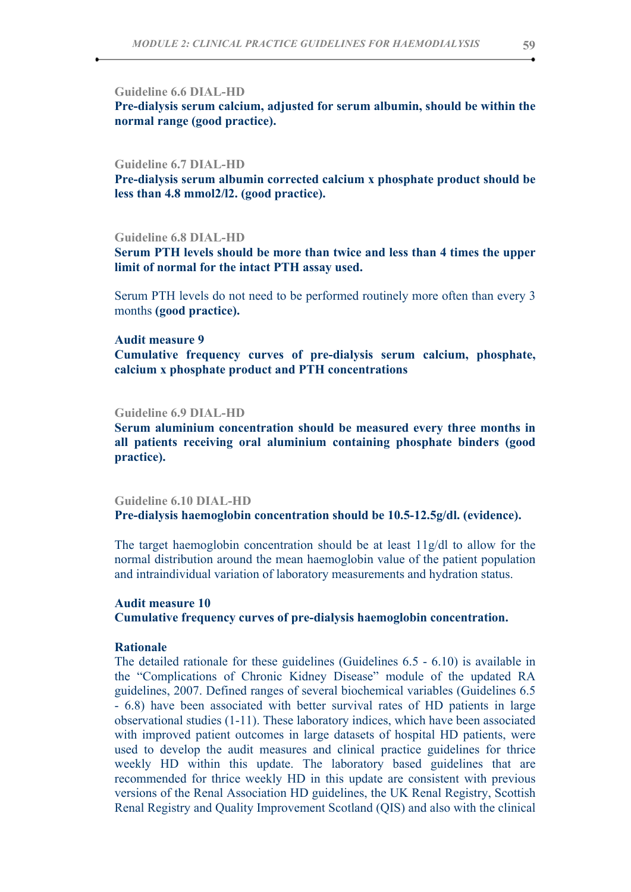**Guideline 6.6 DIAL-HD**

**Pre-dialysis serum calcium, adjusted for serum albumin, should be within the normal range (good practice).**

**Guideline 6.7 DIAL-HD**

**Pre-dialysis serum albumin corrected calcium x phosphate product should be less than 4.8 mmol2/l2. (good practice).**

**Guideline 6.8 DIAL-HD**

**Serum PTH levels should be more than twice and less than 4 times the upper limit of normal for the intact PTH assay used.**

Serum PTH levels do not need to be performed routinely more often than every 3 months **(good practice).**

**Audit measure 9**

**Cumulative frequency curves of pre-dialysis serum calcium, phosphate, calcium x phosphate product and PTH concentrations**

**Guideline 6.9 DIAL-HD**

**Serum aluminium concentration should be measured every three months in all patients receiving oral aluminium containing phosphate binders (good practice).**

**Guideline 6.10 DIAL-HD**

**Pre-dialysis haemoglobin concentration should be 10.5-12.5g/dl. (evidence).**

The target haemoglobin concentration should be at least 11g/dl to allow for the normal distribution around the mean haemoglobin value of the patient population and intraindividual variation of laboratory measurements and hydration status.

**Audit measure 10**

**Cumulative frequency curves of pre-dialysis haemoglobin concentration.**

**Rationale**

The detailed rationale for these guidelines (Guidelines 6.5 - 6.10) is available in the "Complications of Chronic Kidney Disease" module of the updated RA guidelines, 2007. Defined ranges of several biochemical variables (Guidelines 6.5 - 6.8) have been associated with better survival rates of HD patients in large observational studies (1-11). These laboratory indices, which have been associated with improved patient outcomes in large datasets of hospital HD patients, were used to develop the audit measures and clinical practice guidelines for thrice weekly HD within this update. The laboratory based guidelines that are recommended for thrice weekly HD in this update are consistent with previous versions of the Renal Association HD guidelines, the UK Renal Registry, Scottish Renal Registry and Quality Improvement Scotland (QIS) and also with the clinical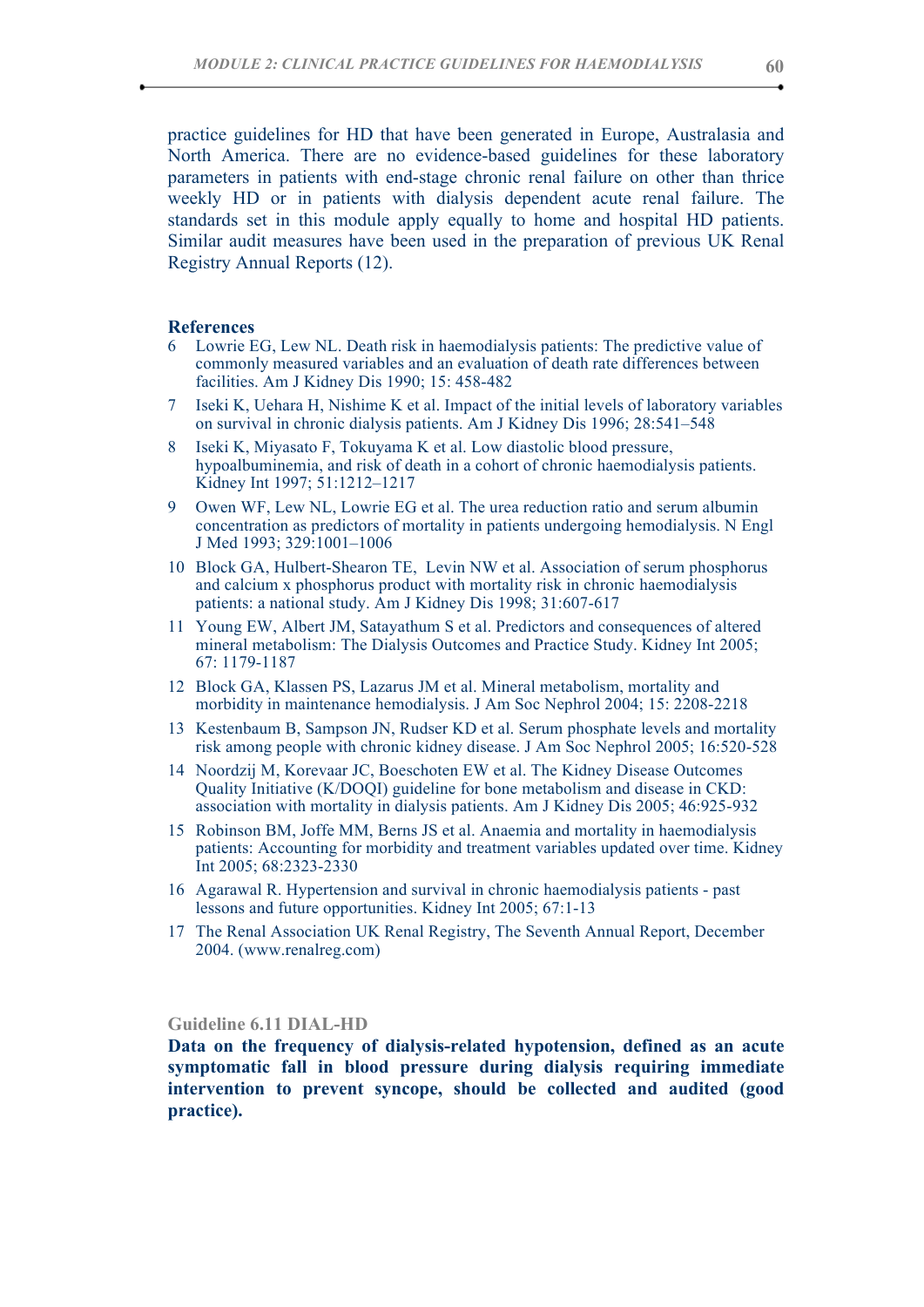practice guidelines for HD that have been generated in Europe, Australasia and North America. There are no evidence-based guidelines for these laboratory parameters in patients with end-stage chronic renal failure on other than thrice weekly HD or in patients with dialysis dependent acute renal failure. The standards set in this module apply equally to home and hospital HD patients. Similar audit measures have been used in the preparation of previous UK Renal Registry Annual Reports (12).

**References**

6 Lowrie EG, Lew NL. Death risk in haemodialysis patients: The predictive value of commonly measured variables and an evaluation of death rate differences between facilities. Am J Kidney Dis 1990; 15: 458-482

7 Iseki K, Uehara H, Nishime K et al. Impact of the initial levels of laboratory variables on survival in chronic dialysis patients. Am J Kidney Dis 1996; 28:541–548

8 Iseki K, Miyasato F, Tokuyama K et al. Low diastolic blood pressure, hypoalbuminemia, and risk of death in a cohort of chronic haemodialysis patients. Kidney Int 1997; 51:1212–1217

9 Owen WF, Lew NL, Lowrie EG et al. The urea reduction ratio and serum albumin concentration as predictors of mortality in patients undergoing hemodialysis. N Engl J Med 1993; 329:1001–1006

10 Block GA, Hulbert-Shearon TE, Levin NW et al. Association of serum phosphorus and calcium x phosphorus product with mortality risk in chronic haemodialysis patients: a national study. Am J Kidney Dis 1998; 31:607-617

11 Young EW, Albert JM, Satayathum S et al. Predictors and consequences of altered mineral metabolism: The Dialysis Outcomes and Practice Study. Kidney Int 2005; 67: 1179-1187

12 Block GA, Klassen PS, Lazarus JM et al. Mineral metabolism, mortality and morbidity in maintenance hemodialysis. J Am Soc Nephrol 2004; 15: 2208-2218

13 Kestenbaum B, Sampson JN, Rudser KD et al. Serum phosphate levels and mortality risk among people with chronic kidney disease. J Am Soc Nephrol 2005; 16:520-528

14 Noordzij M, Korevaar JC, Boeschoten EW et al. The Kidney Disease Outcomes Quality Initiative (K/DOQI) guideline for bone metabolism and disease in CKD: association with mortality in dialysis patients. Am J Kidney Dis 2005; 46:925-932

15 Robinson BM, Joffe MM, Berns JS et al. Anaemia and mortality in haemodialysis patients: Accounting for morbidity and treatment variables updated over time. Kidney Int 2005; 68:2323-2330

16 Agarawal R. Hypertension and survival in chronic haemodialysis patients - past lessons and future opportunities. Kidney Int 2005; 67:1-13

17 The Renal Association UK Renal Registry, The Seventh Annual Report, December 2004. (www.renalreg.com)

**Guideline 6.11 DIAL-HD**

**Data on the frequency of dialysis-related hypotension, defined as an acute symptomatic fall in blood pressure during dialysis requiring immediate intervention to prevent syncope, should be collected and audited (good practice).**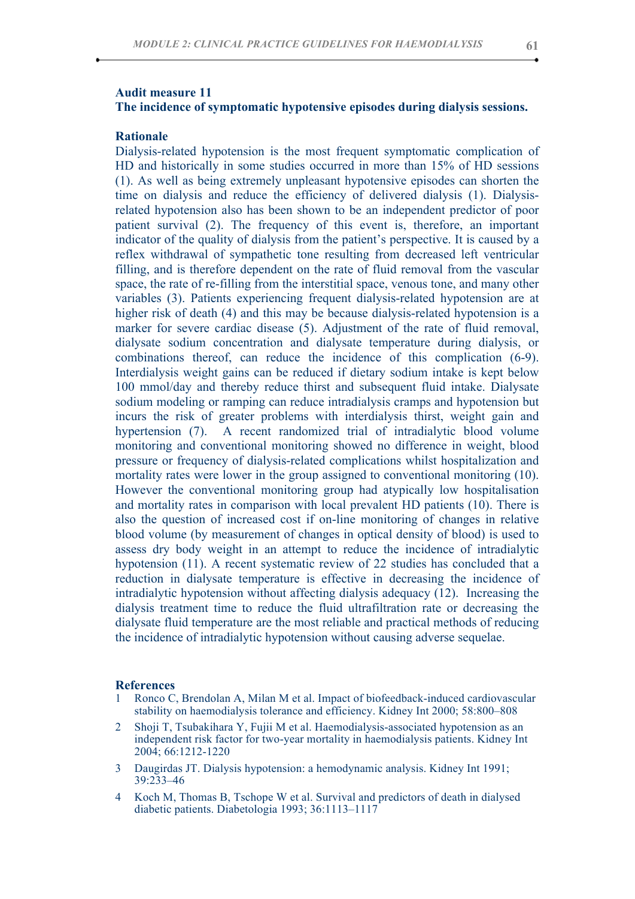**Audit measure 11**

**The incidence of symptomatic hypotensive episodes during dialysis sessions.**

**Rationale**

Dialysis-related hypotension is the most frequent symptomatic complication of HD and historically in some studies occurred in more than 15% of HD sessions (1). As well as being extremely unpleasant hypotensive episodes can shorten the time on dialysis and reduce the efficiency of delivered dialysis (1). Dialysis-related hypotension also has been shown to be an independent predictor of poor patient survival (2). The frequency of this event is, therefore, an important indicator of the quality of dialysis from the patient's perspective. It is caused by a reflex withdrawal of sympathetic tone resulting from decreased left ventricular filling, and is therefore dependent on the rate of fluid removal from the vascular space, the rate of re-filling from the interstitial space, venous tone, and many other variables (3). Patients experiencing frequent dialysis-related hypotension are at higher risk of death (4) and this may be because dialysis-related hypotension is a marker for severe cardiac disease (5). Adjustment of the rate of fluid removal, dialysate sodium concentration and dialysate temperature during dialysis, or combinations thereof, can reduce the incidence of this complication (6-9). Interdialysis weight gains can be reduced if dietary sodium intake is kept below 100 mmol/day and thereby reduce thirst and subsequent fluid intake. Dialysate sodium modeling or ramping can reduce intradialysis cramps and hypotension but incurs the risk of greater problems with interdialysis thirst, weight gain and hypertension (7). A recent randomized trial of intradialytic blood volume monitoring and conventional monitoring showed no difference in weight, blood pressure or frequency of dialysis-related complications whilst hospitalization and mortality rates were lower in the group assigned to conventional monitoring (10). However the conventional monitoring group had atypically low hospitalisation and mortality rates in comparison with local prevalent HD patients (10). There is also the question of increased cost if on-line monitoring of changes in relative blood volume (by measurement of changes in optical density of blood) is used to assess dry body weight in an attempt to reduce the incidence of intradialytic hypotension (11). A recent systematic review of 22 studies has concluded that a reduction in dialysate temperature is effective in decreasing the incidence of intradialytic hypotension without affecting dialysis adequacy (12). Increasing the dialysis treatment time to reduce the fluid ultrafiltration rate or decreasing the dialysate fluid temperature are the most reliable and practical methods of reducing the incidence of intradialytic hypotension without causing adverse sequelae.

**References**

1. Ronco C, Brendolan A, Milan M et al. Impact of biofeedback-induced cardiovascular stability on haemodialysis tolerance and efficiency. Kidney Int 2000; 58:800–808
2. Shoji T, Tsubakihara Y, Fujii M et al. Haemodialysis-associated hypotension as an independent risk factor for two-year mortality in haemodialysis patients. Kidney Int 2004; 66:1212-1220
3. Daugirdas JT. Dialysis hypotension: a hemodynamic analysis. Kidney Int 1991; 39:233–46
4. Koch M, Thomas B, Tschope W et al. Survival and predictors of death in dialysed diabetic patients. Diabetologia 1993; 36:1113–1117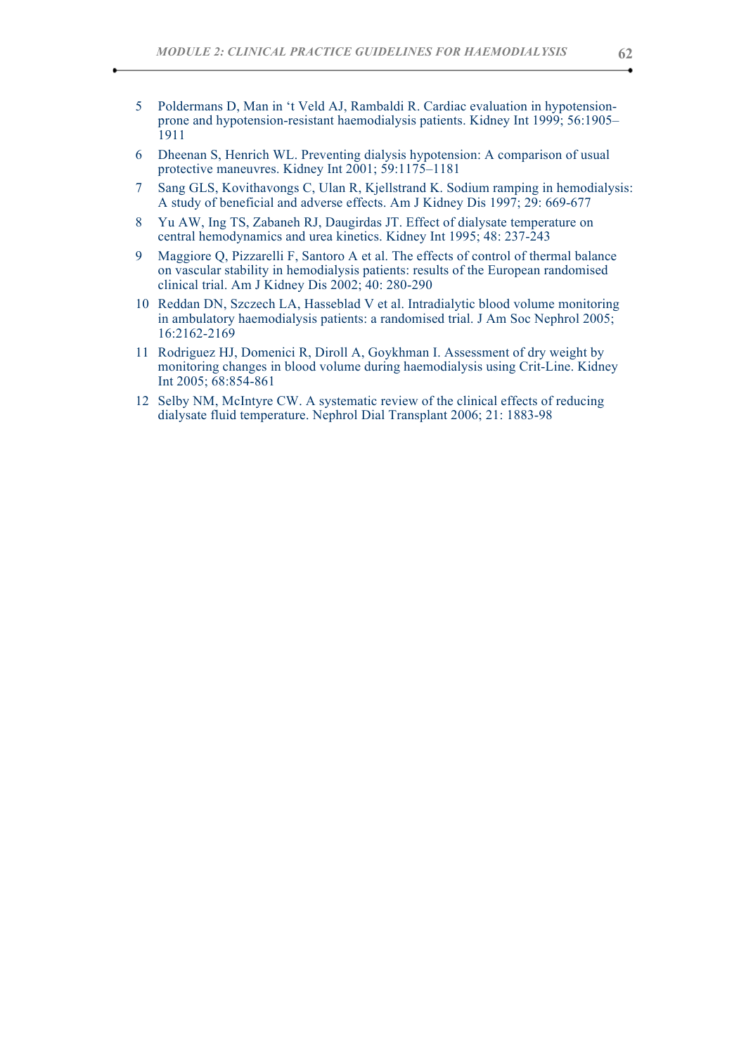5. Poldermans D, Man in ‘t Veld AJ, Rambaldi R. Cardiac evaluation in hypotension-prone and hypotension-resistant haemodialysis patients. Kidney Int 1999; 56:1905–1911
6. Dheenan S, Henrich WL. Preventing dialysis hypotension: A comparison of usual protective maneuvres. Kidney Int 2001; 59:1175–1181
7. Sang GLS, Kovithavongs C, Ulan R, Kjellstrand K. Sodium ramping in hemodialysis: A study of beneficial and adverse effects. Am J Kidney Dis 1997; 29: 669-677
8. Yu AW, Ing TS, Zabaneh RJ, Daugirdas JT. Effect of dialysate temperature on central hemodynamics and urea kinetics. Kidney Int 1995; 48: 237-243
9. Maggiore Q, Pizzarelli F, Santoro A et al. The effects of control of thermal balance on vascular stability in hemodialysis patients: results of the European randomised clinical trial. Am J Kidney Dis 2002; 40: 280-290
10. Reddan DN, Szczech LA, Hasseblad V et al. Intradialytic blood volume monitoring in ambulatory haemodialysis patients: a randomised trial. J Am Soc Nephrol 2005; 16:2162-2169
11. Rodriguez HJ, Domenici R, Diroll A, Goykhman I. Assessment of dry weight by monitoring changes in blood volume during haemodialysis using Crit-Line. Kidney Int 2005; 68:854-861
12. Selby NM, McIntyre CW. A systematic review of the clinical effects of reducing dialysate fluid temperature. Nephrol Dial Transplant 2006; 21: 1883-98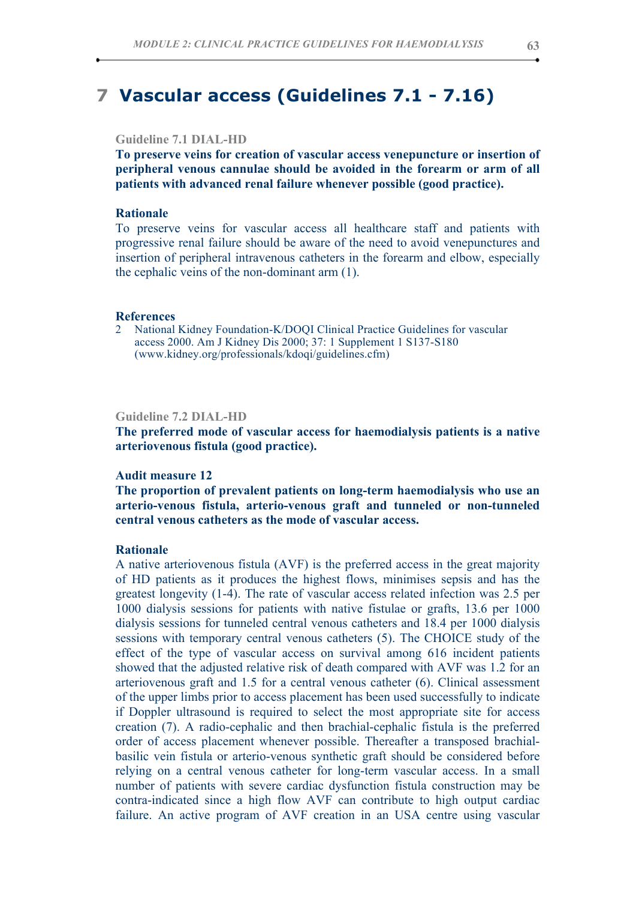# 7 Vascular access (Guidelines 7.1 - 7.16)

### Guideline 7.1 DIAL-HD

**To preserve veins for creation of vascular access venepuncture or insertion of peripheral venous cannulae should be avoided in the forearm or arm of all patients with advanced renal failure whenever possible (good practice).**

#### Rationale

To preserve veins for vascular access all healthcare staff and patients with progressive renal failure should be aware of the need to avoid venepunctures and insertion of peripheral intravenous catheters in the forearm and elbow, especially the cephalic veins of the non-dominant arm (1).

#### References

2 National Kidney Foundation-K/DOQI Clinical Practice Guidelines for vascular access 2000. Am J Kidney Dis 2000; 37: 1 Supplement 1 S137-S180 (www.kidney.org/professionals/kdoqi/guidelines.cfm)

### Guideline 7.2 DIAL-HD

**The preferred mode of vascular access for haemodialysis patients is a native arteriovenous fistula (good practice).**

#### Audit measure 12

**The proportion of prevalent patients on long-term haemodialysis who use an arterio-venous fistula, arterio-venous graft and tunneled or non-tunneled central venous catheters as the mode of vascular access.**

#### Rationale

A native arteriovenous fistula (AVF) is the preferred access in the great majority of HD patients as it produces the highest flows, minimises sepsis and has the greatest longevity (1-4). The rate of vascular access related infection was 2.5 per 1000 dialysis sessions for patients with native fistulae or grafts, 13.6 per 1000 dialysis sessions for tunneled central venous catheters and 18.4 per 1000 dialysis sessions with temporary central venous catheters (5). The CHOICE study of the effect of the type of vascular access on survival among 616 incident patients showed that the adjusted relative risk of death compared with AVF was 1.2 for an arteriovenous graft and 1.5 for a central venous catheter (6). Clinical assessment of the upper limbs prior to access placement has been used successfully to indicate if Doppler ultrasound is required to select the most appropriate site for access creation (7). A radio-cephalic and then brachial-cephalic fistula is the preferred order of access placement whenever possible. Thereafter a transposed brachial-basilic vein fistula or arterio-venous synthetic graft should be considered before relying on a central venous catheter for long-term vascular access. In a small number of patients with severe cardiac dysfunction fistula construction may be contra-indicated since a high flow AVF can contribute to high output cardiac failure. An active program of AVF creation in an USA centre using vascular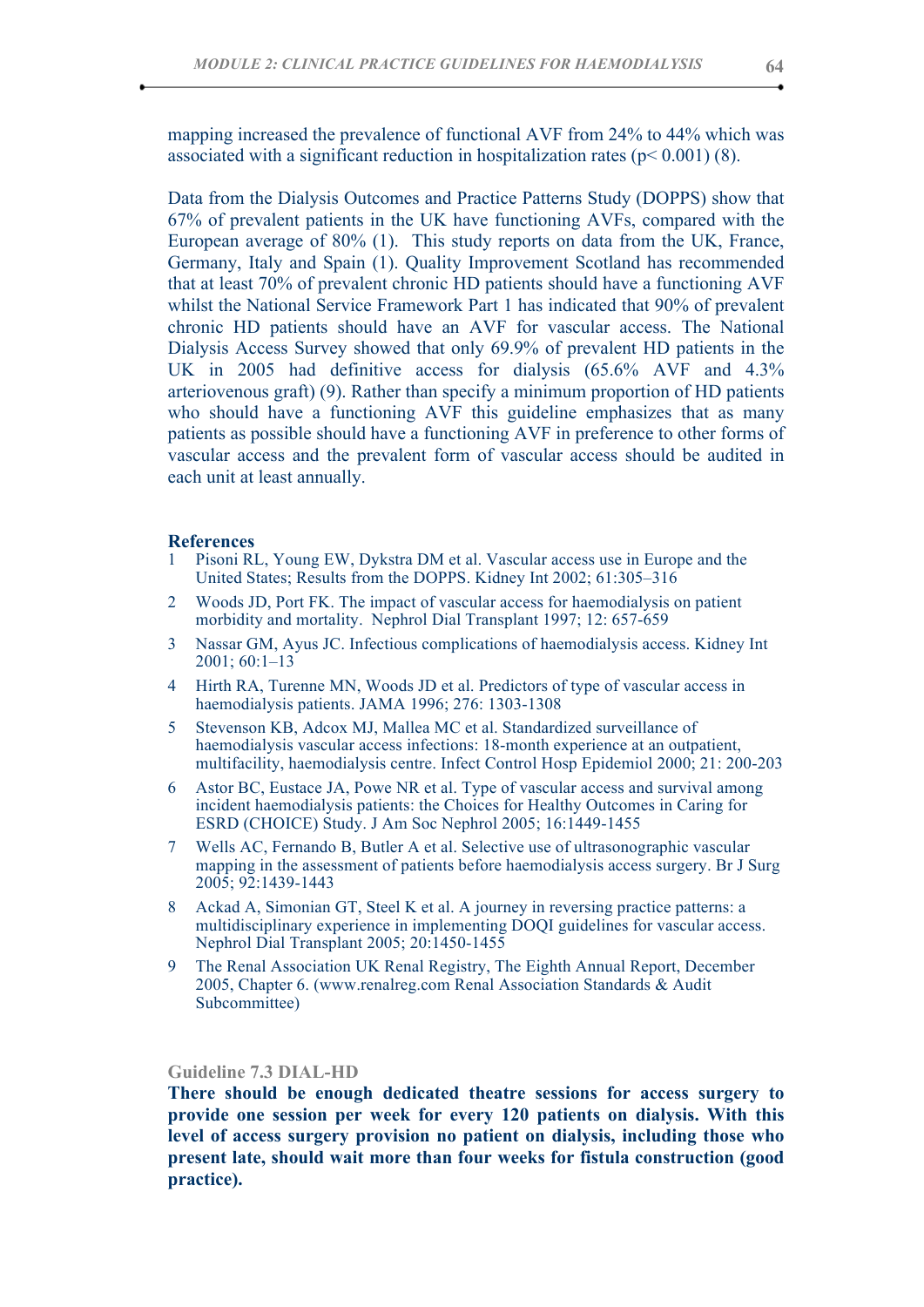mapping increased the prevalence of functional AVF from 24% to 44% which was associated with a significant reduction in hospitalization rates ($p < 0.001$) (8).

Data from the Dialysis Outcomes and Practice Patterns Study (DOPPS) show that 67% of prevalent patients in the UK have functioning AVFs, compared with the European average of 80% (1). This study reports on data from the UK, France, Germany, Italy and Spain (1). Quality Improvement Scotland has recommended that at least 70% of prevalent chronic HD patients should have a functioning AVF whilst the National Service Framework Part 1 has indicated that 90% of prevalent chronic HD patients should have an AVF for vascular access. The National Dialysis Access Survey showed that only 69.9% of prevalent HD patients in the UK in 2005 had definitive access for dialysis (65.6% AVF and 4.3% arteriovenous graft) (9). Rather than specify a minimum proportion of HD patients who should have a functioning AVF this guideline emphasizes that as many patients as possible should have a functioning AVF in preference to other forms of vascular access and the prevalent form of vascular access should be audited in each unit at least annually.

## References

1. Pisoni RL, Young EW, Dykstra DM et al. Vascular access use in Europe and the United States; Results from the DOPPS. Kidney Int 2002; 61:305–316
2. Woods JD, Port FK. The impact of vascular access for haemodialysis on patient morbidity and mortality. Nephrol Dial Transplant 1997; 12: 657-659
3. Nassar GM, Ayus JC. Infectious complications of haemodialysis access. Kidney Int 2001; 60:1–13
4. Hirth RA, Turenne MN, Woods JD et al. Predictors of type of vascular access in haemodialysis patients. JAMA 1996; 276: 1303-1308
5. Stevenson KB, Adcox MJ, Mallea MC et al. Standardized surveillance of haemodialysis vascular access infections: 18-month experience at an outpatient, multifacility, haemodialysis centre. Infect Control Hosp Epidemiol 2000; 21: 200-203
6. Astor BC, Eustace JA, Powe NR et al. Type of vascular access and survival among incident haemodialysis patients: the Choices for Healthy Outcomes in Caring for ESRD (CHOICE) Study. J Am Soc Nephrol 2005; 16:1449-1455
7. Wells AC, Fernando B, Butler A et al. Selective use of ultrasonographic vascular mapping in the assessment of patients before haemodialysis access surgery. Br J Surg 2005; 92:1439-1443
8. Ackad A, Simonian GT, Steel K et al. A journey in reversing practice patterns: a multidisciplinary experience in implementing DOQI guidelines for vascular access. Nephrol Dial Transplant 2005; 20:1450-1455
9. The Renal Association UK Renal Registry, The Eighth Annual Report, December 2005, Chapter 6. (www.renalreg.com Renal Association Standards & Audit Subcommittee)

### Guideline 7.3 DIAL-HD

**There should be enough dedicated theatre sessions for access surgery to provide one session per week for every 120 patients on dialysis. With this level of access surgery provision no patient on dialysis, including those who present late, should wait more than four weeks for fistula construction (good practice).**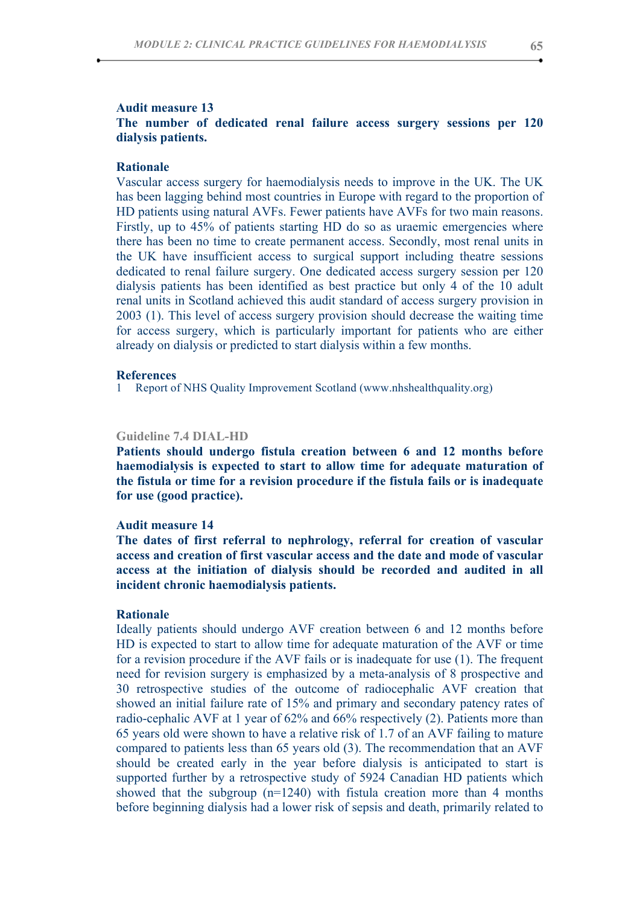### Audit measure 13

**The number of dedicated renal failure access surgery sessions per 120 dialysis patients.**

### Rationale

Vascular access surgery for haemodialysis needs to improve in the UK. The UK has been lagging behind most countries in Europe with regard to the proportion of HD patients using natural AVFs. Fewer patients have AVFs for two main reasons. Firstly, up to 45% of patients starting HD do so as uraemic emergencies where there has been no time to create permanent access. Secondly, most renal units in the UK have insufficient access to surgical support including theatre sessions dedicated to renal failure surgery. One dedicated access surgery session per 120 dialysis patients has been identified as best practice but only 4 of the 10 adult renal units in Scotland achieved this audit standard of access surgery provision in 2003 (1). This level of access surgery provision should decrease the waiting time for access surgery, which is particularly important for patients who are either already on dialysis or predicted to start dialysis within a few months.

### References

1 Report of NHS Quality Improvement Scotland (www.nhshealthquality.org)

### Guideline 7.4 DIAL-HD

**Patients should undergo fistula creation between 6 and 12 months before haemodialysis is expected to start to allow time for adequate maturation of the fistula or time for a revision procedure if the fistula fails or is inadequate for use (good practice).**

### Audit measure 14

**The dates of first referral to nephrology, referral for creation of vascular access and creation of first vascular access and the date and mode of vascular access at the initiation of dialysis should be recorded and audited in all incident chronic haemodialysis patients.**

### Rationale

Ideally patients should undergo AVF creation between 6 and 12 months before HD is expected to start to allow time for adequate maturation of the AVF or time for a revision procedure if the AVF fails or is inadequate for use (1). The frequent need for revision surgery is emphasized by a meta-analysis of 8 prospective and 30 retrospective studies of the outcome of radiocephalic AVF creation that showed an initial failure rate of 15% and primary and secondary patency rates of radio-cephalic AVF at 1 year of 62% and 66% respectively (2). Patients more than 65 years old were shown to have a relative risk of 1.7 of an AVF failing to mature compared to patients less than 65 years old (3). The recommendation that an AVF should be created early in the year before dialysis is anticipated to start is supported further by a retrospective study of 5924 Canadian HD patients which showed that the subgroup (n=1240) with fistula creation more than 4 months before beginning dialysis had a lower risk of sepsis and death, primarily related to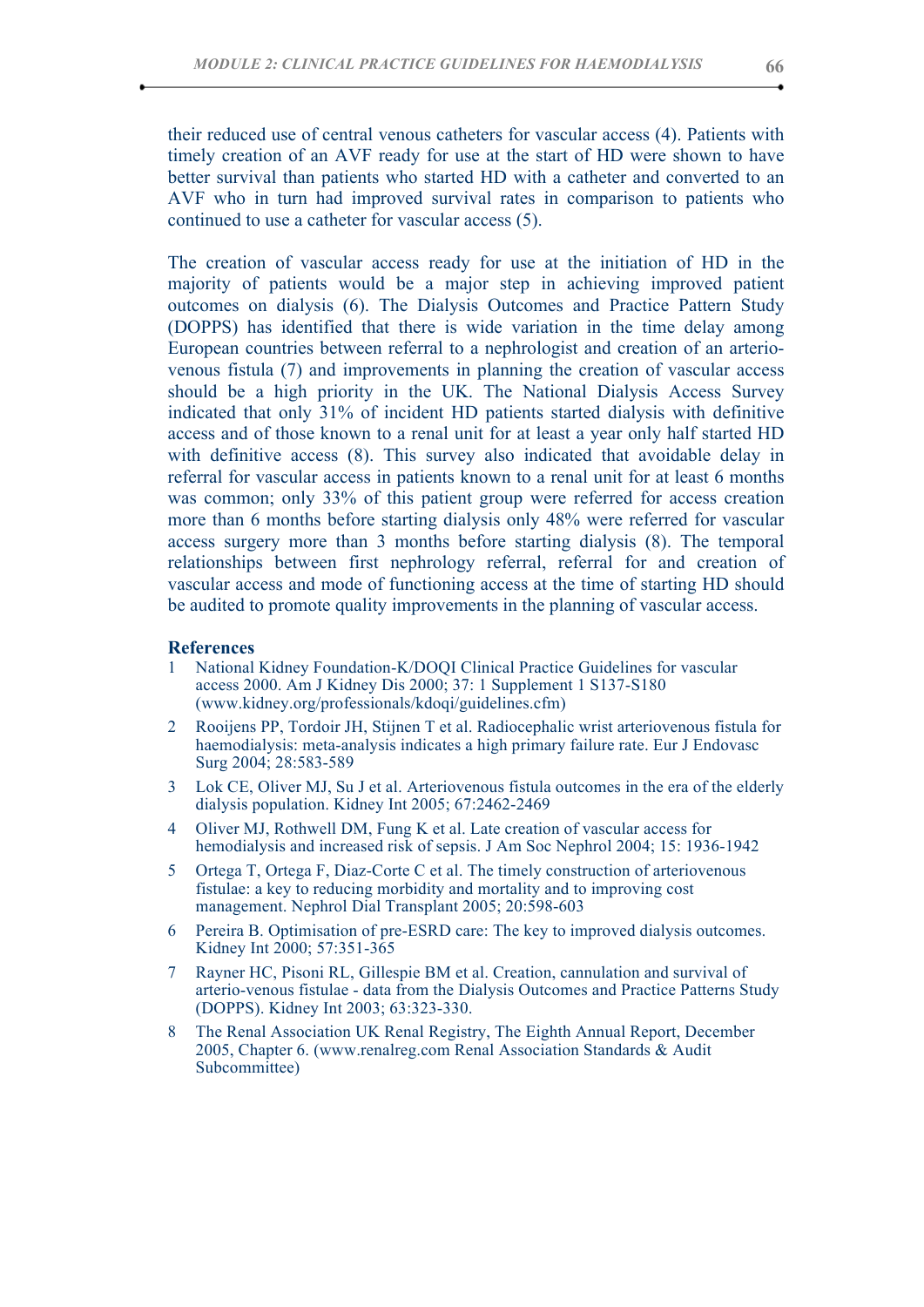their reduced use of central venous catheters for vascular access (4). Patients with timely creation of an AVF ready for use at the start of HD were shown to have better survival than patients who started HD with a catheter and converted to an AVF who in turn had improved survival rates in comparison to patients who continued to use a catheter for vascular access (5).

The creation of vascular access ready for use at the initiation of HD in the majority of patients would be a major step in achieving improved patient outcomes on dialysis (6). The Dialysis Outcomes and Practice Pattern Study (DOPPS) has identified that there is wide variation in the time delay among European countries between referral to a nephrologist and creation of an arterio-venous fistula (7) and improvements in planning the creation of vascular access should be a high priority in the UK. The National Dialysis Access Survey indicated that only 31% of incident HD patients started dialysis with definitive access and of those known to a renal unit for at least a year only half started HD with definitive access (8). This survey also indicated that avoidable delay in referral for vascular access in patients known to a renal unit for at least 6 months was common; only 33% of this patient group were referred for access creation more than 6 months before starting dialysis only 48% were referred for vascular access surgery more than 3 months before starting dialysis (8). The temporal relationships between first nephrology referral, referral for and creation of vascular access and mode of functioning access at the time of starting HD should be audited to promote quality improvements in the planning of vascular access.

## References

1. National Kidney Foundation-K/DOQI Clinical Practice Guidelines for vascular access 2000. Am J Kidney Dis 2000; 37: 1 Supplement 1 S137-S180 (www.kidney.org/professionals/kdoqi/guidelines.cfm)
2. Rooijens PP, Tordoir JH, Stijnen T et al. Radiocephalic wrist arteriovenous fistula for haemodialysis: meta-analysis indicates a high primary failure rate. Eur J Endovasc Surg 2004; 28:583-589
3. Lok CE, Oliver MJ, Su J et al. Arteriovenous fistula outcomes in the era of the elderly dialysis population. Kidney Int 2005; 67:2462-2469
4. Oliver MJ, Rothwell DM, Fung K et al. Late creation of vascular access for hemodialysis and increased risk of sepsis. J Am Soc Nephrol 2004; 15: 1936-1942
5. Ortega T, Ortega F, Diaz-Corte C et al. The timely construction of arteriovenous fistulae: a key to reducing morbidity and mortality and to improving cost management. Nephrol Dial Transplant 2005; 20:598-603
6. Pereira B. Optimisation of pre-ESRD care: The key to improved dialysis outcomes. Kidney Int 2000; 57:351-365
7. Rayner HC, Pisoni RL, Gillespie BM et al. Creation, cannulation and survival of arterio-venous fistulae - data from the Dialysis Outcomes and Practice Patterns Study (DOPPS). Kidney Int 2003; 63:323-330.
8. The Renal Association UK Renal Registry, The Eighth Annual Report, December 2005, Chapter 6. (www.renalreg.com Renal Association Standards & Audit Subcommittee)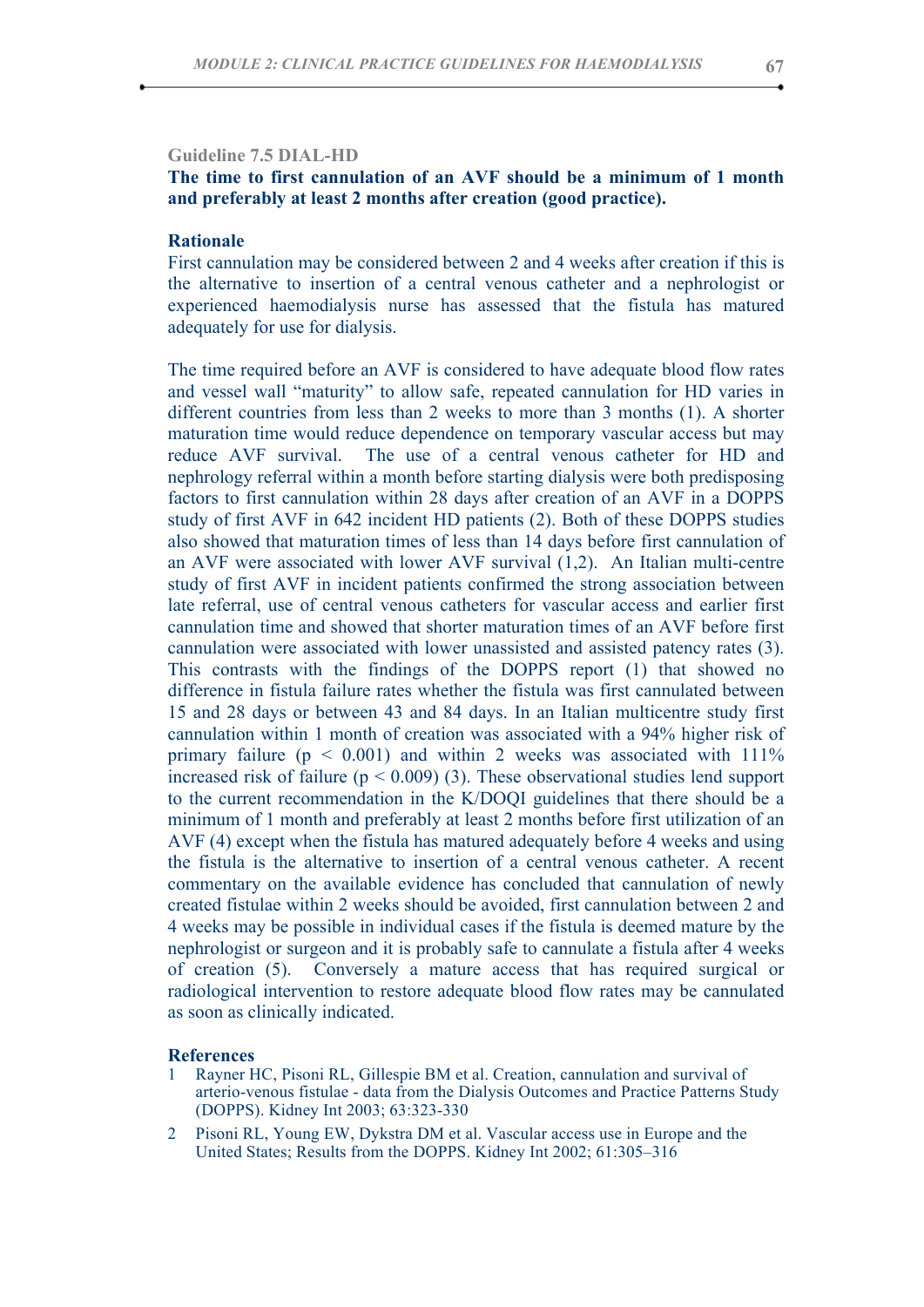### Guideline 7.5 DIAL-HD

**The time to first cannulation of an AVF should be a minimum of 1 month and preferably at least 2 months after creation (good practice).**

#### Rationale

First cannulation may be considered between 2 and 4 weeks after creation if this is the alternative to insertion of a central venous catheter and a nephrologist or experienced haemodialysis nurse has assessed that the fistula has matured adequately for use for dialysis.

The time required before an AVF is considered to have adequate blood flow rates and vessel wall "maturity" to allow safe, repeated cannulation for HD varies in different countries from less than 2 weeks to more than 3 months (1). A shorter maturation time would reduce dependence on temporary vascular access but may reduce AVF survival. The use of a central venous catheter for HD and nephrology referral within a month before starting dialysis were both predisposing factors to first cannulation within 28 days after creation of an AVF in a DOPPS study of first AVF in 642 incident HD patients (2). Both of these DOPPS studies also showed that maturation times of less than 14 days before first cannulation of an AVF were associated with lower AVF survival (1,2). An Italian multi-centre study of first AVF in incident patients confirmed the strong association between late referral, use of central venous catheters for vascular access and earlier first cannulation time and showed that shorter maturation times of an AVF before first cannulation were associated with lower unassisted and assisted patency rates (3). This contrasts with the findings of the DOPPS report (1) that showed no difference in fistula failure rates whether the fistula was first cannulated between 15 and 28 days or between 43 and 84 days. In an Italian multicentre study first cannulation within 1 month of creation was associated with a 94% higher risk of primary failure ($p < 0.001$) and within 2 weeks was associated with 111% increased risk of failure ($p < 0.009$) (3). These observational studies lend support to the current recommendation in the K/DOQI guidelines that there should be a minimum of 1 month and preferably at least 2 months before first utilization of an AVF (4) except when the fistula has matured adequately before 4 weeks and using the fistula is the alternative to insertion of a central venous catheter. A recent commentary on the available evidence has concluded that cannulation of newly created fistulae within 2 weeks should be avoided, first cannulation between 2 and 4 weeks may be possible in individual cases if the fistula is deemed mature by the nephrologist or surgeon and it is probably safe to cannulate a fistula after 4 weeks of creation (5). Conversely a mature access that has required surgical or radiological intervention to restore adequate blood flow rates may be cannulated as soon as clinically indicated.

#### References

1. Rayner HC, Pisoni RL, Gillespie BM et al. Creation, cannulation and survival of arterio-venous fistulae - data from the Dialysis Outcomes and Practice Patterns Study (DOPPS). Kidney Int 2003; 63:323-330
2. Pisoni RL, Young EW, Dykstra DM et al. Vascular access use in Europe and the United States; Results from the DOPPS. Kidney Int 2002; 61:305–316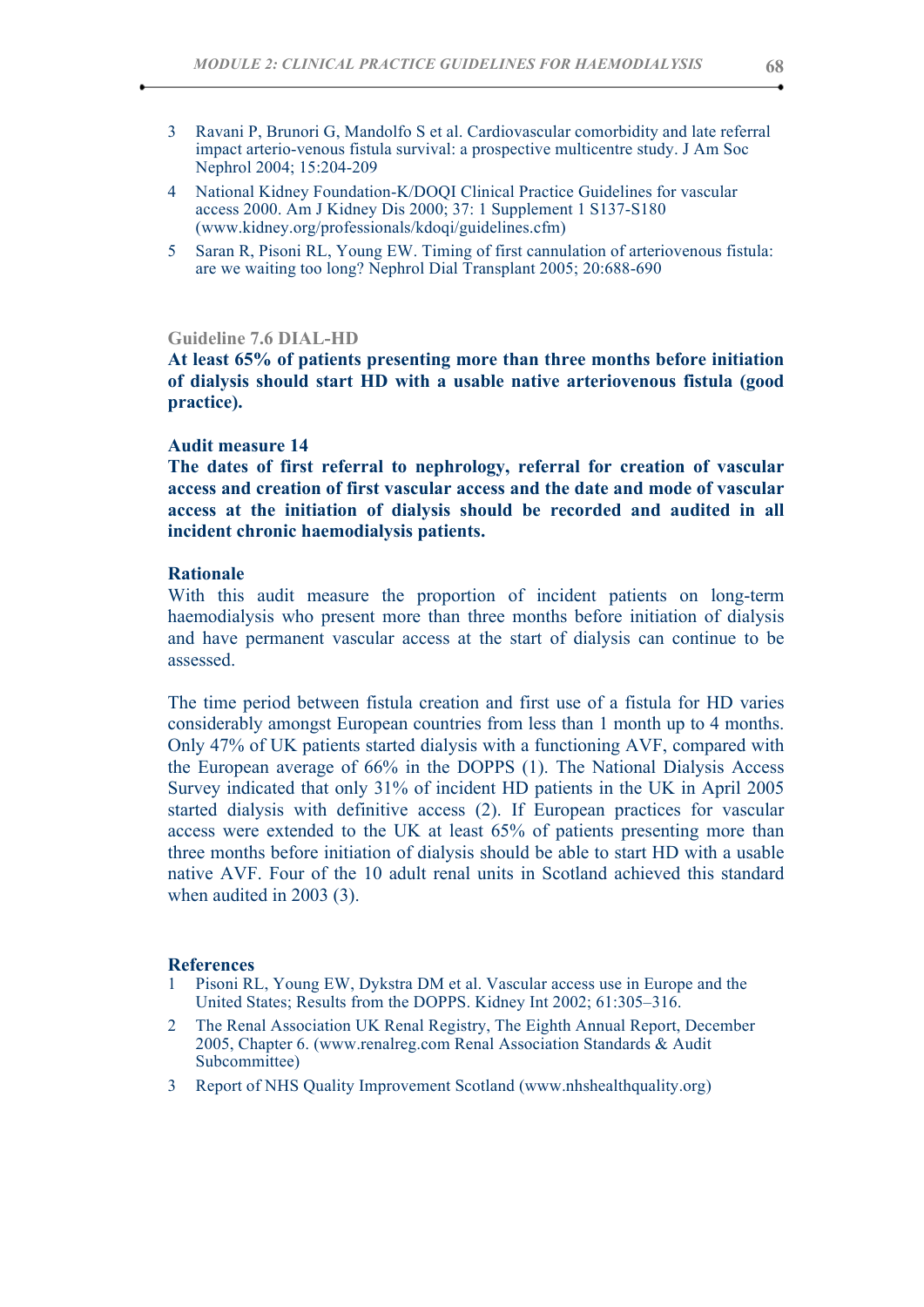3. Ravani P, Brunori G, Mandolfo S et al. Cardiovascular comorbidity and late referral impact arterio-venous fistula survival: a prospective multicentre study. J Am Soc Nephrol 2004; 15:204-209
4. National Kidney Foundation-K/DOQI Clinical Practice Guidelines for vascular access 2000. Am J Kidney Dis 2000; 37: 1 Supplement 1 S137-S180 (www.kidney.org/professionals/kdoqi/guidelines.cfm)
5. Saran R, Pisoni RL, Young EW. Timing of first cannulation of arteriovenous fistula: are we waiting too long? Nephrol Dial Transplant 2005; 20:688-690

### Guideline 7.6 DIAL-HD

**At least 65% of patients presenting more than three months before initiation of dialysis should start HD with a usable native arteriovenous fistula (good practice).**

### Audit measure 14

**The dates of first referral to nephrology, referral for creation of vascular access and creation of first vascular access and the date and mode of vascular access at the initiation of dialysis should be recorded and audited in all incident chronic haemodialysis patients.**

### Rationale

With this audit measure the proportion of incident patients on long-term haemodialysis who present more than three months before initiation of dialysis and have permanent vascular access at the start of dialysis can continue to be assessed.

The time period between fistula creation and first use of a fistula for HD varies considerably amongst European countries from less than 1 month up to 4 months. Only 47% of UK patients started dialysis with a functioning AVF, compared with the European average of 66% in the DOPPS (1). The National Dialysis Access Survey indicated that only 31% of incident HD patients in the UK in April 2005 started dialysis with definitive access (2). If European practices for vascular access were extended to the UK at least 65% of patients presenting more than three months before initiation of dialysis should be able to start HD with a usable native AVF. Four of the 10 adult renal units in Scotland achieved this standard when audited in 2003 (3).

### References

1. Pisoni RL, Young EW, Dykstra DM et al. Vascular access use in Europe and the United States; Results from the DOPPS. Kidney Int 2002; 61:305–316.
2. The Renal Association UK Renal Registry, The Eighth Annual Report, December 2005, Chapter 6. (www.renalreg.com Renal Association Standards & Audit Subcommittee)
3. Report of NHS Quality Improvement Scotland (www.nhshealthquality.org)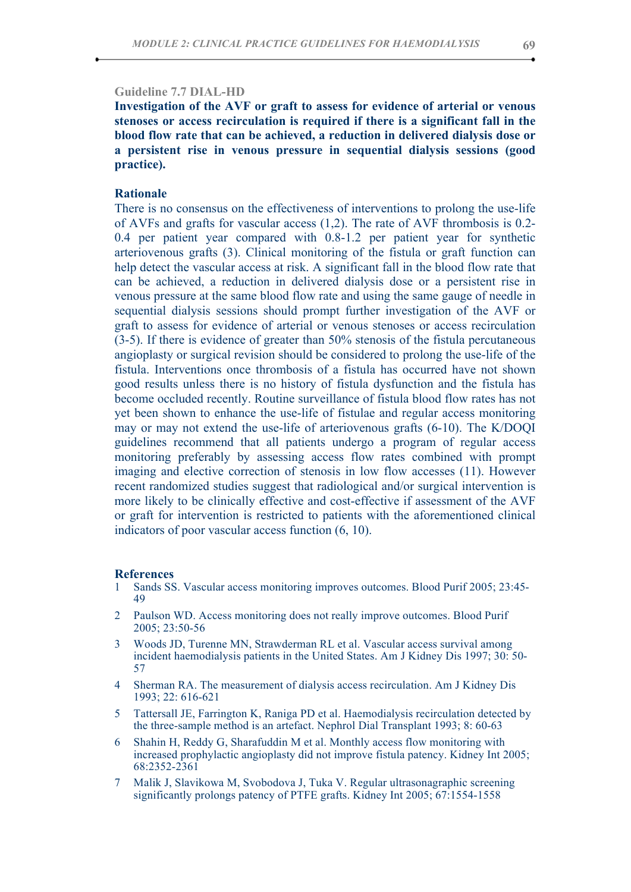### Guideline 7.7 DIAL-HD

**Investigation of the AVF or graft to assess for evidence of arterial or venous stenoses or access recirculation is required if there is a significant fall in the blood flow rate that can be achieved, a reduction in delivered dialysis dose or a persistent rise in venous pressure in sequential dialysis sessions (good practice).**

#### Rationale

There is no consensus on the effectiveness of interventions to prolong the use-life of AVFs and grafts for vascular access (1,2). The rate of AVF thrombosis is 0.2-0.4 per patient year compared with 0.8-1.2 per patient year for synthetic arteriovenous grafts (3). Clinical monitoring of the fistula or graft function can help detect the vascular access at risk. A significant fall in the blood flow rate that can be achieved, a reduction in delivered dialysis dose or a persistent rise in venous pressure at the same blood flow rate and using the same gauge of needle in sequential dialysis sessions should prompt further investigation of the AVF or graft to assess for evidence of arterial or venous stenoses or access recirculation (3-5). If there is evidence of greater than 50% stenosis of the fistula percutaneous angioplasty or surgical revision should be considered to prolong the use-life of the fistula. Interventions once thrombosis of a fistula has occurred have not shown good results unless there is no history of fistula dysfunction and the fistula has become occluded recently. Routine surveillance of fistula blood flow rates has not yet been shown to enhance the use-life of fistulae and regular access monitoring may or may not extend the use-life of arteriovenous grafts (6-10). The K/DOQI guidelines recommend that all patients undergo a program of regular access monitoring preferably by assessing access flow rates combined with prompt imaging and elective correction of stenosis in low flow accesses (11). However recent randomized studies suggest that radiological and/or surgical intervention is more likely to be clinically effective and cost-effective if assessment of the AVF or graft for intervention is restricted to patients with the aforementioned clinical indicators of poor vascular access function (6, 10).

#### References

1. Sands SS. Vascular access monitoring improves outcomes. Blood Purif 2005; 23:45-49
2. Paulson WD. Access monitoring does not really improve outcomes. Blood Purif 2005; 23:50-56
3. Woods JD, Turenne MN, Strawderman RL et al. Vascular access survival among incident haemodialysis patients in the United States. Am J Kidney Dis 1997; 30: 50-57
4. Sherman RA. The measurement of dialysis access recirculation. Am J Kidney Dis 1993; 22: 616-621
5. Tattersall JE, Farrington K, Raniga PD et al. Haemodialysis recirculation detected by the three-sample method is an artefact. Nephrol Dial Transplant 1993; 8: 60-63
6. Shahin H, Reddy G, Sharafuddin M et al. Monthly access flow monitoring with increased prophylactic angioplasty did not improve fistula patency. Kidney Int 2005; 68:2352-2361
7. Malik J, Slavikowa M, Svobodova J, Tuka V. Regular ultrasonagraphic screening significantly prolongs patency of PTFE grafts. Kidney Int 2005; 67:1554-1558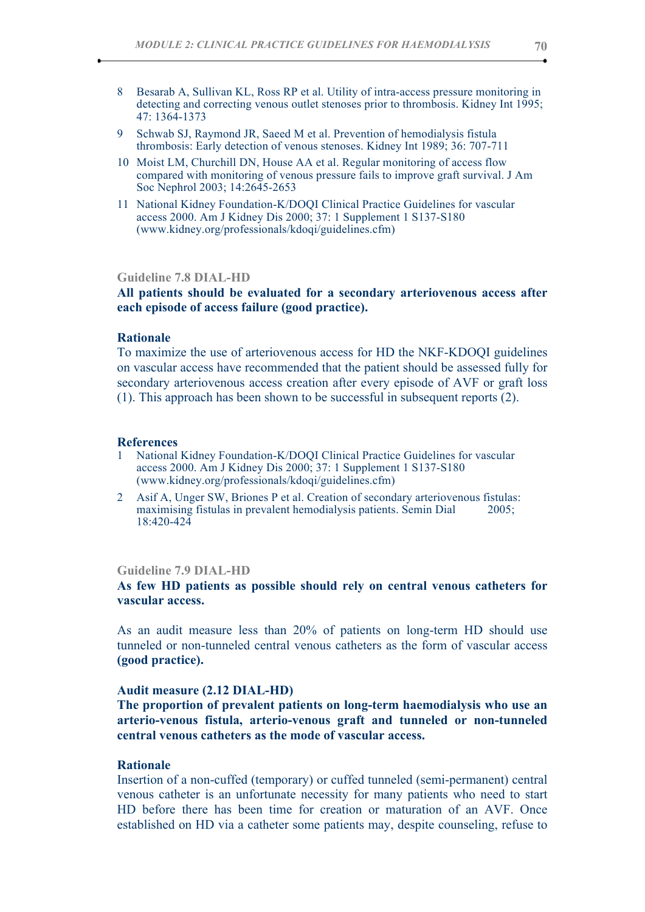8 Besarab A, Sullivan KL, Ross RP et al. Utility of intra-access pressure monitoring in detecting and correcting venous outlet stenoses prior to thrombosis. Kidney Int 1995; 47: 1364-1373

9 Schwab SJ, Raymond JR, Saeed M et al. Prevention of hemodialysis fistula thrombosis: Early detection of venous stenoses. Kidney Int 1989; 36: 707-711

10 Moist LM, Churchill DN, House AA et al. Regular monitoring of access flow compared with monitoring of venous pressure fails to improve graft survival. J Am Soc Nephrol 2003; 14:2645-2653

11 National Kidney Foundation-K/DOQI Clinical Practice Guidelines for vascular access 2000. Am J Kidney Dis 2000; 37: 1 Supplement 1 S137-S180 (www.kidney.org/professionals/kdoqi/guidelines.cfm)

### Guideline 7.8 DIAL-HD

**All patients should be evaluated for a secondary arteriovenous access after each episode of access failure (good practice).**

#### Rationale

To maximize the use of arteriovenous access for HD the NKF-KDOQI guidelines on vascular access have recommended that the patient should be assessed fully for secondary arteriovenous access creation after every episode of AVF or graft loss (1). This approach has been shown to be successful in subsequent reports (2).

#### References

1 National Kidney Foundation-K/DOQI Clinical Practice Guidelines for vascular access 2000. Am J Kidney Dis 2000; 37: 1 Supplement 1 S137-S180 (www.kidney.org/professionals/kdoqi/guidelines.cfm)

2 Asif A, Unger SW, Briones P et al. Creation of secondary arteriovenous fistulas: maximising fistulas in prevalent hemodialysis patients. Semin Dial 2005; 18:420-424

### Guideline 7.9 DIAL-HD

**As few HD patients as possible should rely on central venous catheters for vascular access.**

As an audit measure less than 20% of patients on long-term HD should use tunneled or non-tunneled central venous catheters as the form of vascular access **(good practice).**

#### Audit measure (2.12 DIAL-HD)

**The proportion of prevalent patients on long-term haemodialysis who use an arterio-venous fistula, arterio-venous graft and tunneled or non-tunneled central venous catheters as the mode of vascular access.**

#### Rationale

Insertion of a non-cuffed (temporary) or cuffed tunneled (semi-permanent) central venous catheter is an unfortunate necessity for many patients who need to start HD before there has been time for creation or maturation of an AVF. Once established on HD via a catheter some patients may, despite counseling, refuse to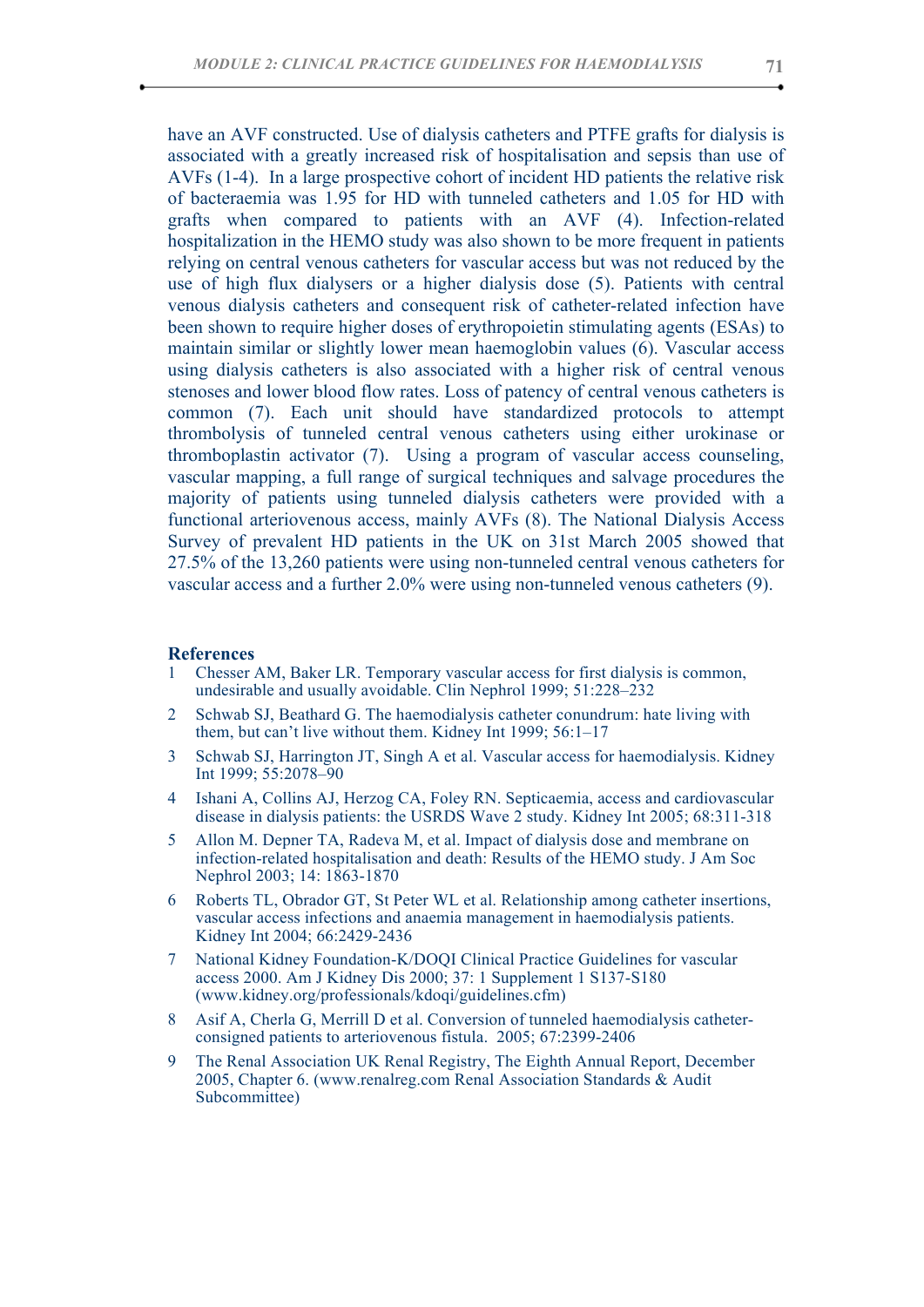have an AVF constructed. Use of dialysis catheters and PTFE grafts for dialysis is associated with a greatly increased risk of hospitalisation and sepsis than use of AVFs (1-4). In a large prospective cohort of incident HD patients the relative risk of bacteraemia was 1.95 for HD with tunneled catheters and 1.05 for HD with grafts when compared to patients with an AVF (4). Infection-related hospitalization in the HEMO study was also shown to be more frequent in patients relying on central venous catheters for vascular access but was not reduced by the use of high flux dialysers or a higher dialysis dose (5). Patients with central venous dialysis catheters and consequent risk of catheter-related infection have been shown to require higher doses of erythropoietin stimulating agents (ESAs) to maintain similar or slightly lower mean haemoglobin values (6). Vascular access using dialysis catheters is also associated with a higher risk of central venous stenoses and lower blood flow rates. Loss of patency of central venous catheters is common (7). Each unit should have standardized protocols to attempt thrombolysis of tunneled central venous catheters using either urokinase or thromboplastin activator (7). Using a program of vascular access counseling, vascular mapping, a full range of surgical techniques and salvage procedures the majority of patients using tunneled dialysis catheters were provided with a functional arteriovenous access, mainly AVFs (8). The National Dialysis Access Survey of prevalent HD patients in the UK on 31st March 2005 showed that 27.5% of the 13,260 patients were using non-tunneled central venous catheters for vascular access and a further 2.0% were using non-tunneled venous catheters (9).

## References

1. Chesser AM, Baker LR. Temporary vascular access for first dialysis is common, undesirable and usually avoidable. Clin Nephrol 1999; 51:228–232
2. Schwab SJ, Beathard G. The haemodialysis catheter conundrum: hate living with them, but can't live without them. Kidney Int 1999; 56:1–17
3. Schwab SJ, Harrington JT, Singh A et al. Vascular access for haemodialysis. Kidney Int 1999; 55:2078–90
4. Ishani A, Collins AJ, Herzog CA, Foley RN. Septicaemia, access and cardiovascular disease in dialysis patients: the USRDS Wave 2 study. Kidney Int 2005; 68:311-318
5. Allon M. Depner TA, Radeva M, et al. Impact of dialysis dose and membrane on infection-related hospitalisation and death: Results of the HEMO study. J Am Soc Nephrol 2003; 14: 1863-1870
6. Roberts TL, Obrador GT, St Peter WL et al. Relationship among catheter insertions, vascular access infections and anaemia management in haemodialysis patients. Kidney Int 2004; 66:2429-2436
7. National Kidney Foundation-K/DOQI Clinical Practice Guidelines for vascular access 2000. Am J Kidney Dis 2000; 37: 1 Supplement 1 S137-S180 (www.kidney.org/professionals/kdoqi/guidelines.cfm)
8. Asif A, Cherla G, Merrill D et al. Conversion of tunneled haemodialysis catheter-consigned patients to arteriovenous fistula. 2005; 67:2399-2406
9. The Renal Association UK Renal Registry, The Eighth Annual Report, December 2005, Chapter 6. (www.renalreg.com Renal Association Standards & Audit Subcommittee)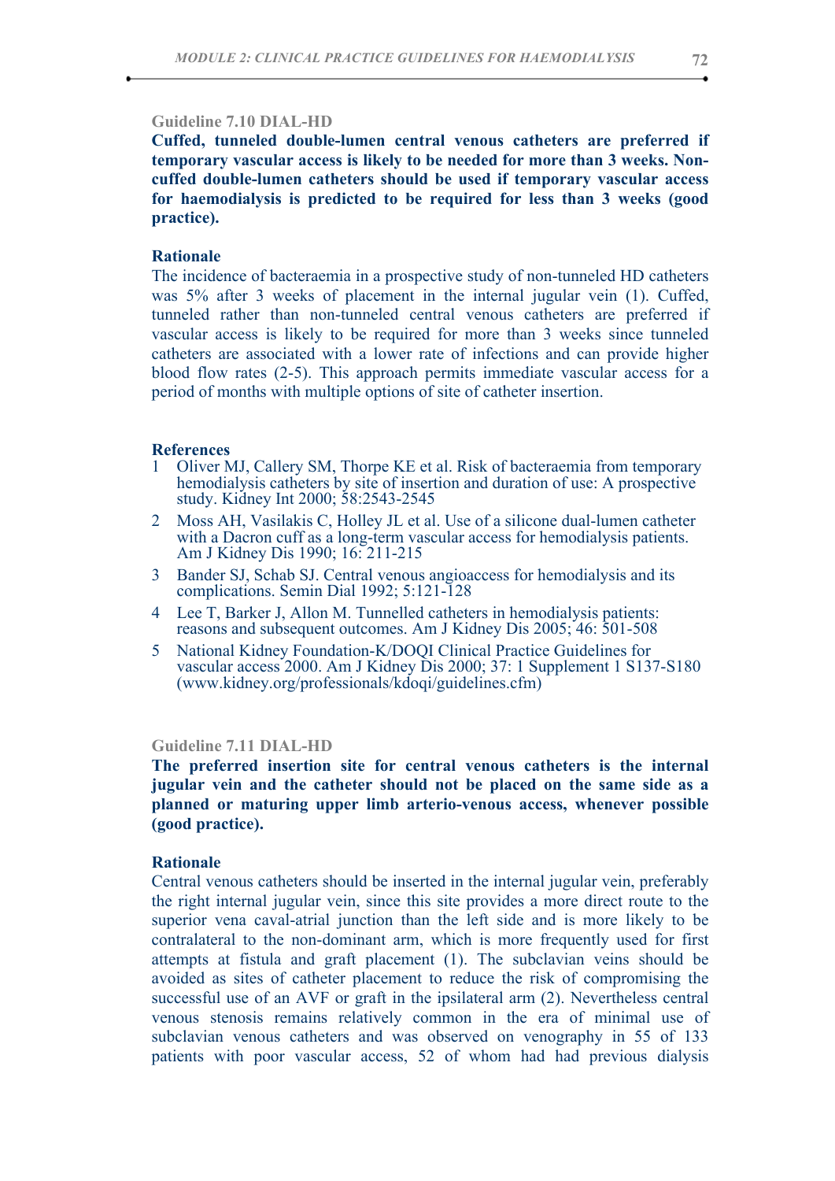### Guideline 7.10 DIAL-HD

**Cuffed, tunneled double-lumen central venous catheters are preferred if temporary vascular access is likely to be needed for more than 3 weeks. Non-cuffed double-lumen catheters should be used if temporary vascular access for haemodialysis is predicted to be required for less than 3 weeks (good practice).**

#### Rationale

The incidence of bacteraemia in a prospective study of non-tunneled HD catheters was 5% after 3 weeks of placement in the internal jugular vein (1). Cuffed, tunneled rather than non-tunneled central venous catheters are preferred if vascular access is likely to be required for more than 3 weeks since tunneled catheters are associated with a lower rate of infections and can provide higher blood flow rates (2-5). This approach permits immediate vascular access for a period of months with multiple options of site of catheter insertion.

#### References

1. Oliver MJ, Callery SM, Thorpe KE et al. Risk of bacteraemia from temporary hemodialysis catheters by site of insertion and duration of use: A prospective study. Kidney Int 2000; 58:2543-2545
2. Moss AH, Vasilakis C, Holley JL et al. Use of a silicone dual-lumen catheter with a Dacron cuff as a long-term vascular access for hemodialysis patients. Am J Kidney Dis 1990; 16: 211-215
3. Bander SJ, Schab SJ. Central venous angioaccess for hemodialysis and its complications. Semin Dial 1992; 5:121-128
4. Lee T, Barker J, Allon M. Tunnelled catheters in hemodialysis patients: reasons and subsequent outcomes. Am J Kidney Dis 2005; 46: 501-508
5. National Kidney Foundation-K/DOQI Clinical Practice Guidelines for vascular access 2000. Am J Kidney Dis 2000; 37: 1 Supplement 1 S137-S180 (www.kidney.org/professionals/kdoqi/guidelines.cfm)

### Guideline 7.11 DIAL-HD

**The preferred insertion site for central venous catheters is the internal jugular vein and the catheter should not be placed on the same side as a planned or maturing upper limb arterio-venous access, whenever possible (good practice).**

#### Rationale

Central venous catheters should be inserted in the internal jugular vein, preferably the right internal jugular vein, since this site provides a more direct route to the superior vena caval-atrial junction than the left side and is more likely to be contralateral to the non-dominant arm, which is more frequently used for first attempts at fistula and graft placement (1). The subclavian veins should be avoided as sites of catheter placement to reduce the risk of compromising the successful use of an AVF or graft in the ipsilateral arm (2). Nevertheless central venous stenosis remains relatively common in the era of minimal use of subclavian venous catheters and was observed on venography in 55 of 133 patients with poor vascular access, 52 of whom had had previous dialysis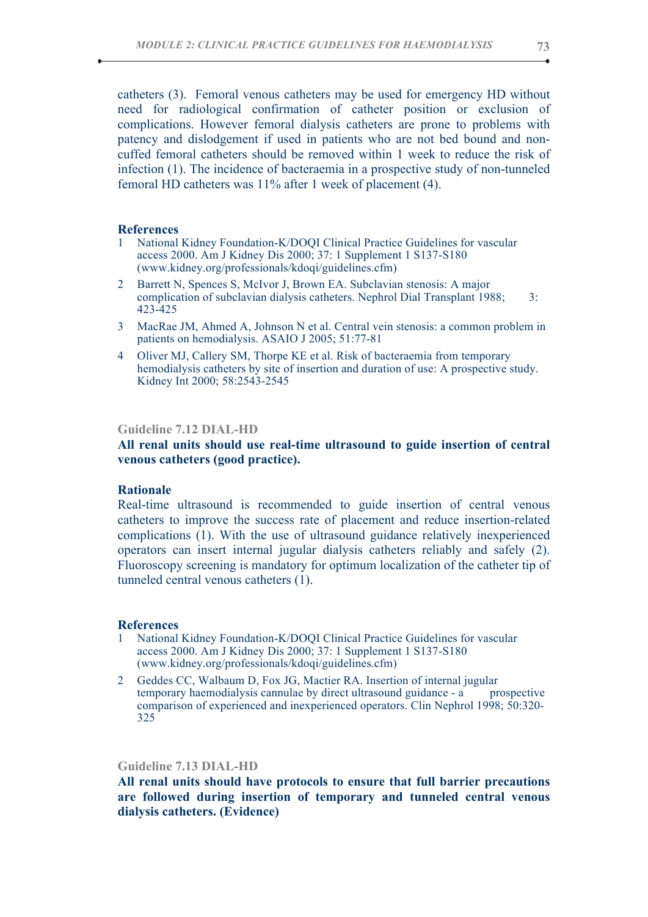catheters (3). Femoral venous catheters may be used for emergency HD without need for radiological confirmation of catheter position or exclusion of complications. However femoral dialysis catheters are prone to problems with patency and dislodgement if used in patients who are not bed bound and non-cuffed femoral catheters should be removed within 1 week to reduce the risk of infection (1). The incidence of bacteraemia in a prospective study of non-tunneled femoral HD catheters was 11% after 1 week of placement (4).

**References**

1. National Kidney Foundation-K/DOQI Clinical Practice Guidelines for vascular access 2000. Am J Kidney Dis 2000; 37: 1 Supplement 1 S137-S180 (www.kidney.org/professionals/kdoqi/guidelines.cfm)
2. Barrett N, Spences S, McIvor J, Brown EA. Subclavian stenosis: A major complication of subclavian dialysis catheters. Nephrol Dial Transplant 1988; 3: 423-425
3. MacRae JM, Ahmed A, Johnson N et al. Central vein stenosis: a common problem in patients on hemodialysis. ASAIO J 2005; 51:77-81
4. Oliver MJ, Callery SM, Thorpe KE et al. Risk of bacteraemia from temporary hemodialysis catheters by site of insertion and duration of use: A prospective study. Kidney Int 2000; 58:2543-2545

### Guideline 7.12 DIAL-HD

**All renal units should use real-time ultrasound to guide insertion of central venous catheters (good practice).**

**Rationale**

Real-time ultrasound is recommended to guide insertion of central venous catheters to improve the success rate of placement and reduce insertion-related complications (1). With the use of ultrasound guidance relatively inexperienced operators can insert internal jugular dialysis catheters reliably and safely (2). Fluoroscopy screening is mandatory for optimum localization of the catheter tip of tunneled central venous catheters (1).

**References**

1. National Kidney Foundation-K/DOQI Clinical Practice Guidelines for vascular access 2000. Am J Kidney Dis 2000; 37: 1 Supplement 1 S137-S180 (www.kidney.org/professionals/kdoqi/guidelines.cfm)
2. Geddes CC, Walbaum D, Fox JG, Mactier RA. Insertion of internal jugular temporary haemodialysis cannulae by direct ultrasound guidance - a prospective comparison of experienced and inexperienced operators. Clin Nephrol 1998; 50:320-325

### Guideline 7.13 DIAL-HD

**All renal units should have protocols to ensure that full barrier precautions are followed during insertion of temporary and tunneled central venous dialysis catheters. (Evidence)**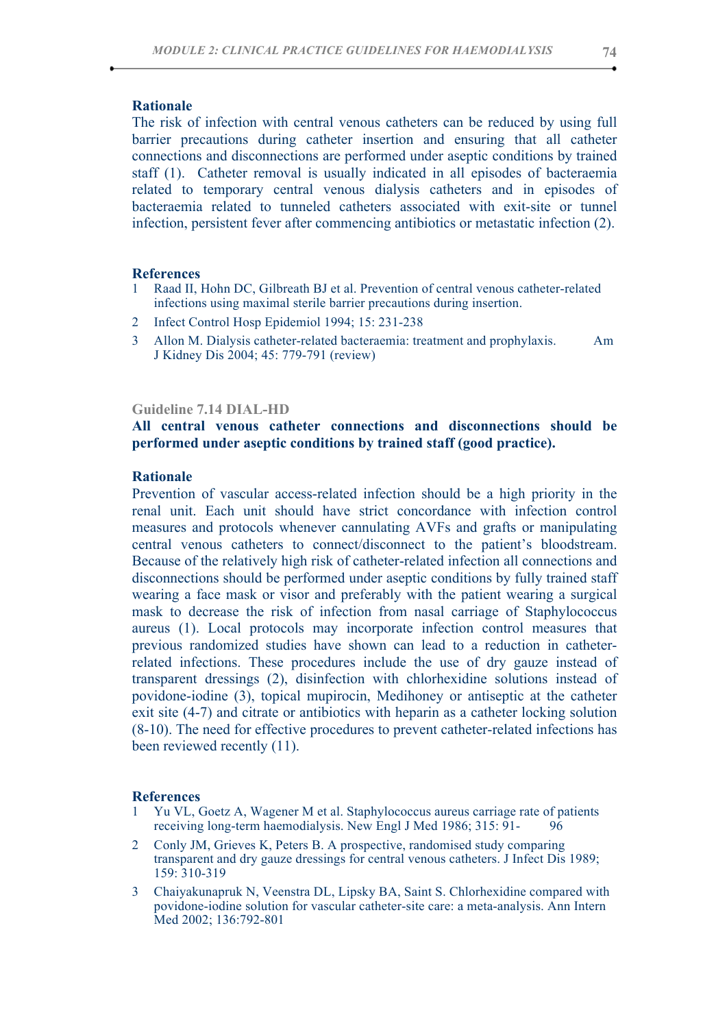### Rationale

The risk of infection with central venous catheters can be reduced by using full barrier precautions during catheter insertion and ensuring that all catheter connections and disconnections are performed under aseptic conditions by trained staff (1). Catheter removal is usually indicated in all episodes of bacteraemia related to temporary central venous dialysis catheters and in episodes of bacteraemia related to tunneled catheters associated with exit-site or tunnel infection, persistent fever after commencing antibiotics or metastatic infection (2).

### References

1. Raad II, Hohn DC, Gilbreath BJ et al. Prevention of central venous catheter-related infections using maximal sterile barrier precautions during insertion.
2. Infect Control Hosp Epidemiol 1994; 15: 231-238
3. Allon M. Dialysis catheter-related bacteraemia: treatment and prophylaxis. Am J Kidney Dis 2004; 45: 779-791 (review)

### Guideline 7.14 DIAL-HD

**All central venous catheter connections and disconnections should be performed under aseptic conditions by trained staff (good practice).**

### Rationale

Prevention of vascular access-related infection should be a high priority in the renal unit. Each unit should have strict concordance with infection control measures and protocols whenever cannulating AVFs and grafts or manipulating central venous catheters to connect/disconnect to the patient's bloodstream. Because of the relatively high risk of catheter-related infection all connections and disconnections should be performed under aseptic conditions by fully trained staff wearing a face mask or visor and preferably with the patient wearing a surgical mask to decrease the risk of infection from nasal carriage of Staphylococcus aureus (1). Local protocols may incorporate infection control measures that previous randomized studies have shown can lead to a reduction in catheter-related infections. These procedures include the use of dry gauze instead of transparent dressings (2), disinfection with chlorhexidine solutions instead of povidone-iodine (3), topical mupirocin, Medihoney or antiseptic at the catheter exit site (4-7) and citrate or antibiotics with heparin as a catheter locking solution (8-10). The need for effective procedures to prevent catheter-related infections has been reviewed recently (11).

### References

1. Yu VL, Goetz A, Wagener M et al. Staphylococcus aureus carriage rate of patients receiving long-term haemodialysis. New Engl J Med 1986; 315: 91-96
2. Conly JM, Grieves K, Peters B. A prospective, randomised study comparing transparent and dry gauze dressings for central venous catheters. J Infect Dis 1989; 159: 310-319
3. Chaiyakunapruk N, Veenstra DL, Lipsky BA, Saint S. Chlorhexidine compared with povidone-iodine solution for vascular catheter-site care: a meta-analysis. Ann Intern Med 2002; 136:792-801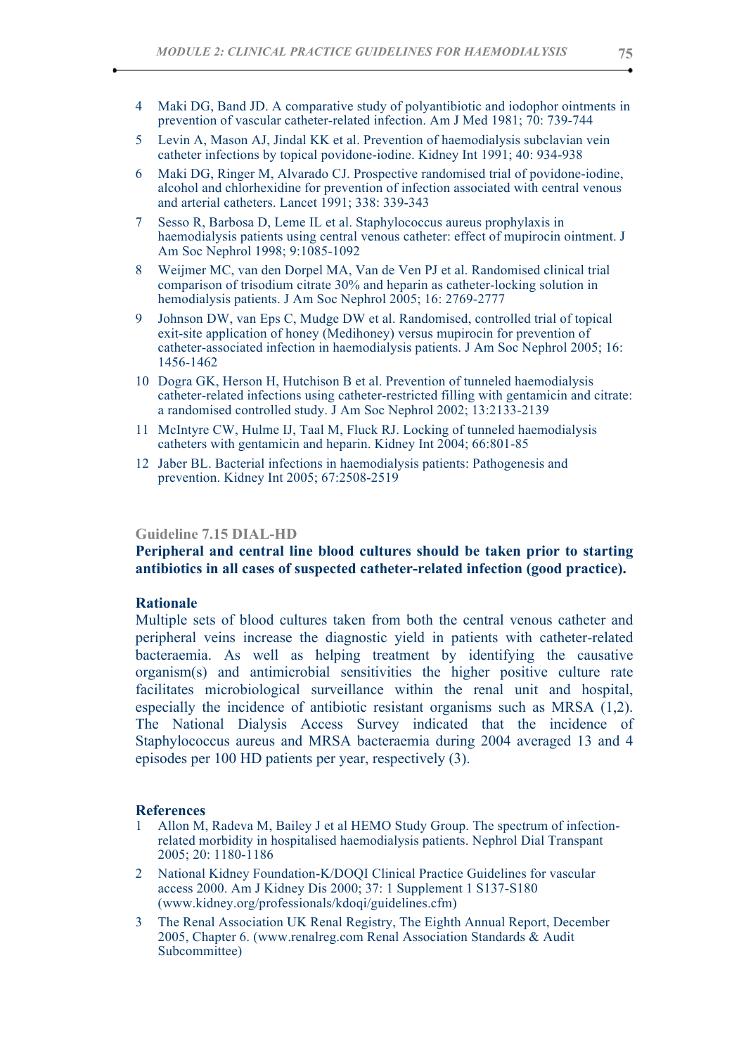4 Maki DG, Band JD. A comparative study of polyantibiotic and iodophor ointments in prevention of vascular catheter-related infection. Am J Med 1981; 70: 739-744

5 Levin A, Mason AJ, Jindal KK et al. Prevention of haemodialysis subclavian vein catheter infections by topical povidone-iodine. Kidney Int 1991; 40: 934-938

6 Maki DG, Ringer M, Alvarado CJ. Prospective randomised trial of povidone-iodine, alcohol and chlorhexidine for prevention of infection associated with central venous and arterial catheters. Lancet 1991; 338: 339-343

7 Sesso R, Barbosa D, Leme IL et al. Staphylococcus aureus prophylaxis in haemodialysis patients using central venous catheter: effect of mupirocin ointment. J Am Soc Nephrol 1998; 9:1085-1092

8 Weijmer MC, van den Dorpel MA, Van de Ven PJ et al. Randomised clinical trial comparison of trisodium citrate 30% and heparin as catheter-locking solution in hemodialysis patients. J Am Soc Nephrol 2005; 16: 2769-2777

9 Johnson DW, van Eps C, Mudge DW et al. Randomised, controlled trial of topical exit-site application of honey (Medihoney) versus mupirocin for prevention of catheter-associated infection in haemodialysis patients. J Am Soc Nephrol 2005; 16: 1456-1462

10 Dogra GK, Herson H, Hutchison B et al. Prevention of tunneled haemodialysis catheter-related infections using catheter-restricted filling with gentamicin and citrate: a randomised controlled study. J Am Soc Nephrol 2002; 13:2133-2139

11 McIntyre CW, Hulme IJ, Taal M, Fluck RJ. Locking of tunneled haemodialysis catheters with gentamicin and heparin. Kidney Int 2004; 66:801-85

12 Jaber BL. Bacterial infections in haemodialysis patients: Pathogenesis and prevention. Kidney Int 2005; 67:2508-2519

### Guideline 7.15 DIAL-HD

**Peripheral and central line blood cultures should be taken prior to starting antibiotics in all cases of suspected catheter-related infection (good practice).**

#### Rationale

Multiple sets of blood cultures taken from both the central venous catheter and peripheral veins increase the diagnostic yield in patients with catheter-related bacteraemia. As well as helping treatment by identifying the causative organism(s) and antimicrobial sensitivities the higher positive culture rate facilitates microbiological surveillance within the renal unit and hospital, especially the incidence of antibiotic resistant organisms such as MRSA (1,2). The National Dialysis Access Survey indicated that the incidence of Staphylococcus aureus and MRSA bacteraemia during 2004 averaged 13 and 4 episodes per 100 HD patients per year, respectively (3).

#### References

1 Allon M, Radeva M, Bailey J et al HEMO Study Group. The spectrum of infection-related morbidity in hospitalised haemodialysis patients. Nephrol Dial Transpant 2005; 20: 1180-1186

2 National Kidney Foundation-K/DOQI Clinical Practice Guidelines for vascular access 2000. Am J Kidney Dis 2000; 37: 1 Supplement 1 S137-S180 (www.kidney.org/professionals/kdoqi/guidelines.cfm)

3 The Renal Association UK Renal Registry, The Eighth Annual Report, December 2005, Chapter 6. (www.renalreg.com Renal Association Standards & Audit Subcommittee)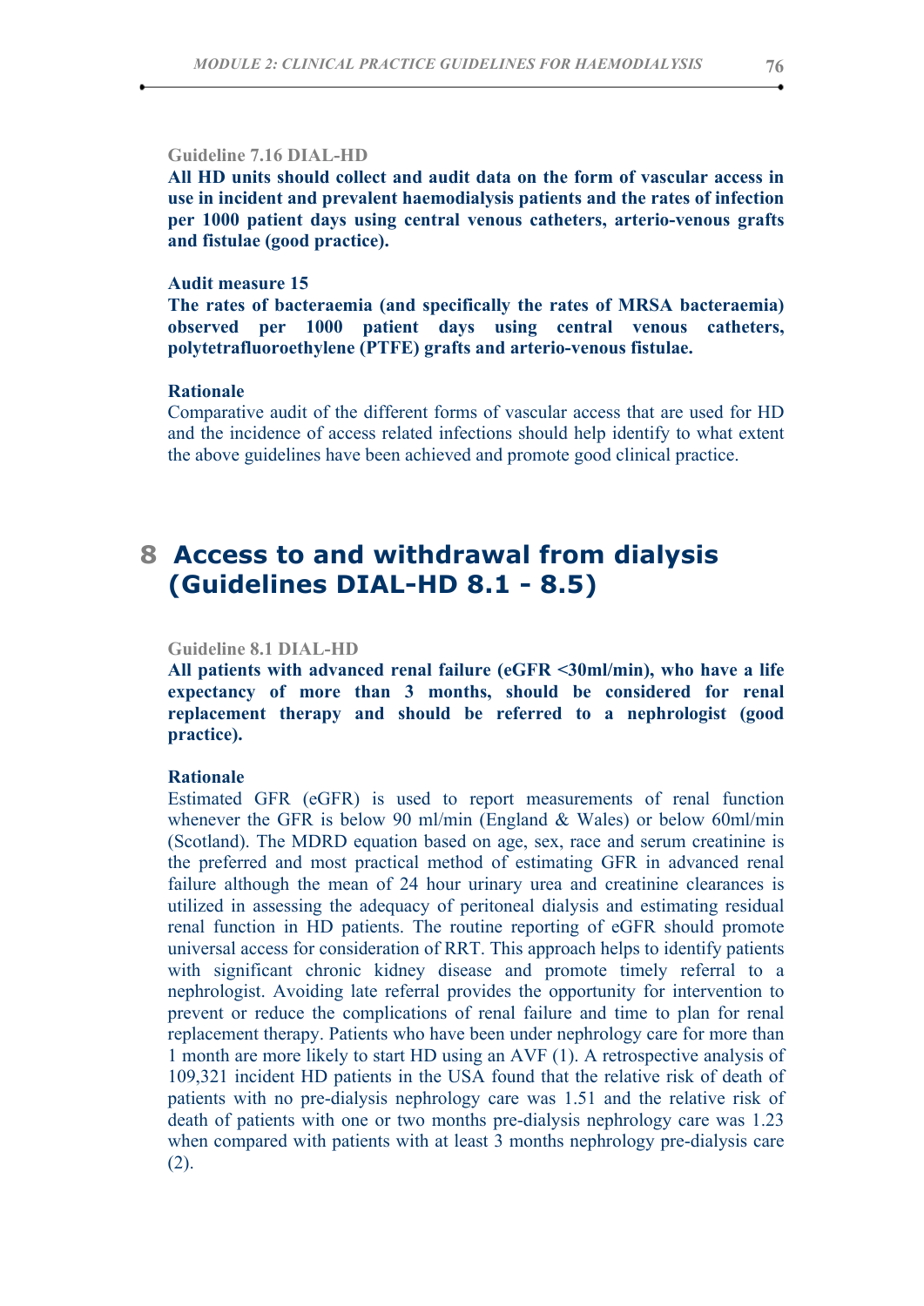Guideline 7.16 DIAL-HD

**All HD units should collect and audit data on the form of vascular access in use in incident and prevalent haemodialysis patients and the rates of infection per 1000 patient days using central venous catheters, arterio-venous grafts and fistulae (good practice).**

**Audit measure 15**

**The rates of bacteraemia (and specifically the rates of MRSA bacteraemia) observed per 1000 patient days using central venous catheters, polytetrafluoroethylene (PTFE) grafts and arterio-venous fistulae.**

**Rationale**

Comparative audit of the different forms of vascular access that are used for HD and the incidence of access related infections should help identify to what extent the above guidelines have been achieved and promote good clinical practice.

# 8 Access to and withdrawal from dialysis (Guidelines DIAL-HD 8.1 - 8.5)

Guideline 8.1 DIAL-HD

**All patients with advanced renal failure (eGFR <30ml/min), who have a life expectancy of more than 3 months, should be considered for renal replacement therapy and should be referred to a nephrologist (good practice).**

**Rationale**

Estimated GFR (eGFR) is used to report measurements of renal function whenever the GFR is below 90 ml/min (England & Wales) or below 60ml/min (Scotland). The MDRD equation based on age, sex, race and serum creatinine is the preferred and most practical method of estimating GFR in advanced renal failure although the mean of 24 hour urinary urea and creatinine clearances is utilized in assessing the adequacy of peritoneal dialysis and estimating residual renal function in HD patients. The routine reporting of eGFR should promote universal access for consideration of RRT. This approach helps to identify patients with significant chronic kidney disease and promote timely referral to a nephrologist. Avoiding late referral provides the opportunity for intervention to prevent or reduce the complications of renal failure and time to plan for renal replacement therapy. Patients who have been under nephrology care for more than 1 month are more likely to start HD using an AVF (1). A retrospective analysis of 109,321 incident HD patients in the USA found that the relative risk of death of patients with no pre-dialysis nephrology care was 1.51 and the relative risk of death of patients with one or two months pre-dialysis nephrology care was 1.23 when compared with patients with at least 3 months nephrology pre-dialysis care (2).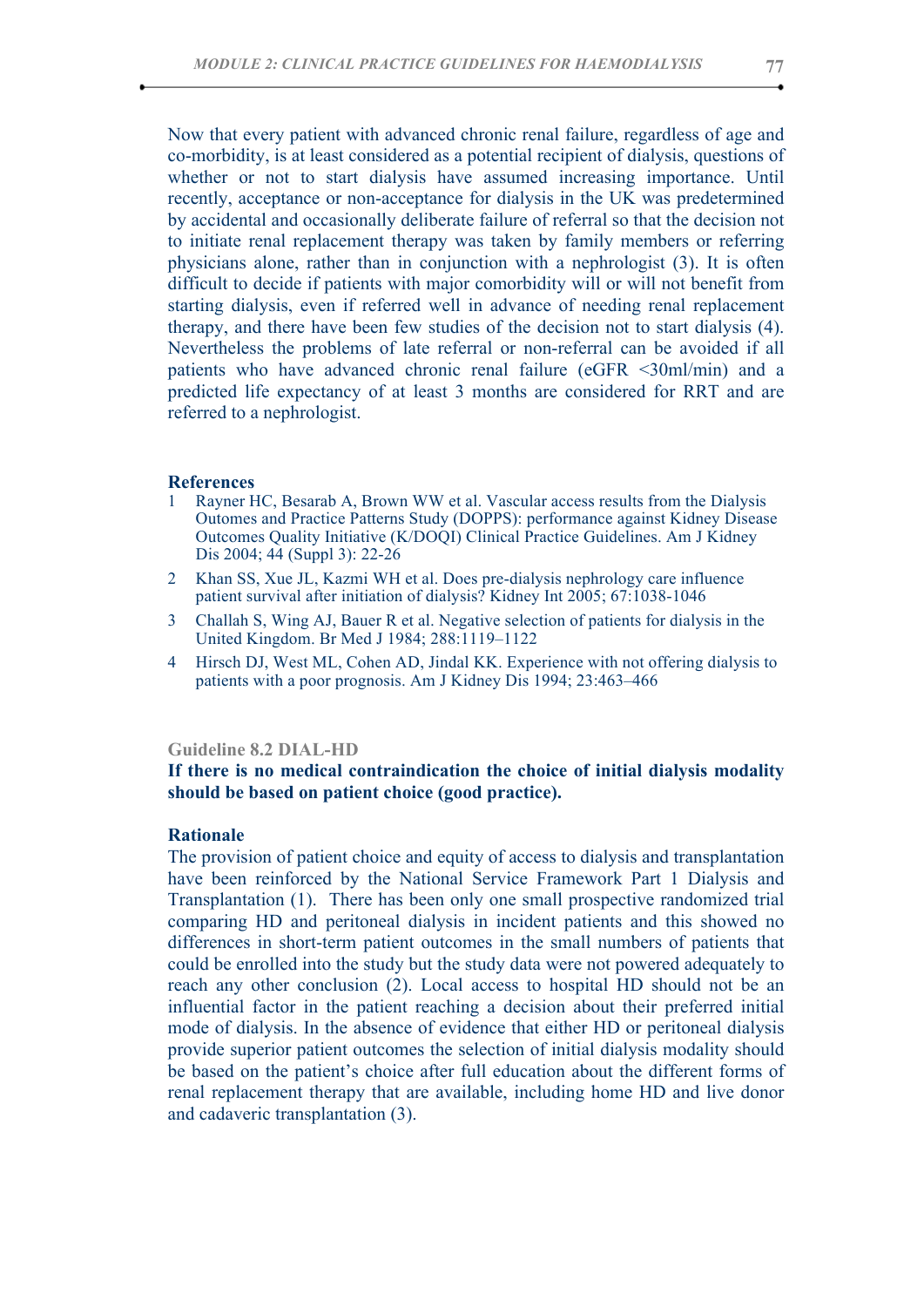Now that every patient with advanced chronic renal failure, regardless of age and co-morbidity, is at least considered as a potential recipient of dialysis, questions of whether or not to start dialysis have assumed increasing importance. Until recently, acceptance or non-acceptance for dialysis in the UK was predetermined by accidental and occasionally deliberate failure of referral so that the decision not to initiate renal replacement therapy was taken by family members or referring physicians alone, rather than in conjunction with a nephrologist (3). It is often difficult to decide if patients with major comorbidity will or will not benefit from starting dialysis, even if referred well in advance of needing renal replacement therapy, and there have been few studies of the decision not to start dialysis (4). Nevertheless the problems of late referral or non-referral can be avoided if all patients who have advanced chronic renal failure (eGFR <30ml/min) and a predicted life expectancy of at least 3 months are considered for RRT and are referred to a nephrologist.

### References

1. Rayner HC, Besarab A, Brown WW et al. Vascular access results from the Dialysis Outomes and Practice Patterns Study (DOPPS): performance against Kidney Disease Outcomes Quality Initiative (K/DOQI) Clinical Practice Guidelines. Am J Kidney Dis 2004; 44 (Suppl 3): 22-26
2. Khan SS, Xue JL, Kazmi WH et al. Does pre-dialysis nephrology care influence patient survival after initiation of dialysis? Kidney Int 2005; 67:1038-1046
3. Challah S, Wing AJ, Bauer R et al. Negative selection of patients for dialysis in the United Kingdom. Br Med J 1984; 288:1119–1122
4. Hirsch DJ, West ML, Cohen AD, Jindal KK. Experience with not offering dialysis to patients with a poor prognosis. Am J Kidney Dis 1994; 23:463–466

### Guideline 8.2 DIAL-HD

**If there is no medical contraindication the choice of initial dialysis modality should be based on patient choice (good practice).**

### Rationale

The provision of patient choice and equity of access to dialysis and transplantation have been reinforced by the National Service Framework Part 1 Dialysis and Transplantation (1). There has been only one small prospective randomized trial comparing HD and peritoneal dialysis in incident patients and this showed no differences in short-term patient outcomes in the small numbers of patients that could be enrolled into the study but the study data were not powered adequately to reach any other conclusion (2). Local access to hospital HD should not be an influential factor in the patient reaching a decision about their preferred initial mode of dialysis. In the absence of evidence that either HD or peritoneal dialysis provide superior patient outcomes the selection of initial dialysis modality should be based on the patient's choice after full education about the different forms of renal replacement therapy that are available, including home HD and live donor and cadaveric transplantation (3).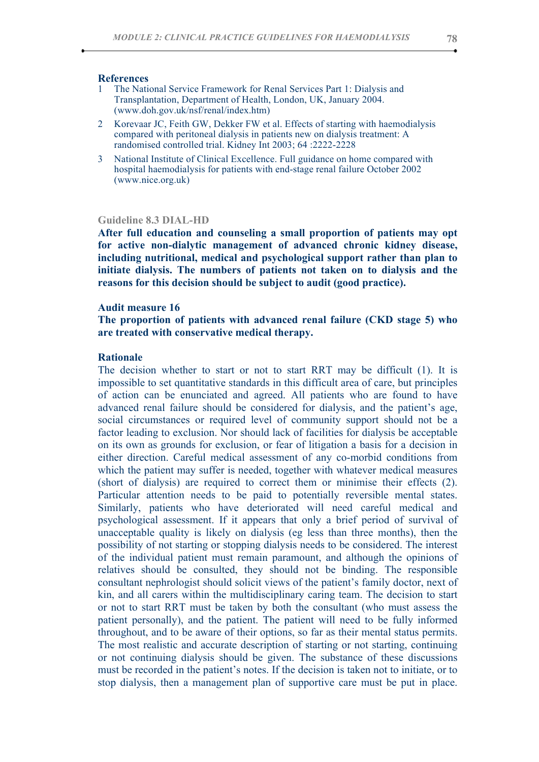**References**

1. The National Service Framework for Renal Services Part 1: Dialysis and Transplantation, Department of Health, London, UK, January 2004. (www.doh.gov.uk/nsf/renal/index.htm)
2. Korevaar JC, Feith GW, Dekker FW et al. Effects of starting with haemodialysis compared with peritoneal dialysis in patients new on dialysis treatment: A randomised controlled trial. Kidney Int 2003; 64 :2222-2228
3. National Institute of Clinical Excellence. Full guidance on home compared with hospital haemodialysis for patients with end-stage renal failure October 2002 (www.nice.org.uk)

**Guideline 8.3 DIAL-HD**

**After full education and counseling a small proportion of patients may opt for active non-dialytic management of advanced chronic kidney disease, including nutritional, medical and psychological support rather than plan to initiate dialysis. The numbers of patients not taken on to dialysis and the reasons for this decision should be subject to audit (good practice).**

**Audit measure 16**

**The proportion of patients with advanced renal failure (CKD stage 5) who are treated with conservative medical therapy.**

**Rationale**

The decision whether to start or not to start RRT may be difficult (1). It is impossible to set quantitative standards in this difficult area of care, but principles of action can be enunciated and agreed. All patients who are found to have advanced renal failure should be considered for dialysis, and the patient's age, social circumstances or required level of community support should not be a factor leading to exclusion. Nor should lack of facilities for dialysis be acceptable on its own as grounds for exclusion, or fear of litigation a basis for a decision in either direction. Careful medical assessment of any co-morbid conditions from which the patient may suffer is needed, together with whatever medical measures (short of dialysis) are required to correct them or minimise their effects (2). Particular attention needs to be paid to potentially reversible mental states. Similarly, patients who have deteriorated will need careful medical and psychological assessment. If it appears that only a brief period of survival of unacceptable quality is likely on dialysis (eg less than three months), then the possibility of not starting or stopping dialysis needs to be considered. The interest of the individual patient must remain paramount, and although the opinions of relatives should be consulted, they should not be binding. The responsible consultant nephrologist should solicit views of the patient's family doctor, next of kin, and all carers within the multidisciplinary caring team. The decision to start or not to start RRT must be taken by both the consultant (who must assess the patient personally), and the patient. The patient will need to be fully informed throughout, and to be aware of their options, so far as their mental status permits. The most realistic and accurate description of starting or not starting, continuing or not continuing dialysis should be given. The substance of these discussions must be recorded in the patient's notes. If the decision is taken not to initiate, or to stop dialysis, then a management plan of supportive care must be put in place.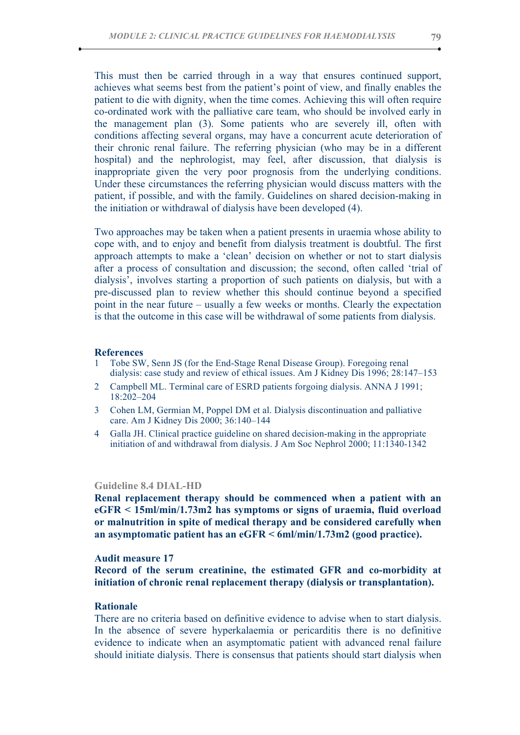This must then be carried through in a way that ensures continued support, achieves what seems best from the patient's point of view, and finally enables the patient to die with dignity, when the time comes. Achieving this will often require co-ordinated work with the palliative care team, who should be involved early in the management plan (3). Some patients who are severely ill, often with conditions affecting several organs, may have a concurrent acute deterioration of their chronic renal failure. The referring physician (who may be in a different hospital) and the nephrologist, may feel, after discussion, that dialysis is inappropriate given the very poor prognosis from the underlying conditions. Under these circumstances the referring physician would discuss matters with the patient, if possible, and with the family. Guidelines on shared decision-making in the initiation or withdrawal of dialysis have been developed (4).

Two approaches may be taken when a patient presents in uraemia whose ability to cope with, and to enjoy and benefit from dialysis treatment is doubtful. The first approach attempts to make a 'clean' decision on whether or not to start dialysis after a process of consultation and discussion; the second, often called 'trial of dialysis', involves starting a proportion of such patients on dialysis, but with a pre-discussed plan to review whether this should continue beyond a specified point in the near future – usually a few weeks or months. Clearly the expectation is that the outcome in this case will be withdrawal of some patients from dialysis.

**References**

1. Tobe SW, Senn JS (for the End-Stage Renal Disease Group). Foregoing renal dialysis: case study and review of ethical issues. Am J Kidney Dis 1996; 28:147–153
2. Campbell ML. Terminal care of ESRD patients forgoing dialysis. ANNA J 1991; 18:202–204
3. Cohen LM, Germian M, Poppel DM et al. Dialysis discontinuation and palliative care. Am J Kidney Dis 2000; 36:140–144
4. Galla JH. Clinical practice guideline on shared decision-making in the appropriate initiation of and withdrawal from dialysis. J Am Soc Nephrol 2000; 11:1340-1342

**Guideline 8.4 DIAL-HD**

**Renal replacement therapy should be commenced when a patient with an eGFR < 15ml/min/1.73m2 has symptoms or signs of uraemia, fluid overload or malnutrition in spite of medical therapy and be considered carefully when an asymptomatic patient has an eGFR < 6ml/min/1.73m2 (good practice).**

**Audit measure 17**

**Record of the serum creatinine, the estimated GFR and co-morbidity at initiation of chronic renal replacement therapy (dialysis or transplantation).**

**Rationale**

There are no criteria based on definitive evidence to advise when to start dialysis. In the absence of severe hyperkalaemia or pericarditis there is no definitive evidence to indicate when an asymptomatic patient with advanced renal failure should initiate dialysis. There is consensus that patients should start dialysis when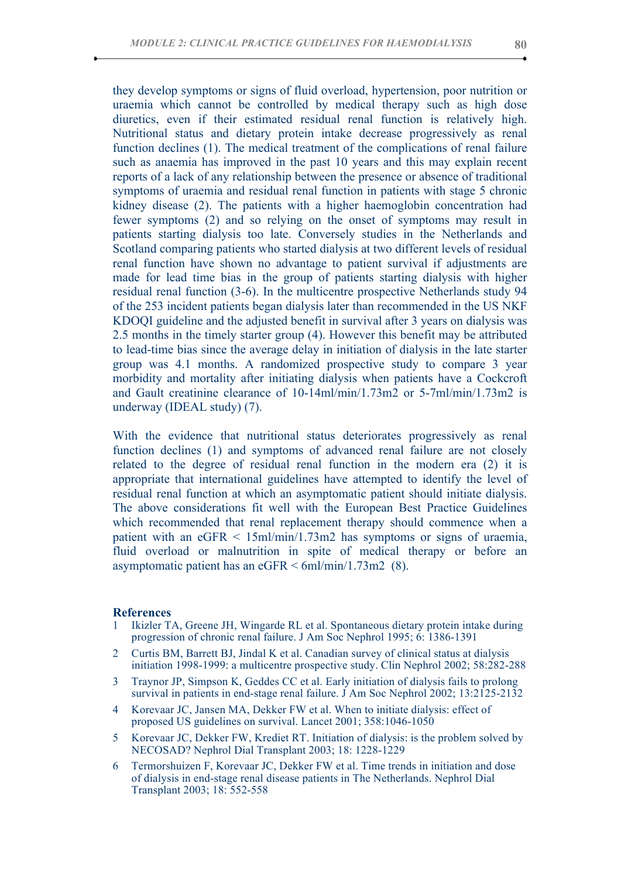they develop symptoms or signs of fluid overload, hypertension, poor nutrition or uraemia which cannot be controlled by medical therapy such as high dose diuretics, even if their estimated residual renal function is relatively high. Nutritional status and dietary protein intake decrease progressively as renal function declines (1). The medical treatment of the complications of renal failure such as anaemia has improved in the past 10 years and this may explain recent reports of a lack of any relationship between the presence or absence of traditional symptoms of uraemia and residual renal function in patients with stage 5 chronic kidney disease (2). The patients with a higher haemoglobin concentration had fewer symptoms (2) and so relying on the onset of symptoms may result in patients starting dialysis too late. Conversely studies in the Netherlands and Scotland comparing patients who started dialysis at two different levels of residual renal function have shown no advantage to patient survival if adjustments are made for lead time bias in the group of patients starting dialysis with higher residual renal function (3-6). In the multicentre prospective Netherlands study 94 of the 253 incident patients began dialysis later than recommended in the US NKF KDOQI guideline and the adjusted benefit in survival after 3 years on dialysis was 2.5 months in the timely starter group (4). However this benefit may be attributed to lead-time bias since the average delay in initiation of dialysis in the late starter group was 4.1 months. A randomized prospective study to compare 3 year morbidity and mortality after initiating dialysis when patients have a Cockcroft and Gault creatinine clearance of 10-14ml/min/1.73m2 or 5-7ml/min/1.73m2 is underway (IDEAL study) (7).

With the evidence that nutritional status deteriorates progressively as renal function declines (1) and symptoms of advanced renal failure are not closely related to the degree of residual renal function in the modern era (2) it is appropriate that international guidelines have attempted to identify the level of residual renal function at which an asymptomatic patient should initiate dialysis. The above considerations fit well with the European Best Practice Guidelines which recommended that renal replacement therapy should commence when a patient with an eGFR < 15ml/min/1.73m2 has symptoms or signs of uraemia, fluid overload or malnutrition in spite of medical therapy or before an asymptomatic patient has an eGFR < 6ml/min/1.73m2 (8).

### References

1. Ikizler TA, Greene JH, Wingarde RL et al. Spontaneous dietary protein intake during progression of chronic renal failure. J Am Soc Nephrol 1995; 6: 1386-1391
2. Curtis BM, Barrett BJ, Jindal K et al. Canadian survey of clinical status at dialysis initiation 1998-1999: a multicentre prospective study. Clin Nephrol 2002; 58:282-288
3. Traynor JP, Simpson K, Geddes CC et al. Early initiation of dialysis fails to prolong survival in patients in end-stage renal failure. J Am Soc Nephrol 2002; 13:2125-2132
4. Korevaar JC, Jansen MA, Dekker FW et al. When to initiate dialysis: effect of proposed US guidelines on survival. Lancet 2001; 358:1046-1050
5. Korevaar JC, Dekker FW, Krediet RT. Initiation of dialysis: is the problem solved by NECOSAD? Nephrol Dial Transplant 2003; 18: 1228-1229
6. Termorshuizen F, Korevaar JC, Dekker FW et al. Time trends in initiation and dose of dialysis in end-stage renal disease patients in The Netherlands. Nephrol Dial Transplant 2003; 18: 552-558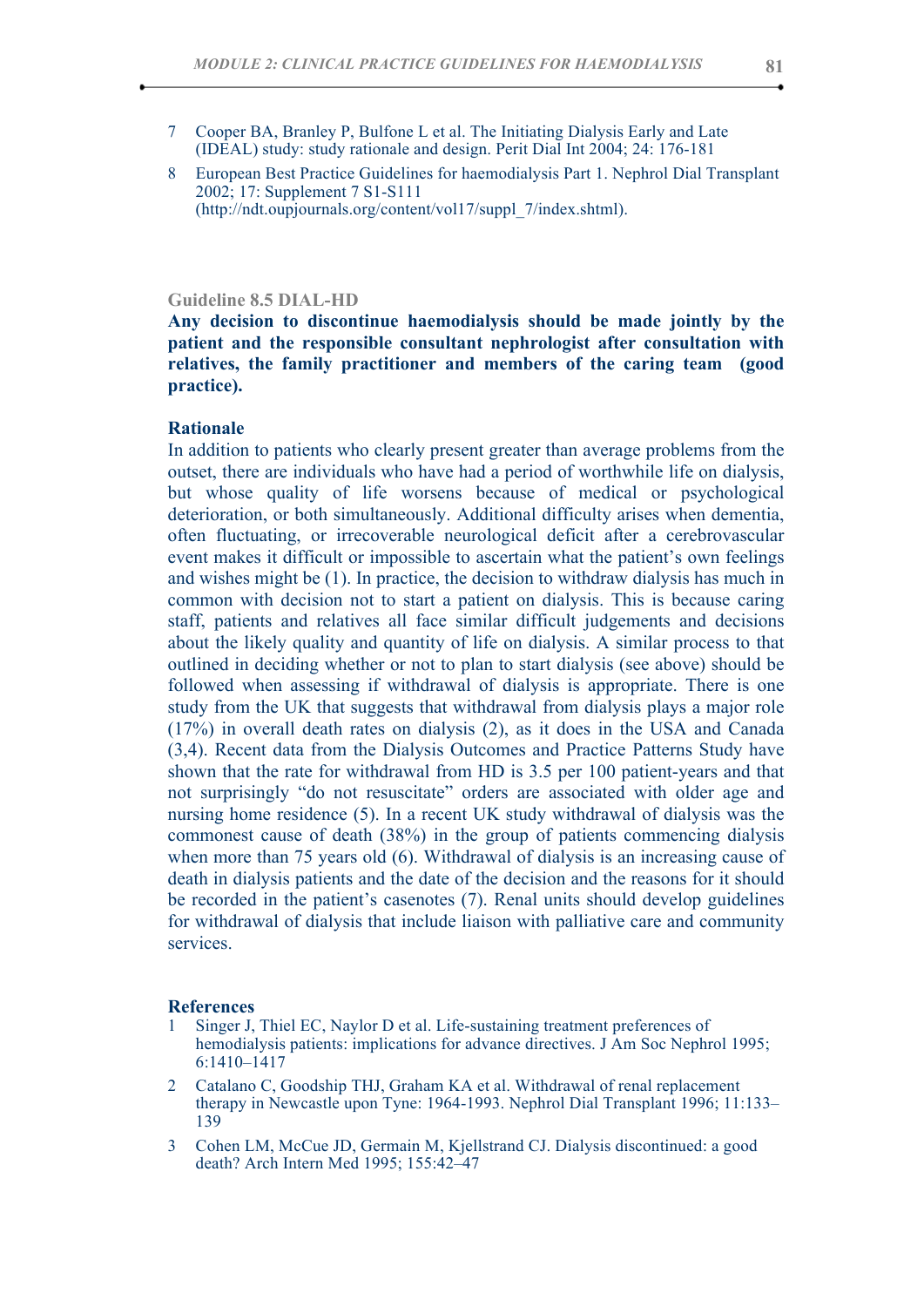7 Cooper BA, Branley P, Bulfone L et al. The Initiating Dialysis Early and Late (IDEAL) study: study rationale and design. Perit Dial Int 2004; 24: 176-181

8 European Best Practice Guidelines for haemodialysis Part 1. Nephrol Dial Transplant 2002; 17: Supplement 7 S1-S111 (http://ndt.oupjournals.org/content/vol17/suppl_7/index.shtml).

### Guideline 8.5 DIAL-HD

**Any decision to discontinue haemodialysis should be made jointly by the patient and the responsible consultant nephrologist after consultation with relatives, the family practitioner and members of the caring team (good practice).**

#### Rationale

In addition to patients who clearly present greater than average problems from the outset, there are individuals who have had a period of worthwhile life on dialysis, but whose quality of life worsens because of medical or psychological deterioration, or both simultaneously. Additional difficulty arises when dementia, often fluctuating, or irrecoverable neurological deficit after a cerebrovascular event makes it difficult or impossible to ascertain what the patient's own feelings and wishes might be (1). In practice, the decision to withdraw dialysis has much in common with decision not to start a patient on dialysis. This is because caring staff, patients and relatives all face similar difficult judgements and decisions about the likely quality and quantity of life on dialysis. A similar process to that outlined in deciding whether or not to plan to start dialysis (see above) should be followed when assessing if withdrawal of dialysis is appropriate. There is one study from the UK that suggests that withdrawal from dialysis plays a major role (17%) in overall death rates on dialysis (2), as it does in the USA and Canada (3,4). Recent data from the Dialysis Outcomes and Practice Patterns Study have shown that the rate for withdrawal from HD is 3.5 per 100 patient-years and that not surprisingly "do not resuscitate" orders are associated with older age and nursing home residence (5). In a recent UK study withdrawal of dialysis was the commonest cause of death (38%) in the group of patients commencing dialysis when more than 75 years old (6). Withdrawal of dialysis is an increasing cause of death in dialysis patients and the date of the decision and the reasons for it should be recorded in the patient's casenotes (7). Renal units should develop guidelines for withdrawal of dialysis that include liaison with palliative care and community services.

#### References

1 Singer J, Thiel EC, Naylor D et al. Life-sustaining treatment preferences of hemodialysis patients: implications for advance directives. J Am Soc Nephrol 1995; 6:1410–1417

2 Catalano C, Goodship THJ, Graham KA et al. Withdrawal of renal replacement therapy in Newcastle upon Tyne: 1964-1993. Nephrol Dial Transplant 1996; 11:133–139

3 Cohen LM, McCue JD, Germain M, Kjellstrand CJ. Dialysis discontinued: a good death? Arch Intern Med 1995; 155:42–47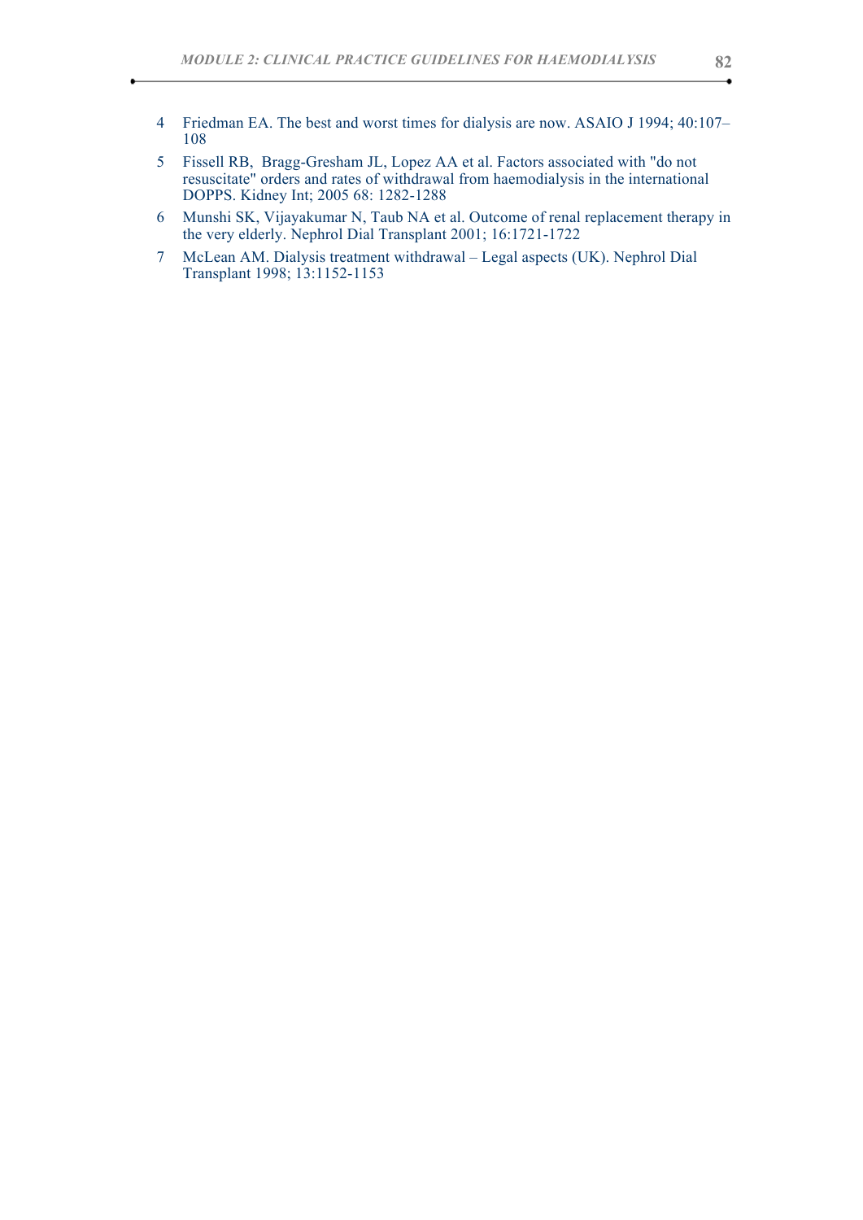4. Friedman EA. The best and worst times for dialysis are now. ASAIO J 1994; 40:107–108
5. Fissell RB, Bragg-Gresham JL, Lopez AA et al. Factors associated with "do not resuscitate" orders and rates of withdrawal from haemodialysis in the international DOPPS. Kidney Int; 2005 68: 1282-1288
6. Munshi SK, Vijayakumar N, Taub NA et al. Outcome of renal replacement therapy in the very elderly. Nephrol Dial Transplant 2001; 16:1721-1722
7. McLean AM. Dialysis treatment withdrawal – Legal aspects (UK). Nephrol Dial Transplant 1998; 13:1152-1153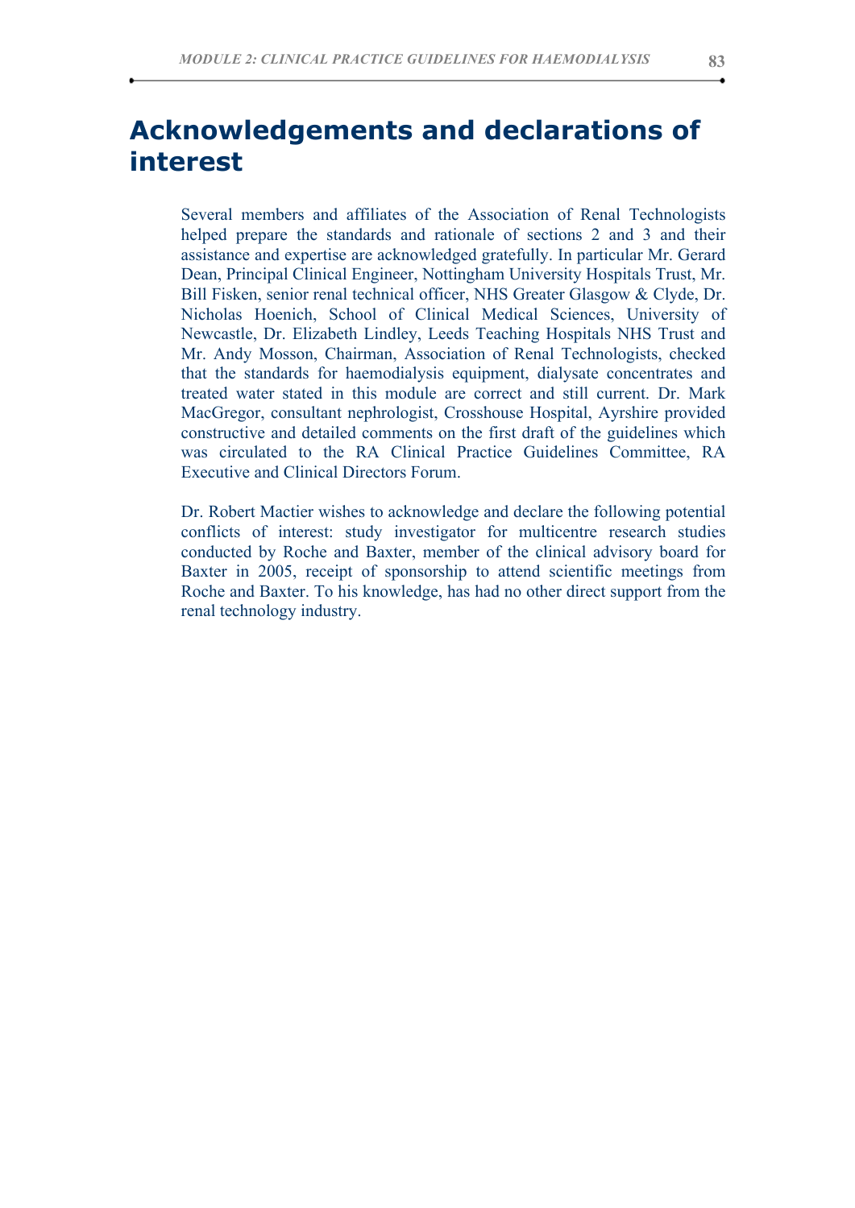# Acknowledgements and declarations of interest

Several members and affiliates of the Association of Renal Technologists helped prepare the standards and rationale of sections 2 and 3 and their assistance and expertise are acknowledged gratefully. In particular Mr. Gerard Dean, Principal Clinical Engineer, Nottingham University Hospitals Trust, Mr. Bill Fisken, senior renal technical officer, NHS Greater Glasgow & Clyde, Dr. Nicholas Hoenich, School of Clinical Medical Sciences, University of Newcastle, Dr. Elizabeth Lindley, Leeds Teaching Hospitals NHS Trust and Mr. Andy Mosson, Chairman, Association of Renal Technologists, checked that the standards for haemodialysis equipment, dialysate concentrates and treated water stated in this module are correct and still current. Dr. Mark MacGregor, consultant nephrologist, Crosshouse Hospital, Ayrshire provided constructive and detailed comments on the first draft of the guidelines which was circulated to the RA Clinical Practice Guidelines Committee, RA Executive and Clinical Directors Forum.

Dr. Robert Mactier wishes to acknowledge and declare the following potential conflicts of interest: study investigator for multicentre research studies conducted by Roche and Baxter, member of the clinical advisory board for Baxter in 2005, receipt of sponsorship to attend scientific meetings from Roche and Baxter. To his knowledge, has had no other direct support from the renal technology industry.